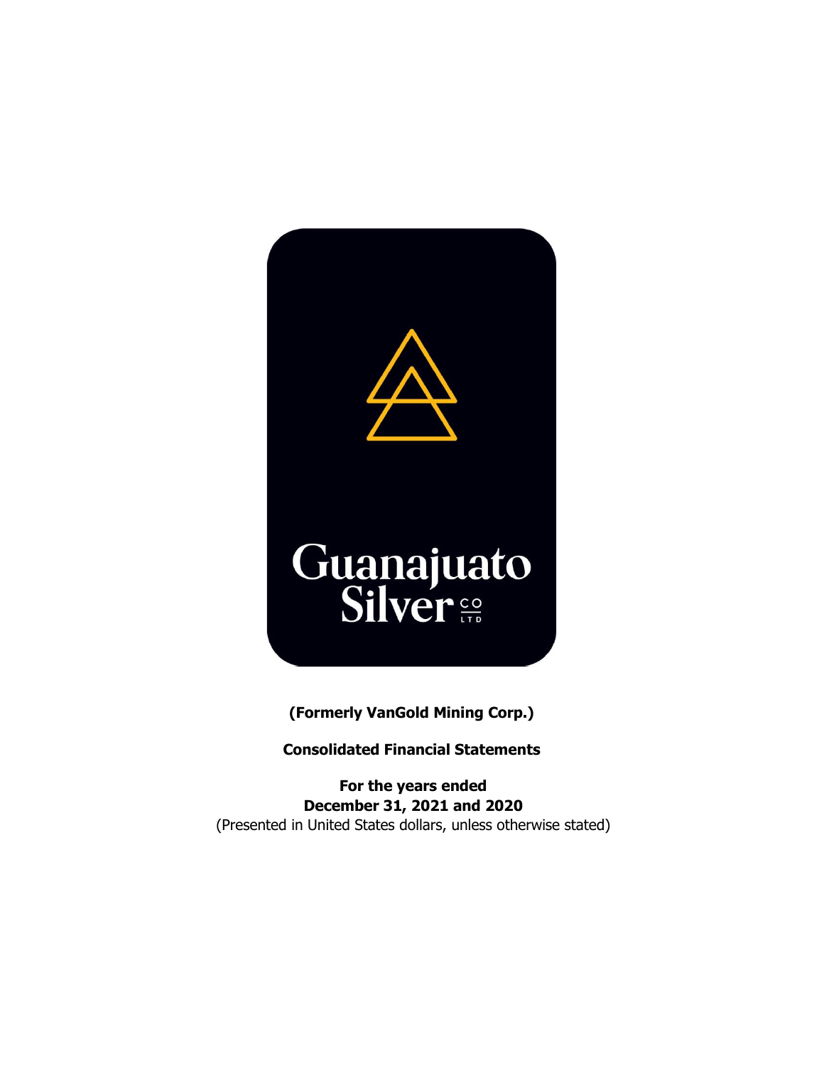Guanajuato Silver CO LTD

**(Formerly VanGold Mining Corp.)**

**Consolidated Financial Statements**

**For the years ended**
**December 31, 2021 and 2020**
(Presented in United States dollars, unless otherwise stated)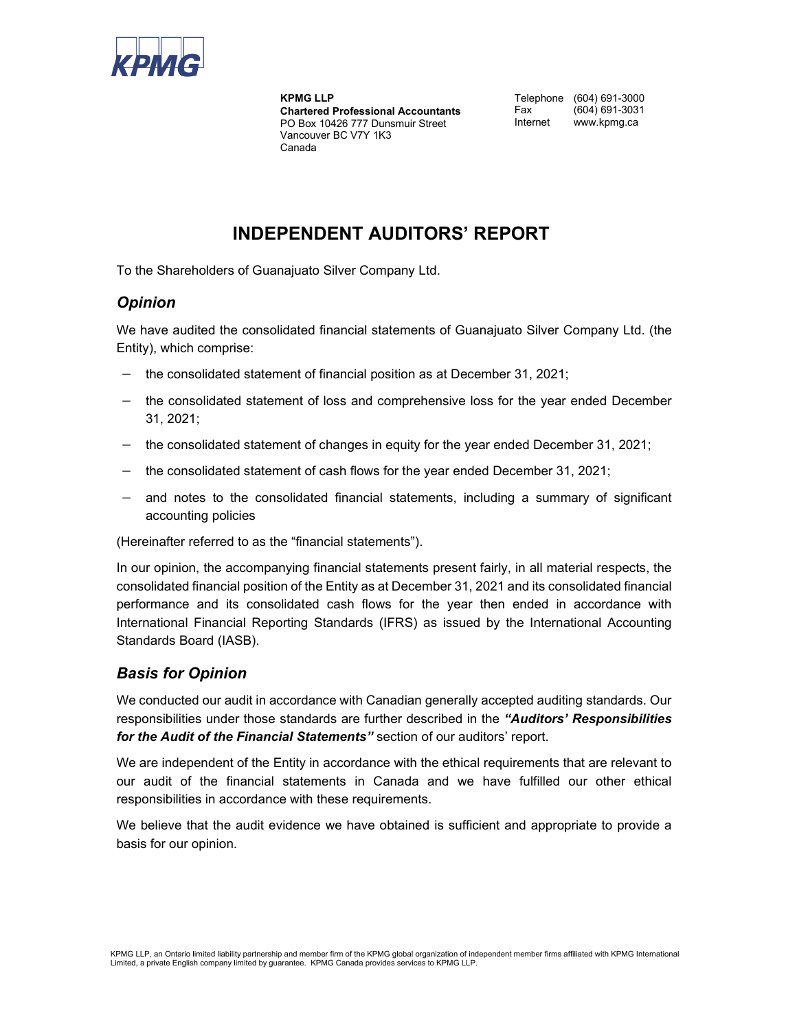KPMG LLP
**Chartered Professional Accountants**
PO Box 10426 777 Dunsmuir Street
Vancouver BC V7Y 1K3
Canada

Telephone (604) 691-3000
Fax (604) 691-3031
Internet www.kpmg.ca

# INDEPENDENT AUDITORS' REPORT

To the Shareholders of Guanajuato Silver Company Ltd.

## *Opinion*

We have audited the consolidated financial statements of Guanajuato Silver Company Ltd. (the Entity), which comprise:

- the consolidated statement of financial position as at December 31, 2021;
- the consolidated statement of loss and comprehensive loss for the year ended December 31, 2021;
- the consolidated statement of changes in equity for the year ended December 31, 2021;
- the consolidated statement of cash flows for the year ended December 31, 2021;
- and notes to the consolidated financial statements, including a summary of significant accounting policies

(Hereinafter referred to as the "financial statements").

In our opinion, the accompanying financial statements present fairly, in all material respects, the consolidated financial position of the Entity as at December 31, 2021 and its consolidated financial performance and its consolidated cash flows for the year then ended in accordance with International Financial Reporting Standards (IFRS) as issued by the International Accounting Standards Board (IASB).

## *Basis for Opinion*

We conducted our audit in accordance with Canadian generally accepted auditing standards. Our responsibilities under those standards are further described in the ***"Auditors' Responsibilities for the Audit of the Financial Statements"*** section of our auditors' report.

We are independent of the Entity in accordance with the ethical requirements that are relevant to our audit of the financial statements in Canada and we have fulfilled our other ethical responsibilities in accordance with these requirements.

We believe that the audit evidence we have obtained is sufficient and appropriate to provide a basis for our opinion.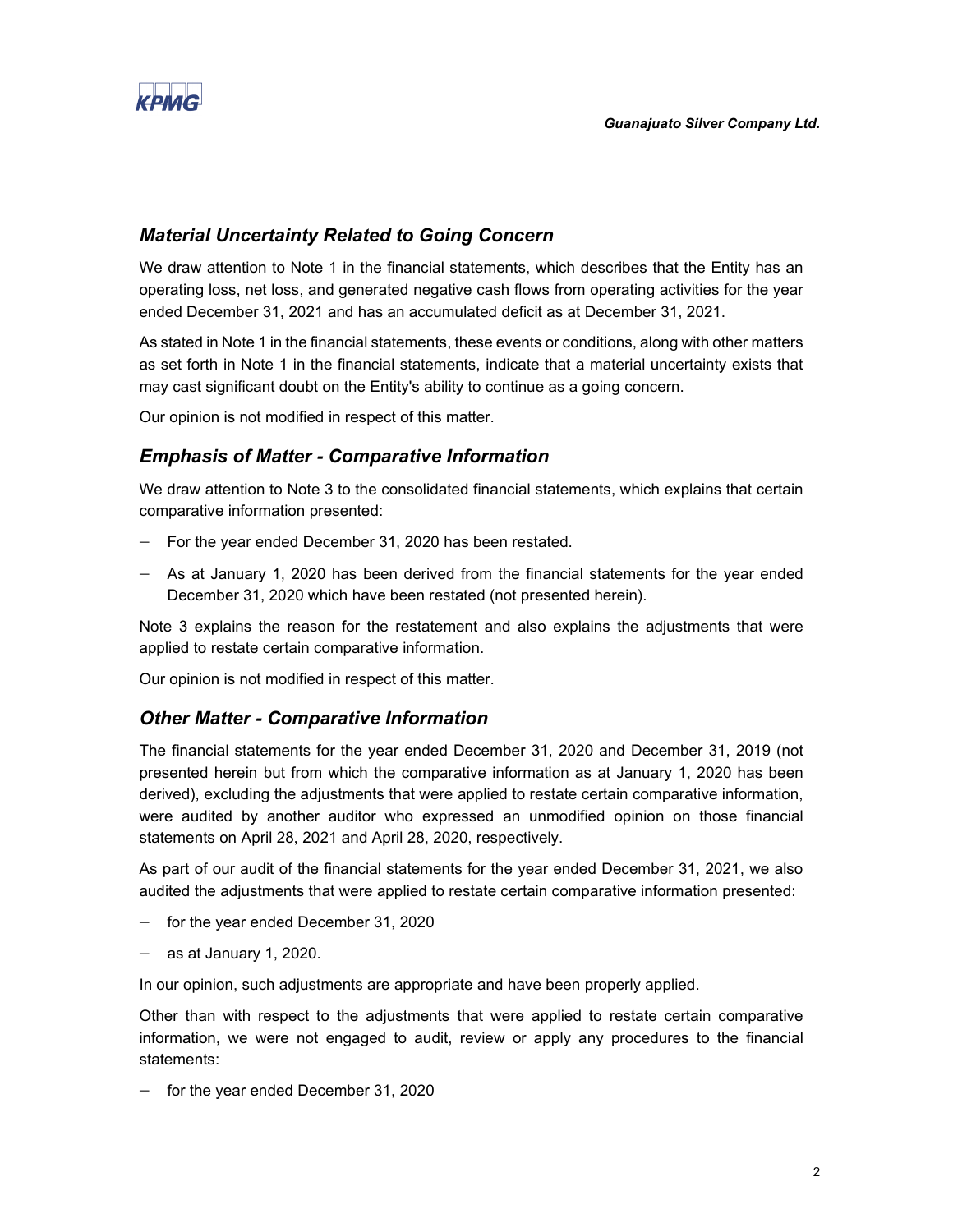## *Material Uncertainty Related to Going Concern*

We draw attention to Note 1 in the financial statements, which describes that the Entity has an operating loss, net loss, and generated negative cash flows from operating activities for the year ended December 31, 2021 and has an accumulated deficit as at December 31, 2021.

As stated in Note 1 in the financial statements, these events or conditions, along with other matters as set forth in Note 1 in the financial statements, indicate that a material uncertainty exists that may cast significant doubt on the Entity's ability to continue as a going concern.

Our opinion is not modified in respect of this matter.

## *Emphasis of Matter - Comparative Information*

We draw attention to Note 3 to the consolidated financial statements, which explains that certain comparative information presented:

- For the year ended December 31, 2020 has been restated.
- As at January 1, 2020 has been derived from the financial statements for the year ended December 31, 2020 which have been restated (not presented herein).

Note 3 explains the reason for the restatement and also explains the adjustments that were applied to restate certain comparative information.

Our opinion is not modified in respect of this matter.

## *Other Matter - Comparative Information*

The financial statements for the year ended December 31, 2020 and December 31, 2019 (not presented herein but from which the comparative information as at January 1, 2020 has been derived), excluding the adjustments that were applied to restate certain comparative information, were audited by another auditor who expressed an unmodified opinion on those financial statements on April 28, 2021 and April 28, 2020, respectively.

As part of our audit of the financial statements for the year ended December 31, 2021, we also audited the adjustments that were applied to restate certain comparative information presented:

- for the year ended December 31, 2020
- as at January 1, 2020.

In our opinion, such adjustments are appropriate and have been properly applied.

Other than with respect to the adjustments that were applied to restate certain comparative information, we were not engaged to audit, review or apply any procedures to the financial statements:

- for the year ended December 31, 2020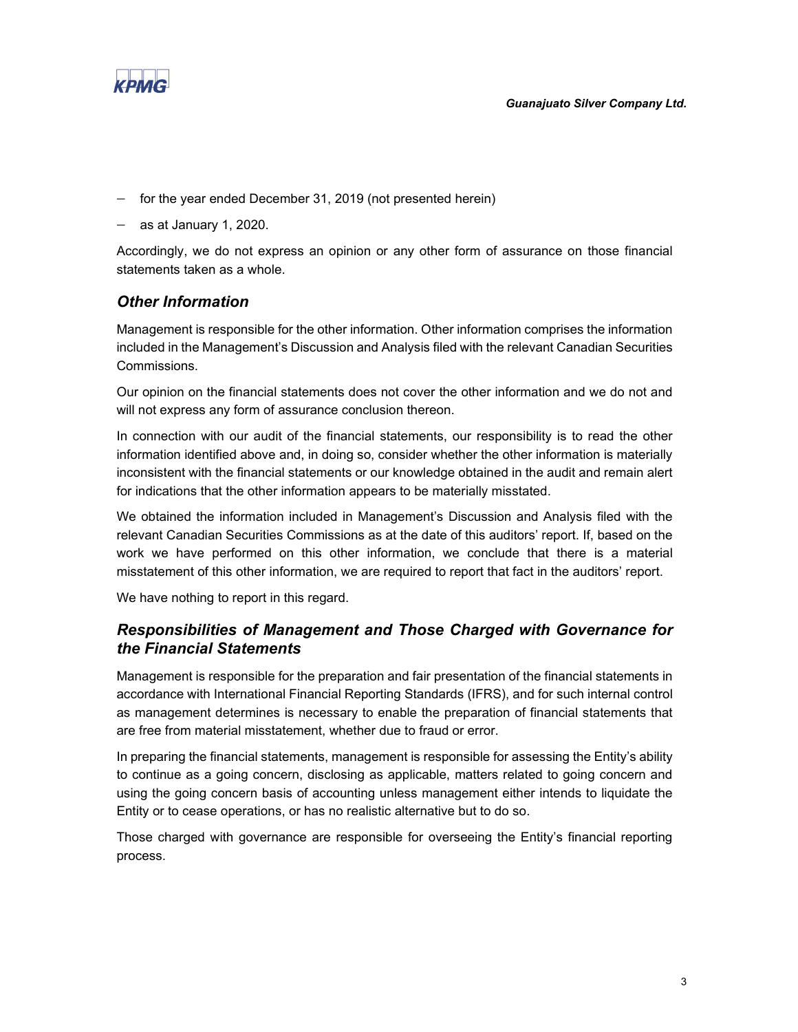- for the year ended December 31, 2019 (not presented herein)
- as at January 1, 2020.

Accordingly, we do not express an opinion or any other form of assurance on those financial statements taken as a whole.

## *Other Information*

Management is responsible for the other information. Other information comprises the information included in the Management's Discussion and Analysis filed with the relevant Canadian Securities Commissions.

Our opinion on the financial statements does not cover the other information and we do not and will not express any form of assurance conclusion thereon.

In connection with our audit of the financial statements, our responsibility is to read the other information identified above and, in doing so, consider whether the other information is materially inconsistent with the financial statements or our knowledge obtained in the audit and remain alert for indications that the other information appears to be materially misstated.

We obtained the information included in Management's Discussion and Analysis filed with the relevant Canadian Securities Commissions as at the date of this auditors' report. If, based on the work we have performed on this other information, we conclude that there is a material misstatement of this other information, we are required to report that fact in the auditors' report.

We have nothing to report in this regard.

## *Responsibilities of Management and Those Charged with Governance for the Financial Statements*

Management is responsible for the preparation and fair presentation of the financial statements in accordance with International Financial Reporting Standards (IFRS), and for such internal control as management determines is necessary to enable the preparation of financial statements that are free from material misstatement, whether due to fraud or error.

In preparing the financial statements, management is responsible for assessing the Entity's ability to continue as a going concern, disclosing as applicable, matters related to going concern and using the going concern basis of accounting unless management either intends to liquidate the Entity or to cease operations, or has no realistic alternative but to do so.

Those charged with governance are responsible for overseeing the Entity's financial reporting process.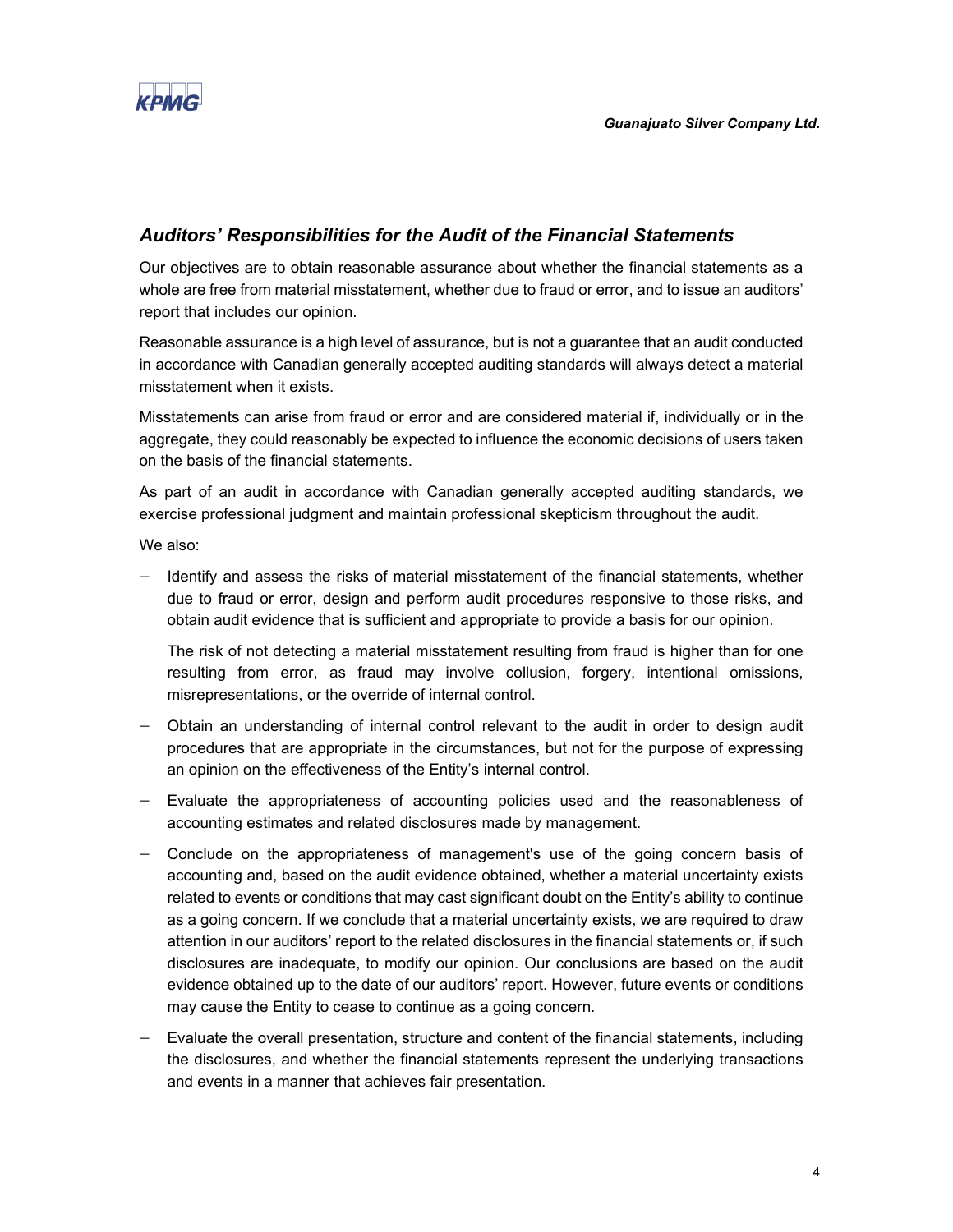## *Auditors' Responsibilities for the Audit of the Financial Statements*

Our objectives are to obtain reasonable assurance about whether the financial statements as a whole are free from material misstatement, whether due to fraud or error, and to issue an auditors' report that includes our opinion.

Reasonable assurance is a high level of assurance, but is not a guarantee that an audit conducted in accordance with Canadian generally accepted auditing standards will always detect a material misstatement when it exists.

Misstatements can arise from fraud or error and are considered material if, individually or in the aggregate, they could reasonably be expected to influence the economic decisions of users taken on the basis of the financial statements.

As part of an audit in accordance with Canadian generally accepted auditing standards, we exercise professional judgment and maintain professional skepticism throughout the audit.

We also:

- Identify and assess the risks of material misstatement of the financial statements, whether due to fraud or error, design and perform audit procedures responsive to those risks, and obtain audit evidence that is sufficient and appropriate to provide a basis for our opinion.

  The risk of not detecting a material misstatement resulting from fraud is higher than for one resulting from error, as fraud may involve collusion, forgery, intentional omissions, misrepresentations, or the override of internal control.

- Obtain an understanding of internal control relevant to the audit in order to design audit procedures that are appropriate in the circumstances, but not for the purpose of expressing an opinion on the effectiveness of the Entity's internal control.

- Evaluate the appropriateness of accounting policies used and the reasonableness of accounting estimates and related disclosures made by management.

- Conclude on the appropriateness of management's use of the going concern basis of accounting and, based on the audit evidence obtained, whether a material uncertainty exists related to events or conditions that may cast significant doubt on the Entity's ability to continue as a going concern. If we conclude that a material uncertainty exists, we are required to draw attention in our auditors' report to the related disclosures in the financial statements or, if such disclosures are inadequate, to modify our opinion. Our conclusions are based on the audit evidence obtained up to the date of our auditors' report. However, future events or conditions may cause the Entity to cease to continue as a going concern.

- Evaluate the overall presentation, structure and content of the financial statements, including the disclosures, and whether the financial statements represent the underlying transactions and events in a manner that achieves fair presentation.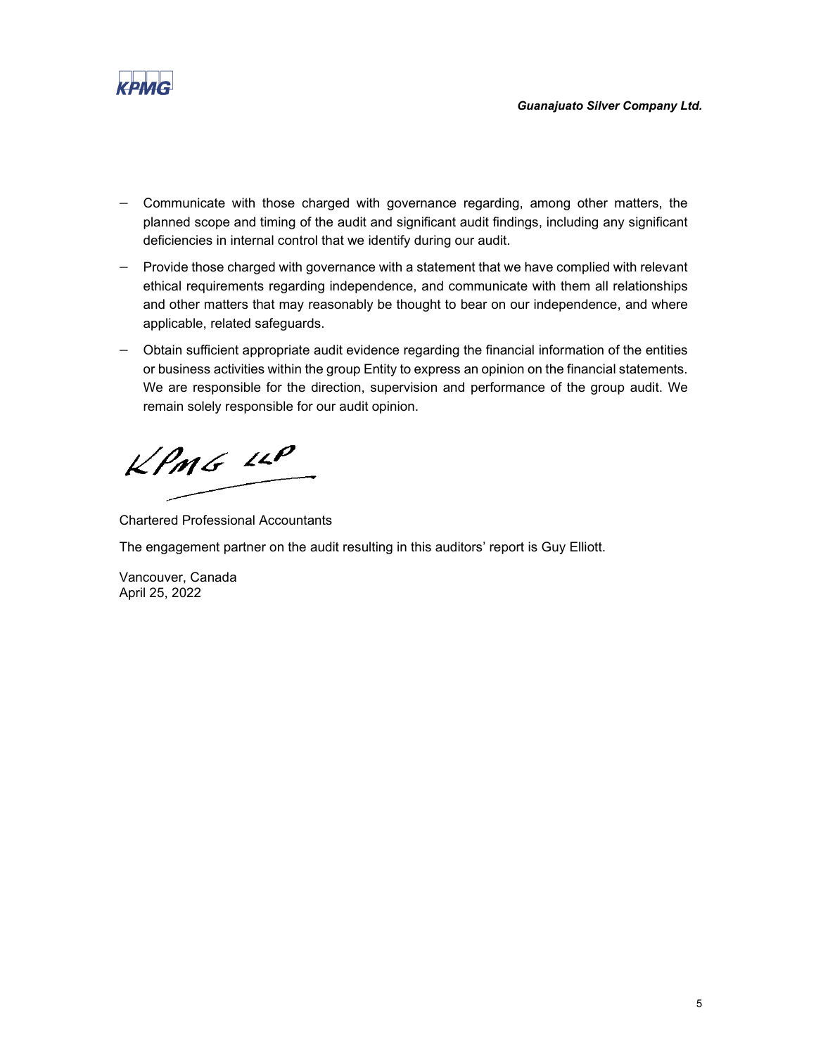- Communicate with those charged with governance regarding, among other matters, the planned scope and timing of the audit and significant audit findings, including any significant deficiencies in internal control that we identify during our audit.
- Provide those charged with governance with a statement that we have complied with relevant ethical requirements regarding independence, and communicate with them all relationships and other matters that may reasonably be thought to bear on our independence, and where applicable, related safeguards.
- Obtain sufficient appropriate audit evidence regarding the financial information of the entities or business activities within the group Entity to express an opinion on the financial statements. We are responsible for the direction, supervision and performance of the group audit. We remain solely responsible for our audit opinion.

KPMG LLP

Chartered Professional Accountants

The engagement partner on the audit resulting in this auditors' report is Guy Elliott.

Vancouver, Canada
April 25, 2022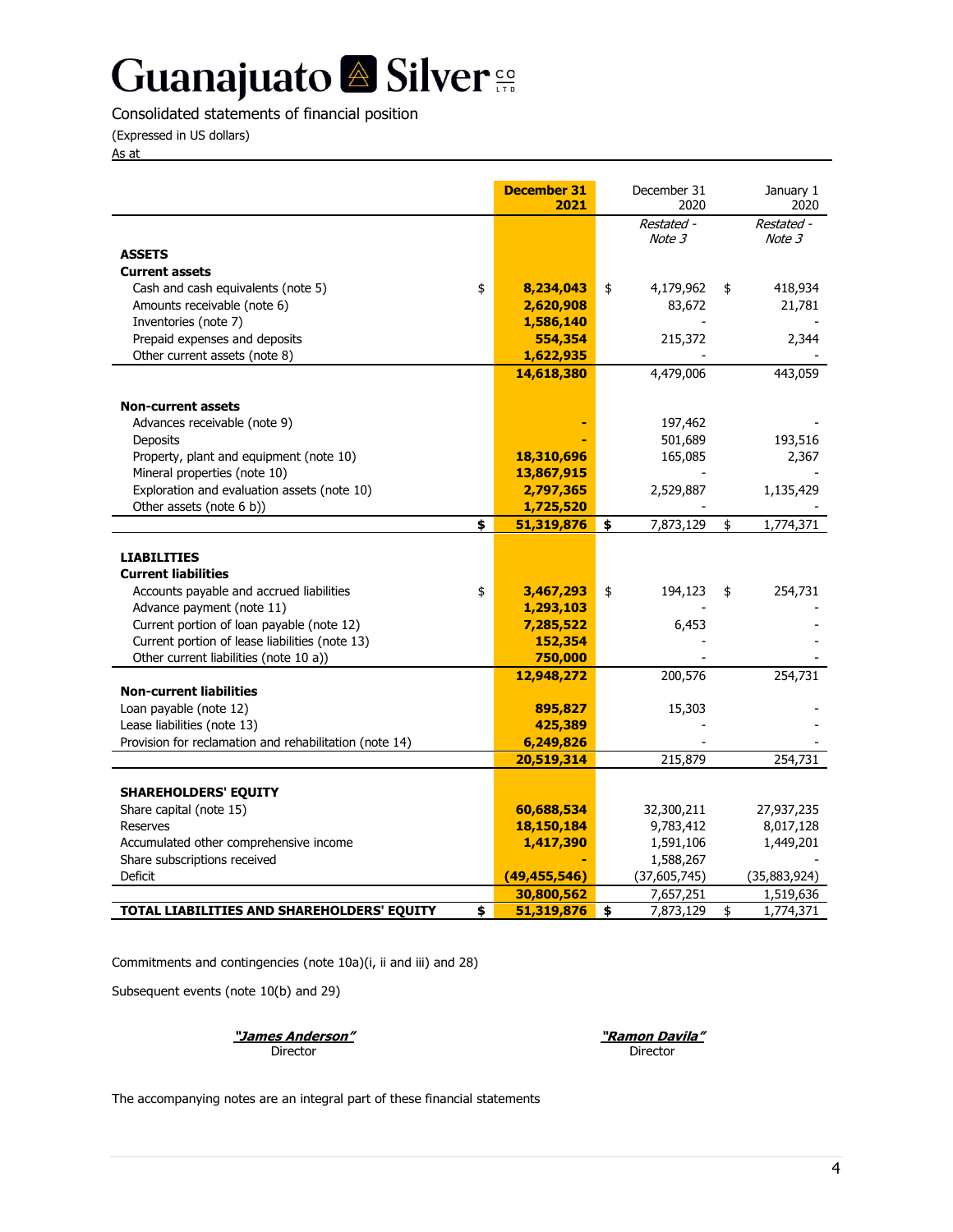# Guanajuato Silver CO LTD

Consolidated statements of financial position

(Expressed in US dollars)

As at

| | December 31 2021 | December 31 2020 | January 1 2020 |
|---|---|---|---|
| | | *Restated - Note 3* | *Restated - Note 3* |
| **ASSETS** | | | |
| **Current assets** | | | |
| Cash and cash equivalents (note 5) | $ **8,234,043** | $ 4,179,962 | $ 418,934 |
| Amounts receivable (note 6) | **2,620,908** | 83,672 | 21,781 |
| Inventories (note 7) | **1,586,140** | - | - |
| Prepaid expenses and deposits | **554,354** | 215,372 | 2,344 |
| Other current assets (note 8) | **1,622,935** | - | - |
| | **14,618,380** | 4,479,006 | 443,059 |
| **Non-current assets** | | | |
| Advances receivable (note 9) | **-** | 197,462 | - |
| Deposits | **-** | 501,689 | 193,516 |
| Property, plant and equipment (note 10) | **18,310,696** | 165,085 | 2,367 |
| Mineral properties (note 10) | **13,867,915** | - | - |
| Exploration and evaluation assets (note 10) | **2,797,365** | 2,529,887 | 1,135,429 |
| Other assets (note 6 b)) | **1,725,520** | - | - |
| | **$ 51,319,876** | **$** 7,873,129 | $ 1,774,371 |
| **LIABILITIES** | | | |
| **Current liabilities** | | | |
| Accounts payable and accrued liabilities | $ **3,467,293** | $ 194,123 | $ 254,731 |
| Advance payment (note 11) | **1,293,103** | - | - |
| Current portion of loan payable (note 12) | **7,285,522** | 6,453 | - |
| Current portion of lease liabilities (note 13) | **152,354** | - | - |
| Other current liabilities (note 10 a)) | **750,000** | - | - |
| | **12,948,272** | 200,576 | 254,731 |
| **Non-current liabilities** | | | |
| Loan payable (note 12) | **895,827** | 15,303 | - |
| Lease liabilities (note 13) | **425,389** | - | - |
| Provision for reclamation and rehabilitation (note 14) | **6,249,826** | - | - |
| | **20,519,314** | 215,879 | 254,731 |
| **SHAREHOLDERS' EQUITY** | | | |
| Share capital (note 15) | **60,688,534** | 32,300,211 | 27,937,235 |
| Reserves | **18,150,184** | 9,783,412 | 8,017,128 |
| Accumulated other comprehensive income | **1,417,390** | 1,591,106 | 1,449,201 |
| Share subscriptions received | **-** | 1,588,267 | - |
| Deficit | **(49,455,546)** | (37,605,745) | (35,883,924) |
| | **30,800,562** | 7,657,251 | 1,519,636 |
| **TOTAL LIABILITIES AND SHAREHOLDERS' EQUITY** | **$ 51,319,876** | **$** 7,873,129 | $ 1,774,371 |

Commitments and contingencies (note 10a)(i, ii and iii) and 28)

Subsequent events (note 10(b) and 29)

***"James Anderson"***
Director

***"Ramon Davila"***
Director

The accompanying notes are an integral part of these financial statements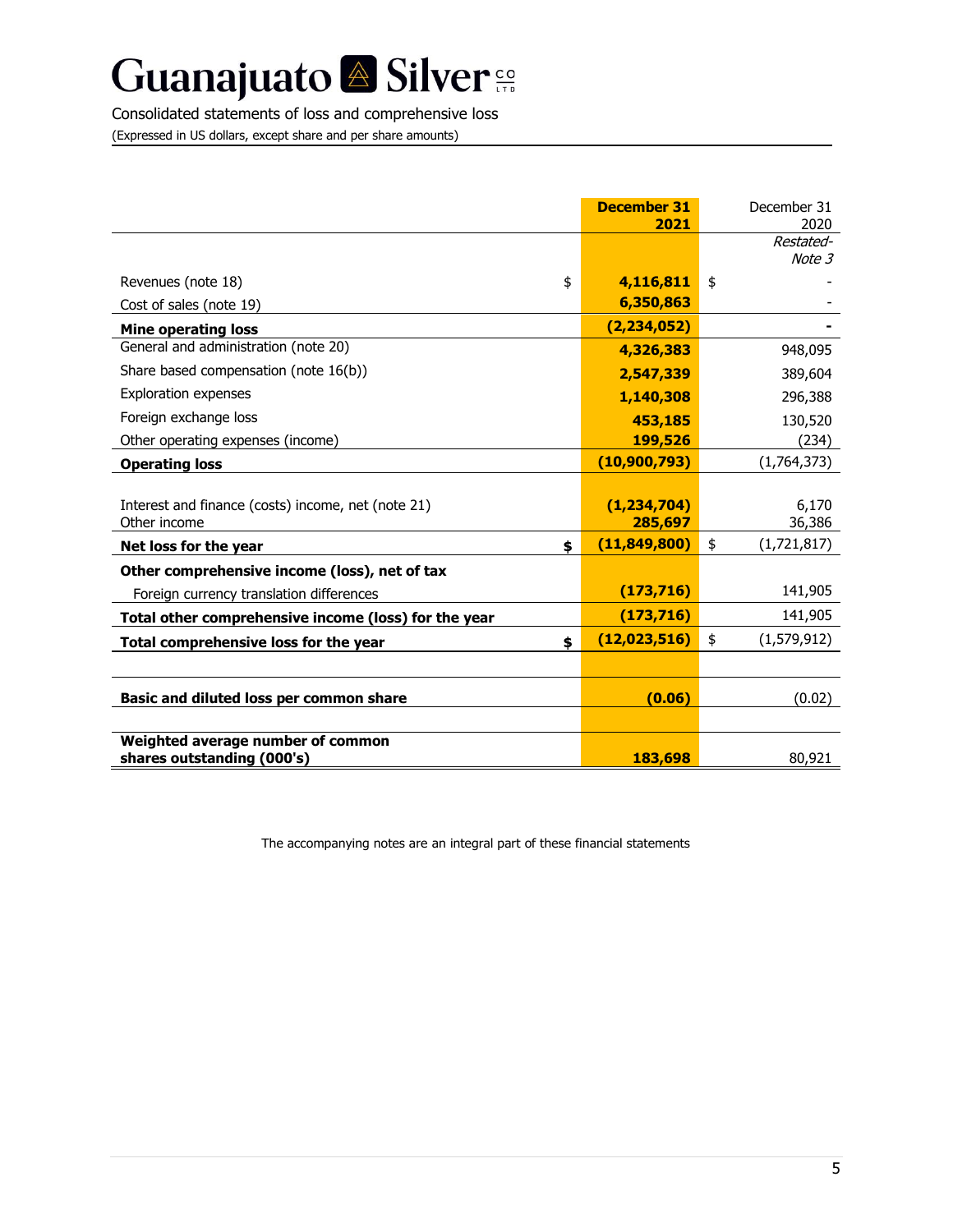# Guanajuato Silver CO LTD

Consolidated statements of loss and comprehensive loss

(Expressed in US dollars, except share and per share amounts)

| | | **December 31 2021** | | December 31 2020 *Restated- Note 3* |
|---|---|---|---|---|
| Revenues (note 18) | $ | **4,116,811** | $ | - |
| Cost of sales (note 19) | | **6,350,863** | | - |
| **Mine operating loss** | | **(2,234,052)** | | **-** |
| General and administration (note 20) | | **4,326,383** | | 948,095 |
| Share based compensation (note 16(b)) | | **2,547,339** | | 389,604 |
| Exploration expenses | | **1,140,308** | | 296,388 |
| Foreign exchange loss | | **453,185** | | 130,520 |
| Other operating expenses (income) | | **199,526** | | (234) |
| **Operating loss** | | **(10,900,793)** | | (1,764,373) |
| Interest and finance (costs) income, net (note 21) | | **(1,234,704)** | | 6,170 |
| Other income | | **285,697** | | 36,386 |
| **Net loss for the year** | **$** | **(11,849,800)** | $ | (1,721,817) |
| **Other comprehensive income (loss), net of tax** | | | | |
| Foreign currency translation differences | | **(173,716)** | | 141,905 |
| **Total other comprehensive income (loss) for the year** | | **(173,716)** | | 141,905 |
| **Total comprehensive loss for the year** | **$** | **(12,023,516)** | $ | (1,579,912) |
| **Basic and diluted loss per common share** | | **(0.06)** | | (0.02) |
| **Weighted average number of common shares outstanding (000's)** | | **183,698** | | 80,921 |

The accompanying notes are an integral part of these financial statements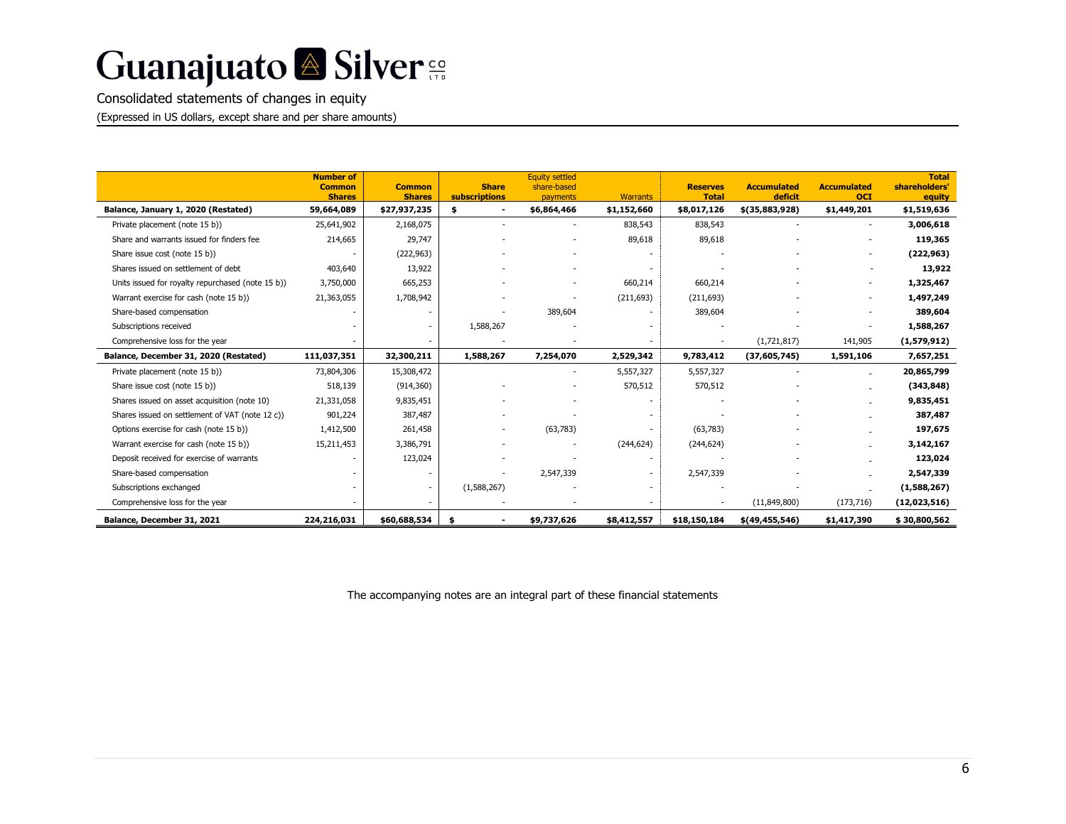# Guanajuato Silver CO LTD

Consolidated statements of changes in equity

(Expressed in US dollars, except share and per share amounts)

| | Number of Common Shares | Common Shares | Share subscriptions | Equity settled share-based payments | Warrants | Reserves Total | Accumulated deficit | Accumulated OCI | Total shareholders' equity |
|---|---|---|---|---|---|---|---|---|---|
| **Balance, January 1, 2020 (Restated)** | **59,664,089** | **$27,937,235** | **$ -** | **$6,864,466** | **$1,152,660** | **$8,017,126** | **$(35,883,928)** | **$1,449,201** | **$1,519,636** |
| Private placement (note 15 b)) | 25,641,902 | 2,168,075 | - | - | 838,543 | 838,543 | - | - | **3,006,618** |
| Share and warrants issued for finders fee | 214,665 | 29,747 | - | - | 89,618 | 89,618 | - | - | **119,365** |
| Share issue cost (note 15 b)) | - | (222,963) | - | - | - | - | - | - | **(222,963)** |
| Shares issued on settlement of debt | 403,640 | 13,922 | - | - | - | - | - | - | **13,922** |
| Units issued for royalty repurchased (note 15 b)) | 3,750,000 | 665,253 | - | - | 660,214 | 660,214 | - | - | **1,325,467** |
| Warrant exercise for cash (note 15 b)) | 21,363,055 | 1,708,942 | - | - | (211,693) | (211,693) | - | - | **1,497,249** |
| Share-based compensation | - | - | - | 389,604 | - | 389,604 | - | - | **389,604** |
| Subscriptions received | - | - | 1,588,267 | - | - | - | - | - | **1,588,267** |
| Comprehensive loss for the year | - | - | - | - | - | - | (1,721,817) | 141,905 | **(1,579,912)** |
| **Balance, December 31, 2020 (Restated)** | **111,037,351** | **32,300,211** | **1,588,267** | **7,254,070** | **2,529,342** | **9,783,412** | **(37,605,745)** | **1,591,106** | **7,657,251** |
| Private placement (note 15 b)) | 73,804,306 | 15,308,472 | | - | 5,557,327 | 5,557,327 | - | - | **20,865,799** |
| Share issue cost (note 15 b)) | 518,139 | (914,360) | - | - | 570,512 | 570,512 | - | - | **(343,848)** |
| Shares issued on asset acquisition (note 10) | 21,331,058 | 9,835,451 | - | - | - | - | - | - | **9,835,451** |
| Shares issued on settlement of VAT (note 12 c)) | 901,224 | 387,487 | - | - | - | - | - | - | **387,487** |
| Options exercise for cash (note 15 b)) | 1,412,500 | 261,458 | - | (63,783) | - | (63,783) | - | - | **197,675** |
| Warrant exercise for cash (note 15 b)) | 15,211,453 | 3,386,791 | - | - | (244,624) | (244,624) | - | - | **3,142,167** |
| Deposit received for exercise of warrants | - | 123,024 | - | - | - | - | - | - | **123,024** |
| Share-based compensation | - | - | - | 2,547,339 | - | 2,547,339 | - | - | **2,547,339** |
| Subscriptions exchanged | - | - | (1,588,267) | - | - | - | - | - | **(1,588,267)** |
| Comprehensive loss for the year | - | - | - | - | - | - | (11,849,800) | (173,716) | **(12,023,516)** |
| **Balance, December 31, 2021** | **224,216,031** | **$60,688,534** | **$ -** | **$9,737,626** | **$8,412,557** | **$18,150,184** | **$(49,455,546)** | **$1,417,390** | **$ 30,800,562** |

The accompanying notes are an integral part of these financial statements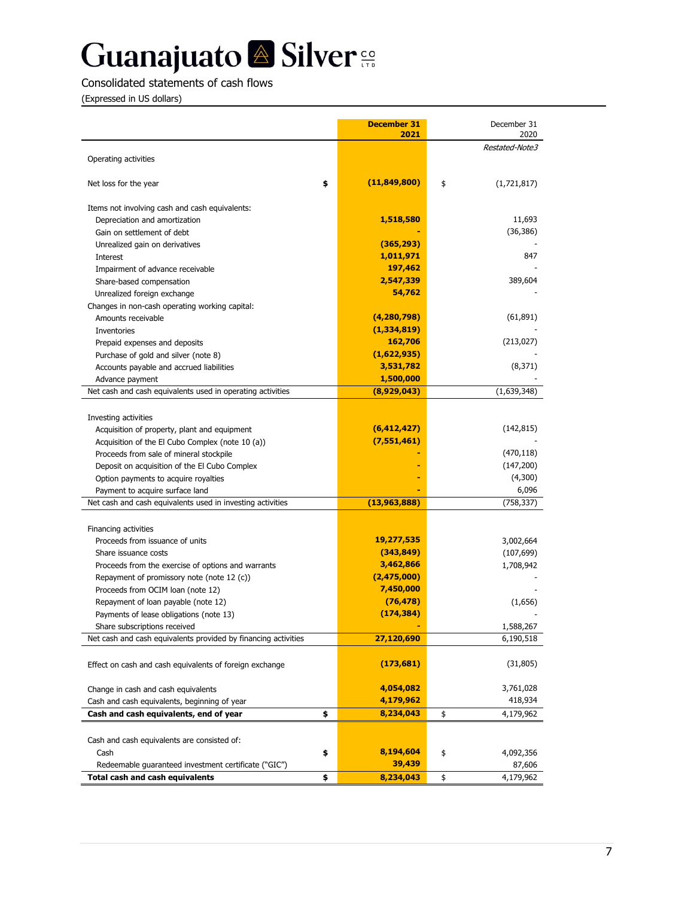# Guanajuato Silver CO LTD

Consolidated statements of cash flows

(Expressed in US dollars)

| | | December 31 2021 | | December 31 2020 |
|---|---|---|---|---|
| | | | | *Restated-Note3* |
| Operating activities | | | | |
| Net loss for the year | $ | (11,849,800) | $ | (1,721,817) |
| Items not involving cash and cash equivalents: | | | | |
| Depreciation and amortization | | 1,518,580 | | 11,693 |
| Gain on settlement of debt | | - | | (36,386) |
| Unrealized gain on derivatives | | (365,293) | | - |
| Interest | | 1,011,971 | | 847 |
| Impairment of advance receivable | | 197,462 | | - |
| Share-based compensation | | 2,547,339 | | 389,604 |
| Unrealized foreign exchange | | 54,762 | | - |
| Changes in non-cash operating working capital: | | | | |
| Amounts receivable | | (4,280,798) | | (61,891) |
| Inventories | | (1,334,819) | | - |
| Prepaid expenses and deposits | | 162,706 | | (213,027) |
| Purchase of gold and silver (note 8) | | (1,622,935) | | - |
| Accounts payable and accrued liabilities | | 3,531,782 | | (8,371) |
| Advance payment | | 1,500,000 | | - |
| Net cash and cash equivalents used in operating activities | | (8,929,043) | | (1,639,348) |
| Investing activities | | | | |
| Acquisition of property, plant and equipment | | (6,412,427) | | (142,815) |
| Acquisition of the El Cubo Complex (note 10 (a)) | | (7,551,461) | | - |
| Proceeds from sale of mineral stockpile | | - | | (470,118) |
| Deposit on acquisition of the El Cubo Complex | | - | | (147,200) |
| Option payments to acquire royalties | | - | | (4,300) |
| Payment to acquire surface land | | - | | 6,096 |
| Net cash and cash equivalents used in investing activities | | (13,963,888) | | (758,337) |
| Financing activities | | | | |
| Proceeds from issuance of units | | 19,277,535 | | 3,002,664 |
| Share issuance costs | | (343,849) | | (107,699) |
| Proceeds from the exercise of options and warrants | | 3,462,866 | | 1,708,942 |
| Repayment of promissory note (note 12 (c)) | | (2,475,000) | | - |
| Proceeds from OCIM loan (note 12) | | 7,450,000 | | - |
| Repayment of loan payable (note 12) | | (76,478) | | (1,656) |
| Payments of lease obligations (note 13) | | (174,384) | | - |
| Share subscriptions received | | - | | 1,588,267 |
| Net cash and cash equivalents provided by financing activities | | 27,120,690 | | 6,190,518 |
| Effect on cash and cash equivalents of foreign exchange | | (173,681) | | (31,805) |
| Change in cash and cash equivalents | | 4,054,082 | | 3,761,028 |
| Cash and cash equivalents, beginning of year | | 4,179,962 | | 418,934 |
| **Cash and cash equivalents, end of year** | $ | 8,234,043 | $ | 4,179,962 |
| Cash and cash equivalents are consisted of: | | | | |
| Cash | $ | 8,194,604 | $ | 4,092,356 |
| Redeemable guaranteed investment certificate ("GIC") | | 39,439 | | 87,606 |
| **Total cash and cash equivalents** | $ | 8,234,043 | $ | 4,179,962 |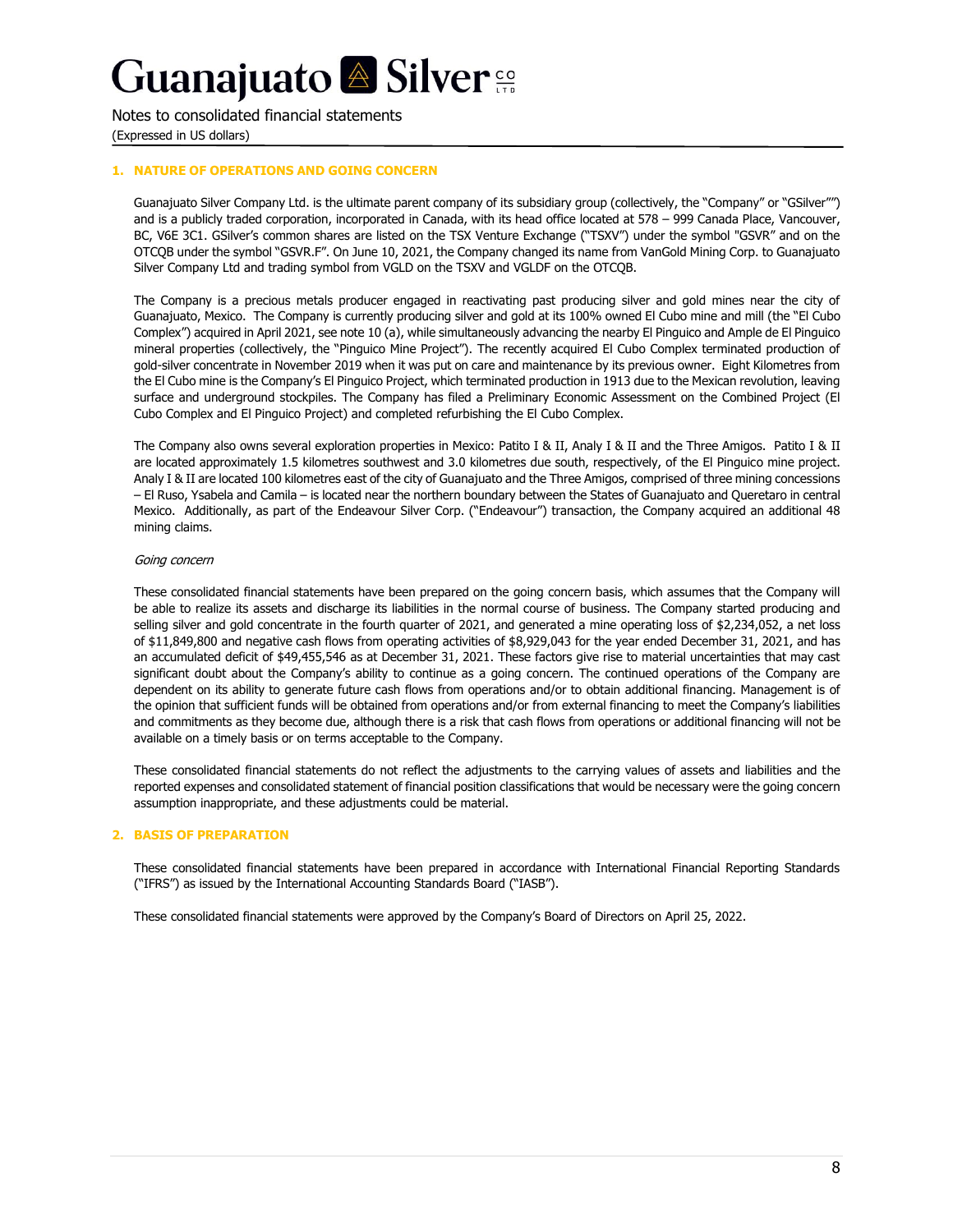## 1. NATURE OF OPERATIONS AND GOING CONCERN

Guanajuato Silver Company Ltd. is the ultimate parent company of its subsidiary group (collectively, the "Company" or "GSilver"") and is a publicly traded corporation, incorporated in Canada, with its head office located at 578 – 999 Canada Place, Vancouver, BC, V6E 3C1. GSilver's common shares are listed on the TSX Venture Exchange ("TSXV") under the symbol "GSVR" and on the OTCQB under the symbol "GSVR.F". On June 10, 2021, the Company changed its name from VanGold Mining Corp. to Guanajuato Silver Company Ltd and trading symbol from VGLD on the TSXV and VGLDF on the OTCQB.

The Company is a precious metals producer engaged in reactivating past producing silver and gold mines near the city of Guanajuato, Mexico. The Company is currently producing silver and gold at its 100% owned El Cubo mine and mill (the "El Cubo Complex") acquired in April 2021, see note 10 (a), while simultaneously advancing the nearby El Pinguico and Ample de El Pinguico mineral properties (collectively, the "Pinguico Mine Project"). The recently acquired El Cubo Complex terminated production of gold-silver concentrate in November 2019 when it was put on care and maintenance by its previous owner. Eight Kilometres from the El Cubo mine is the Company's El Pinguico Project, which terminated production in 1913 due to the Mexican revolution, leaving surface and underground stockpiles. The Company has filed a Preliminary Economic Assessment on the Combined Project (El Cubo Complex and El Pinguico Project) and completed refurbishing the El Cubo Complex.

The Company also owns several exploration properties in Mexico: Patito I & II, Analy I & II and the Three Amigos. Patito I & II are located approximately 1.5 kilometres southwest and 3.0 kilometres due south, respectively, of the El Pinguico mine project. Analy I & II are located 100 kilometres east of the city of Guanajuato and the Three Amigos, comprised of three mining concessions – El Ruso, Ysabela and Camila – is located near the northern boundary between the States of Guanajuato and Queretaro in central Mexico. Additionally, as part of the Endeavour Silver Corp. ("Endeavour") transaction, the Company acquired an additional 48 mining claims.

*Going concern*

These consolidated financial statements have been prepared on the going concern basis, which assumes that the Company will be able to realize its assets and discharge its liabilities in the normal course of business. The Company started producing and selling silver and gold concentrate in the fourth quarter of 2021, and generated a mine operating loss of $2,234,052, a net loss of $11,849,800 and negative cash flows from operating activities of $8,929,043 for the year ended December 31, 2021, and has an accumulated deficit of $49,455,546 as at December 31, 2021. These factors give rise to material uncertainties that may cast significant doubt about the Company's ability to continue as a going concern. The continued operations of the Company are dependent on its ability to generate future cash flows from operations and/or to obtain additional financing. Management is of the opinion that sufficient funds will be obtained from operations and/or from external financing to meet the Company's liabilities and commitments as they become due, although there is a risk that cash flows from operations or additional financing will not be available on a timely basis or on terms acceptable to the Company.

These consolidated financial statements do not reflect the adjustments to the carrying values of assets and liabilities and the reported expenses and consolidated statement of financial position classifications that would be necessary were the going concern assumption inappropriate, and these adjustments could be material.

## 2. BASIS OF PREPARATION

These consolidated financial statements have been prepared in accordance with International Financial Reporting Standards ("IFRS") as issued by the International Accounting Standards Board ("IASB").

These consolidated financial statements were approved by the Company's Board of Directors on April 25, 2022.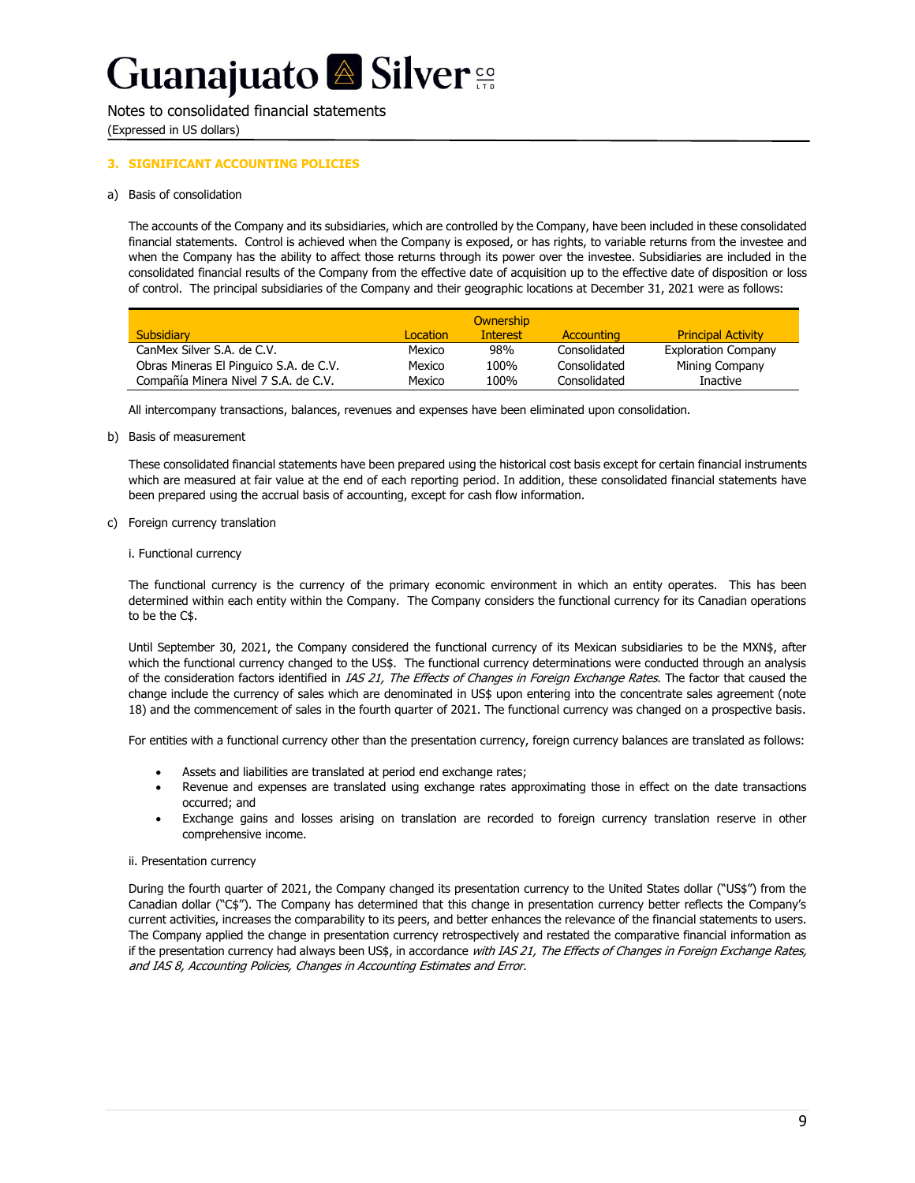## 3. SIGNIFICANT ACCOUNTING POLICIES

a) Basis of consolidation

The accounts of the Company and its subsidiaries, which are controlled by the Company, have been included in these consolidated financial statements. Control is achieved when the Company is exposed, or has rights, to variable returns from the investee and when the Company has the ability to affect those returns through its power over the investee. Subsidiaries are included in the consolidated financial results of the Company from the effective date of acquisition up to the effective date of disposition or loss of control. The principal subsidiaries of the Company and their geographic locations at December 31, 2021 were as follows:

| Subsidiary | Location | Ownership Interest | Accounting | Principal Activity |
|---|---|---|---|---|
| CanMex Silver S.A. de C.V. | Mexico | 98% | Consolidated | Exploration Company |
| Obras Mineras El Pinguico S.A. de C.V. | Mexico | 100% | Consolidated | Mining Company |
| Compañía Minera Nivel 7 S.A. de C.V. | Mexico | 100% | Consolidated | Inactive |

All intercompany transactions, balances, revenues and expenses have been eliminated upon consolidation.

b) Basis of measurement

These consolidated financial statements have been prepared using the historical cost basis except for certain financial instruments which are measured at fair value at the end of each reporting period. In addition, these consolidated financial statements have been prepared using the accrual basis of accounting, except for cash flow information.

c) Foreign currency translation

i. Functional currency

The functional currency is the currency of the primary economic environment in which an entity operates. This has been determined within each entity within the Company. The Company considers the functional currency for its Canadian operations to be the C$.

Until September 30, 2021, the Company considered the functional currency of its Mexican subsidiaries to be the MXN$, after which the functional currency changed to the US$. The functional currency determinations were conducted through an analysis of the consideration factors identified in *IAS 21, The Effects of Changes in Foreign Exchange Rates*. The factor that caused the change include the currency of sales which are denominated in US$ upon entering into the concentrate sales agreement (note 18) and the commencement of sales in the fourth quarter of 2021. The functional currency was changed on a prospective basis.

For entities with a functional currency other than the presentation currency, foreign currency balances are translated as follows:

- Assets and liabilities are translated at period end exchange rates;
- Revenue and expenses are translated using exchange rates approximating those in effect on the date transactions occurred; and
- Exchange gains and losses arising on translation are recorded to foreign currency translation reserve in other comprehensive income.

ii. Presentation currency

During the fourth quarter of 2021, the Company changed its presentation currency to the United States dollar ("US$") from the Canadian dollar ("C$"). The Company has determined that this change in presentation currency better reflects the Company's current activities, increases the comparability to its peers, and better enhances the relevance of the financial statements to users. The Company applied the change in presentation currency retrospectively and restated the comparative financial information as if the presentation currency had always been US$, in accordance *with IAS 21, The Effects of Changes in Foreign Exchange Rates, and IAS 8, Accounting Policies, Changes in Accounting Estimates and Error.*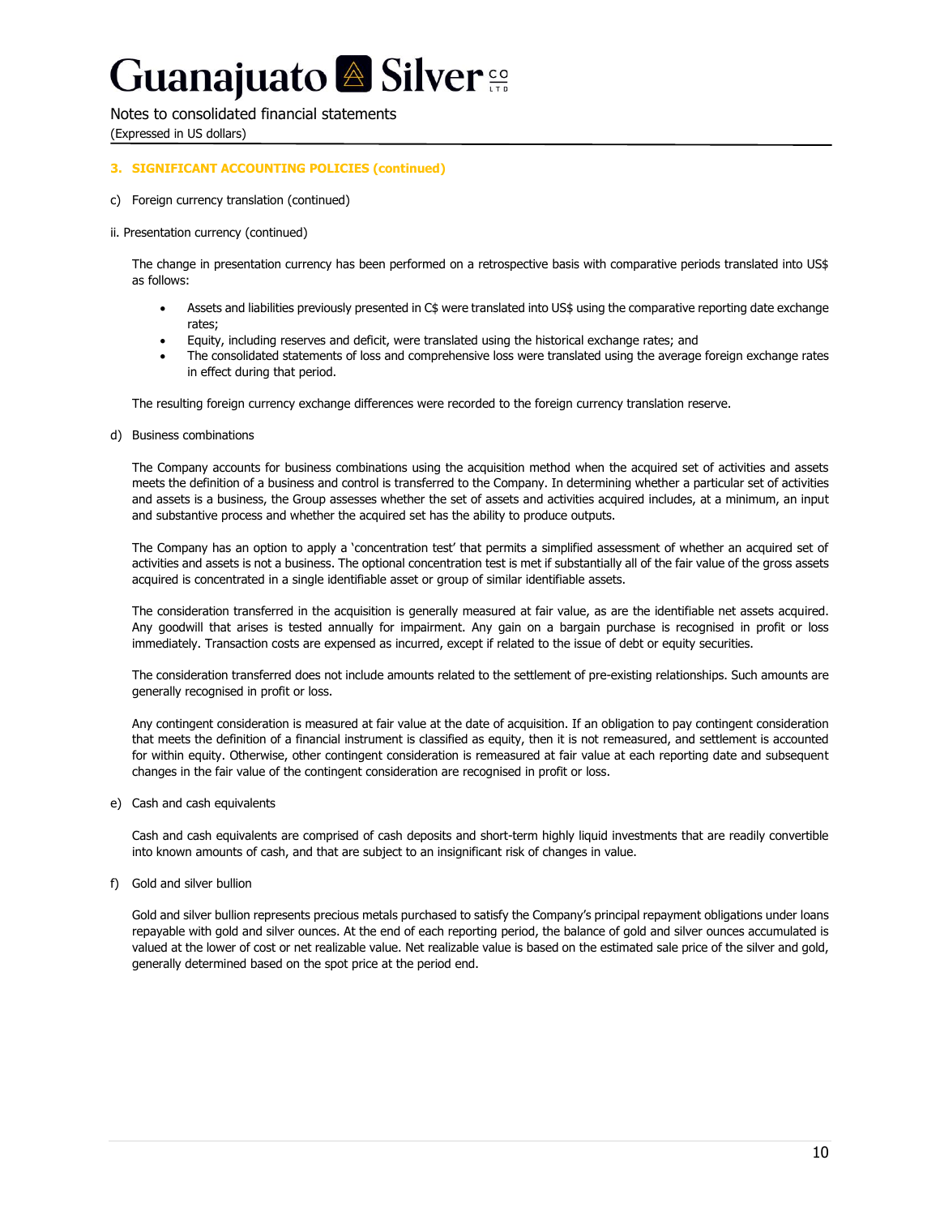### 3. SIGNIFICANT ACCOUNTING POLICIES (continued)

c) Foreign currency translation (continued)

ii. Presentation currency (continued)

The change in presentation currency has been performed on a retrospective basis with comparative periods translated into US$ as follows:

- Assets and liabilities previously presented in C$ were translated into US$ using the comparative reporting date exchange rates;
- Equity, including reserves and deficit, were translated using the historical exchange rates; and
- The consolidated statements of loss and comprehensive loss were translated using the average foreign exchange rates in effect during that period.

The resulting foreign currency exchange differences were recorded to the foreign currency translation reserve.

d) Business combinations

The Company accounts for business combinations using the acquisition method when the acquired set of activities and assets meets the definition of a business and control is transferred to the Company. In determining whether a particular set of activities and assets is a business, the Group assesses whether the set of assets and activities acquired includes, at a minimum, an input and substantive process and whether the acquired set has the ability to produce outputs.

The Company has an option to apply a 'concentration test' that permits a simplified assessment of whether an acquired set of activities and assets is not a business. The optional concentration test is met if substantially all of the fair value of the gross assets acquired is concentrated in a single identifiable asset or group of similar identifiable assets.

The consideration transferred in the acquisition is generally measured at fair value, as are the identifiable net assets acquired. Any goodwill that arises is tested annually for impairment. Any gain on a bargain purchase is recognised in profit or loss immediately. Transaction costs are expensed as incurred, except if related to the issue of debt or equity securities.

The consideration transferred does not include amounts related to the settlement of pre-existing relationships. Such amounts are generally recognised in profit or loss.

Any contingent consideration is measured at fair value at the date of acquisition. If an obligation to pay contingent consideration that meets the definition of a financial instrument is classified as equity, then it is not remeasured, and settlement is accounted for within equity. Otherwise, other contingent consideration is remeasured at fair value at each reporting date and subsequent changes in the fair value of the contingent consideration are recognised in profit or loss.

e) Cash and cash equivalents

Cash and cash equivalents are comprised of cash deposits and short-term highly liquid investments that are readily convertible into known amounts of cash, and that are subject to an insignificant risk of changes in value.

f) Gold and silver bullion

Gold and silver bullion represents precious metals purchased to satisfy the Company's principal repayment obligations under loans repayable with gold and silver ounces. At the end of each reporting period, the balance of gold and silver ounces accumulated is valued at the lower of cost or net realizable value. Net realizable value is based on the estimated sale price of the silver and gold, generally determined based on the spot price at the period end.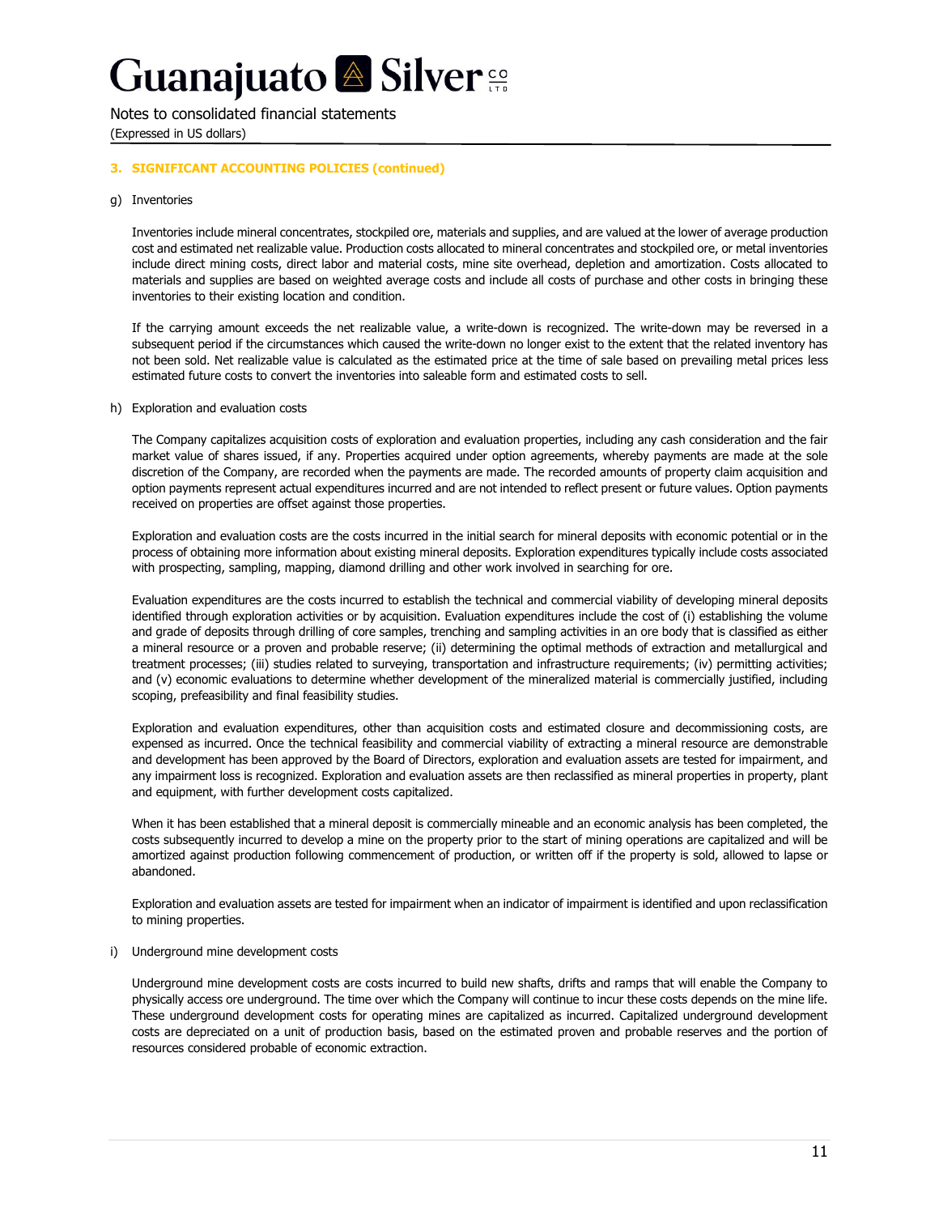### 3. SIGNIFICANT ACCOUNTING POLICIES (continued)

g) Inventories

Inventories include mineral concentrates, stockpiled ore, materials and supplies, and are valued at the lower of average production cost and estimated net realizable value. Production costs allocated to mineral concentrates and stockpiled ore, or metal inventories include direct mining costs, direct labor and material costs, mine site overhead, depletion and amortization. Costs allocated to materials and supplies are based on weighted average costs and include all costs of purchase and other costs in bringing these inventories to their existing location and condition.

If the carrying amount exceeds the net realizable value, a write-down is recognized. The write-down may be reversed in a subsequent period if the circumstances which caused the write-down no longer exist to the extent that the related inventory has not been sold. Net realizable value is calculated as the estimated price at the time of sale based on prevailing metal prices less estimated future costs to convert the inventories into saleable form and estimated costs to sell.

h) Exploration and evaluation costs

The Company capitalizes acquisition costs of exploration and evaluation properties, including any cash consideration and the fair market value of shares issued, if any. Properties acquired under option agreements, whereby payments are made at the sole discretion of the Company, are recorded when the payments are made. The recorded amounts of property claim acquisition and option payments represent actual expenditures incurred and are not intended to reflect present or future values. Option payments received on properties are offset against those properties.

Exploration and evaluation costs are the costs incurred in the initial search for mineral deposits with economic potential or in the process of obtaining more information about existing mineral deposits. Exploration expenditures typically include costs associated with prospecting, sampling, mapping, diamond drilling and other work involved in searching for ore.

Evaluation expenditures are the costs incurred to establish the technical and commercial viability of developing mineral deposits identified through exploration activities or by acquisition. Evaluation expenditures include the cost of (i) establishing the volume and grade of deposits through drilling of core samples, trenching and sampling activities in an ore body that is classified as either a mineral resource or a proven and probable reserve; (ii) determining the optimal methods of extraction and metallurgical and treatment processes; (iii) studies related to surveying, transportation and infrastructure requirements; (iv) permitting activities; and (v) economic evaluations to determine whether development of the mineralized material is commercially justified, including scoping, prefeasibility and final feasibility studies.

Exploration and evaluation expenditures, other than acquisition costs and estimated closure and decommissioning costs, are expensed as incurred. Once the technical feasibility and commercial viability of extracting a mineral resource are demonstrable and development has been approved by the Board of Directors, exploration and evaluation assets are tested for impairment, and any impairment loss is recognized. Exploration and evaluation assets are then reclassified as mineral properties in property, plant and equipment, with further development costs capitalized.

When it has been established that a mineral deposit is commercially mineable and an economic analysis has been completed, the costs subsequently incurred to develop a mine on the property prior to the start of mining operations are capitalized and will be amortized against production following commencement of production, or written off if the property is sold, allowed to lapse or abandoned.

Exploration and evaluation assets are tested for impairment when an indicator of impairment is identified and upon reclassification to mining properties.

i) Underground mine development costs

Underground mine development costs are costs incurred to build new shafts, drifts and ramps that will enable the Company to physically access ore underground. The time over which the Company will continue to incur these costs depends on the mine life. These underground development costs for operating mines are capitalized as incurred. Capitalized underground development costs are depreciated on a unit of production basis, based on the estimated proven and probable reserves and the portion of resources considered probable of economic extraction.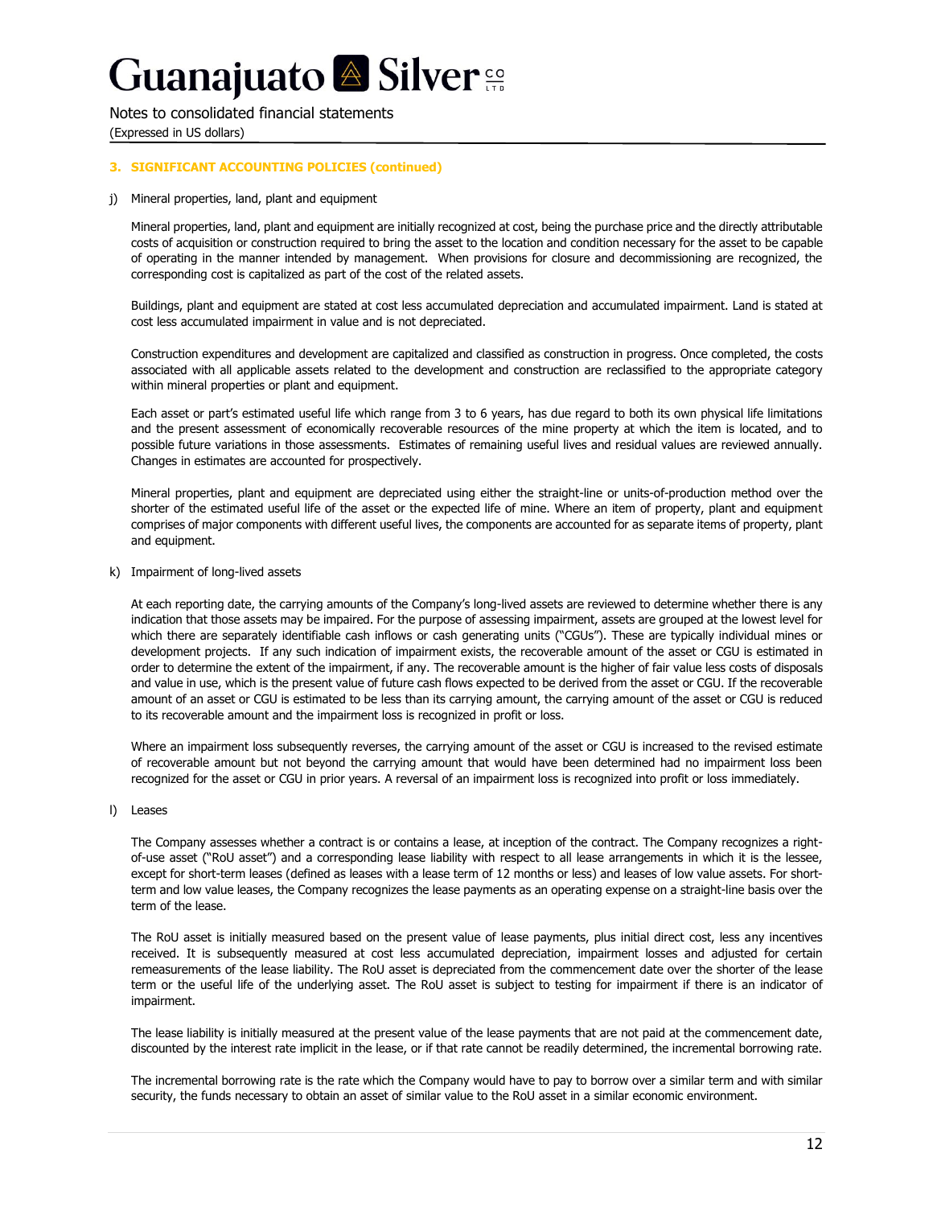### 3. SIGNIFICANT ACCOUNTING POLICIES (continued)

j) Mineral properties, land, plant and equipment

Mineral properties, land, plant and equipment are initially recognized at cost, being the purchase price and the directly attributable costs of acquisition or construction required to bring the asset to the location and condition necessary for the asset to be capable of operating in the manner intended by management. When provisions for closure and decommissioning are recognized, the corresponding cost is capitalized as part of the cost of the related assets.

Buildings, plant and equipment are stated at cost less accumulated depreciation and accumulated impairment. Land is stated at cost less accumulated impairment in value and is not depreciated.

Construction expenditures and development are capitalized and classified as construction in progress. Once completed, the costs associated with all applicable assets related to the development and construction are reclassified to the appropriate category within mineral properties or plant and equipment.

Each asset or part's estimated useful life which range from 3 to 6 years, has due regard to both its own physical life limitations and the present assessment of economically recoverable resources of the mine property at which the item is located, and to possible future variations in those assessments. Estimates of remaining useful lives and residual values are reviewed annually. Changes in estimates are accounted for prospectively.

Mineral properties, plant and equipment are depreciated using either the straight-line or units-of-production method over the shorter of the estimated useful life of the asset or the expected life of mine. Where an item of property, plant and equipment comprises of major components with different useful lives, the components are accounted for as separate items of property, plant and equipment.

k) Impairment of long-lived assets

At each reporting date, the carrying amounts of the Company's long-lived assets are reviewed to determine whether there is any indication that those assets may be impaired. For the purpose of assessing impairment, assets are grouped at the lowest level for which there are separately identifiable cash inflows or cash generating units ("CGUs"). These are typically individual mines or development projects. If any such indication of impairment exists, the recoverable amount of the asset or CGU is estimated in order to determine the extent of the impairment, if any. The recoverable amount is the higher of fair value less costs of disposals and value in use, which is the present value of future cash flows expected to be derived from the asset or CGU. If the recoverable amount of an asset or CGU is estimated to be less than its carrying amount, the carrying amount of the asset or CGU is reduced to its recoverable amount and the impairment loss is recognized in profit or loss.

Where an impairment loss subsequently reverses, the carrying amount of the asset or CGU is increased to the revised estimate of recoverable amount but not beyond the carrying amount that would have been determined had no impairment loss been recognized for the asset or CGU in prior years. A reversal of an impairment loss is recognized into profit or loss immediately.

l) Leases

The Company assesses whether a contract is or contains a lease, at inception of the contract. The Company recognizes a right-of-use asset ("RoU asset") and a corresponding lease liability with respect to all lease arrangements in which it is the lessee, except for short-term leases (defined as leases with a lease term of 12 months or less) and leases of low value assets. For short-term and low value leases, the Company recognizes the lease payments as an operating expense on a straight-line basis over the term of the lease.

The RoU asset is initially measured based on the present value of lease payments, plus initial direct cost, less any incentives received. It is subsequently measured at cost less accumulated depreciation, impairment losses and adjusted for certain remeasurements of the lease liability. The RoU asset is depreciated from the commencement date over the shorter of the lease term or the useful life of the underlying asset. The RoU asset is subject to testing for impairment if there is an indicator of impairment.

The lease liability is initially measured at the present value of the lease payments that are not paid at the commencement date, discounted by the interest rate implicit in the lease, or if that rate cannot be readily determined, the incremental borrowing rate.

The incremental borrowing rate is the rate which the Company would have to pay to borrow over a similar term and with similar security, the funds necessary to obtain an asset of similar value to the RoU asset in a similar economic environment.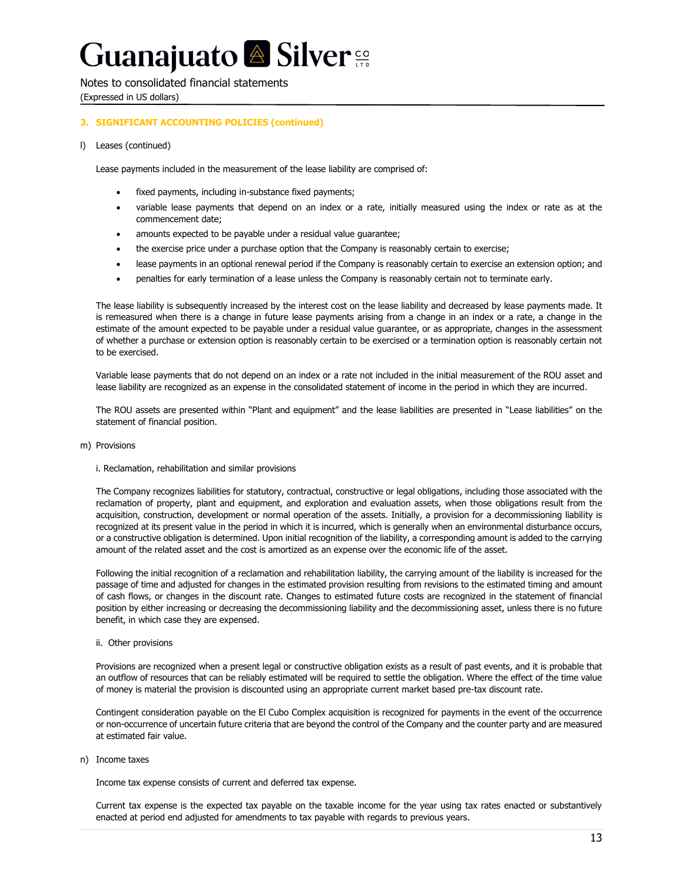## 3. SIGNIFICANT ACCOUNTING POLICIES (continued)

l) Leases (continued)

Lease payments included in the measurement of the lease liability are comprised of:

- fixed payments, including in-substance fixed payments;
- variable lease payments that depend on an index or a rate, initially measured using the index or rate as at the commencement date;
- amounts expected to be payable under a residual value guarantee;
- the exercise price under a purchase option that the Company is reasonably certain to exercise;
- lease payments in an optional renewal period if the Company is reasonably certain to exercise an extension option; and
- penalties for early termination of a lease unless the Company is reasonably certain not to terminate early.

The lease liability is subsequently increased by the interest cost on the lease liability and decreased by lease payments made. It is remeasured when there is a change in future lease payments arising from a change in an index or a rate, a change in the estimate of the amount expected to be payable under a residual value guarantee, or as appropriate, changes in the assessment of whether a purchase or extension option is reasonably certain to be exercised or a termination option is reasonably certain not to be exercised.

Variable lease payments that do not depend on an index or a rate not included in the initial measurement of the ROU asset and lease liability are recognized as an expense in the consolidated statement of income in the period in which they are incurred.

The ROU assets are presented within "Plant and equipment" and the lease liabilities are presented in "Lease liabilities" on the statement of financial position.

m) Provisions

i. Reclamation, rehabilitation and similar provisions

The Company recognizes liabilities for statutory, contractual, constructive or legal obligations, including those associated with the reclamation of property, plant and equipment, and exploration and evaluation assets, when those obligations result from the acquisition, construction, development or normal operation of the assets. Initially, a provision for a decommissioning liability is recognized at its present value in the period in which it is incurred, which is generally when an environmental disturbance occurs, or a constructive obligation is determined. Upon initial recognition of the liability, a corresponding amount is added to the carrying amount of the related asset and the cost is amortized as an expense over the economic life of the asset.

Following the initial recognition of a reclamation and rehabilitation liability, the carrying amount of the liability is increased for the passage of time and adjusted for changes in the estimated provision resulting from revisions to the estimated timing and amount of cash flows, or changes in the discount rate. Changes to estimated future costs are recognized in the statement of financial position by either increasing or decreasing the decommissioning liability and the decommissioning asset, unless there is no future benefit, in which case they are expensed.

ii. Other provisions

Provisions are recognized when a present legal or constructive obligation exists as a result of past events, and it is probable that an outflow of resources that can be reliably estimated will be required to settle the obligation. Where the effect of the time value of money is material the provision is discounted using an appropriate current market based pre-tax discount rate.

Contingent consideration payable on the El Cubo Complex acquisition is recognized for payments in the event of the occurrence or non-occurrence of uncertain future criteria that are beyond the control of the Company and the counter party and are measured at estimated fair value.

n) Income taxes

Income tax expense consists of current and deferred tax expense.

Current tax expense is the expected tax payable on the taxable income for the year using tax rates enacted or substantively enacted at period end adjusted for amendments to tax payable with regards to previous years.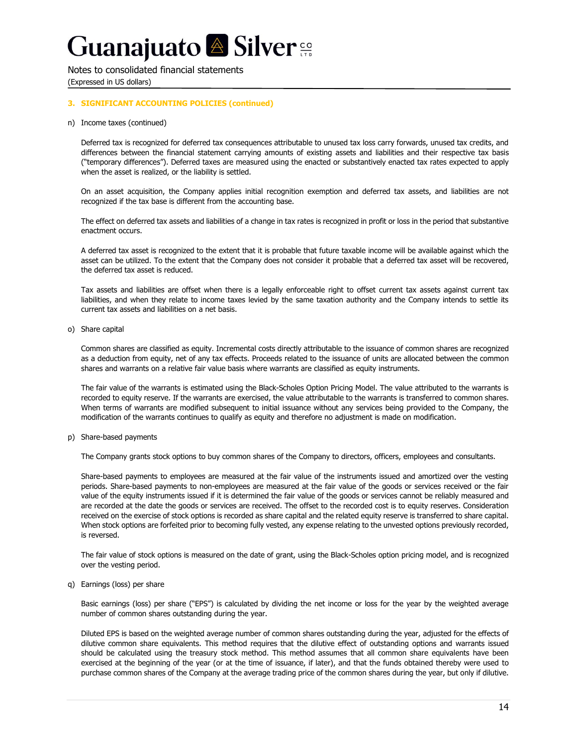### 3. SIGNIFICANT ACCOUNTING POLICIES (continued)

n) Income taxes (continued)

Deferred tax is recognized for deferred tax consequences attributable to unused tax loss carry forwards, unused tax credits, and differences between the financial statement carrying amounts of existing assets and liabilities and their respective tax basis ("temporary differences"). Deferred taxes are measured using the enacted or substantively enacted tax rates expected to apply when the asset is realized, or the liability is settled.

On an asset acquisition, the Company applies initial recognition exemption and deferred tax assets, and liabilities are not recognized if the tax base is different from the accounting base.

The effect on deferred tax assets and liabilities of a change in tax rates is recognized in profit or loss in the period that substantive enactment occurs.

A deferred tax asset is recognized to the extent that it is probable that future taxable income will be available against which the asset can be utilized. To the extent that the Company does not consider it probable that a deferred tax asset will be recovered, the deferred tax asset is reduced.

Tax assets and liabilities are offset when there is a legally enforceable right to offset current tax assets against current tax liabilities, and when they relate to income taxes levied by the same taxation authority and the Company intends to settle its current tax assets and liabilities on a net basis.

o) Share capital

Common shares are classified as equity. Incremental costs directly attributable to the issuance of common shares are recognized as a deduction from equity, net of any tax effects. Proceeds related to the issuance of units are allocated between the common shares and warrants on a relative fair value basis where warrants are classified as equity instruments.

The fair value of the warrants is estimated using the Black-Scholes Option Pricing Model. The value attributed to the warrants is recorded to equity reserve. If the warrants are exercised, the value attributable to the warrants is transferred to common shares. When terms of warrants are modified subsequent to initial issuance without any services being provided to the Company, the modification of the warrants continues to qualify as equity and therefore no adjustment is made on modification.

p) Share-based payments

The Company grants stock options to buy common shares of the Company to directors, officers, employees and consultants.

Share-based payments to employees are measured at the fair value of the instruments issued and amortized over the vesting periods. Share-based payments to non-employees are measured at the fair value of the goods or services received or the fair value of the equity instruments issued if it is determined the fair value of the goods or services cannot be reliably measured and are recorded at the date the goods or services are received. The offset to the recorded cost is to equity reserves. Consideration received on the exercise of stock options is recorded as share capital and the related equity reserve is transferred to share capital. When stock options are forfeited prior to becoming fully vested, any expense relating to the unvested options previously recorded, is reversed.

The fair value of stock options is measured on the date of grant, using the Black-Scholes option pricing model, and is recognized over the vesting period.

q) Earnings (loss) per share

Basic earnings (loss) per share ("EPS") is calculated by dividing the net income or loss for the year by the weighted average number of common shares outstanding during the year.

Diluted EPS is based on the weighted average number of common shares outstanding during the year, adjusted for the effects of dilutive common share equivalents. This method requires that the dilutive effect of outstanding options and warrants issued should be calculated using the treasury stock method. This method assumes that all common share equivalents have been exercised at the beginning of the year (or at the time of issuance, if later), and that the funds obtained thereby were used to purchase common shares of the Company at the average trading price of the common shares during the year, but only if dilutive.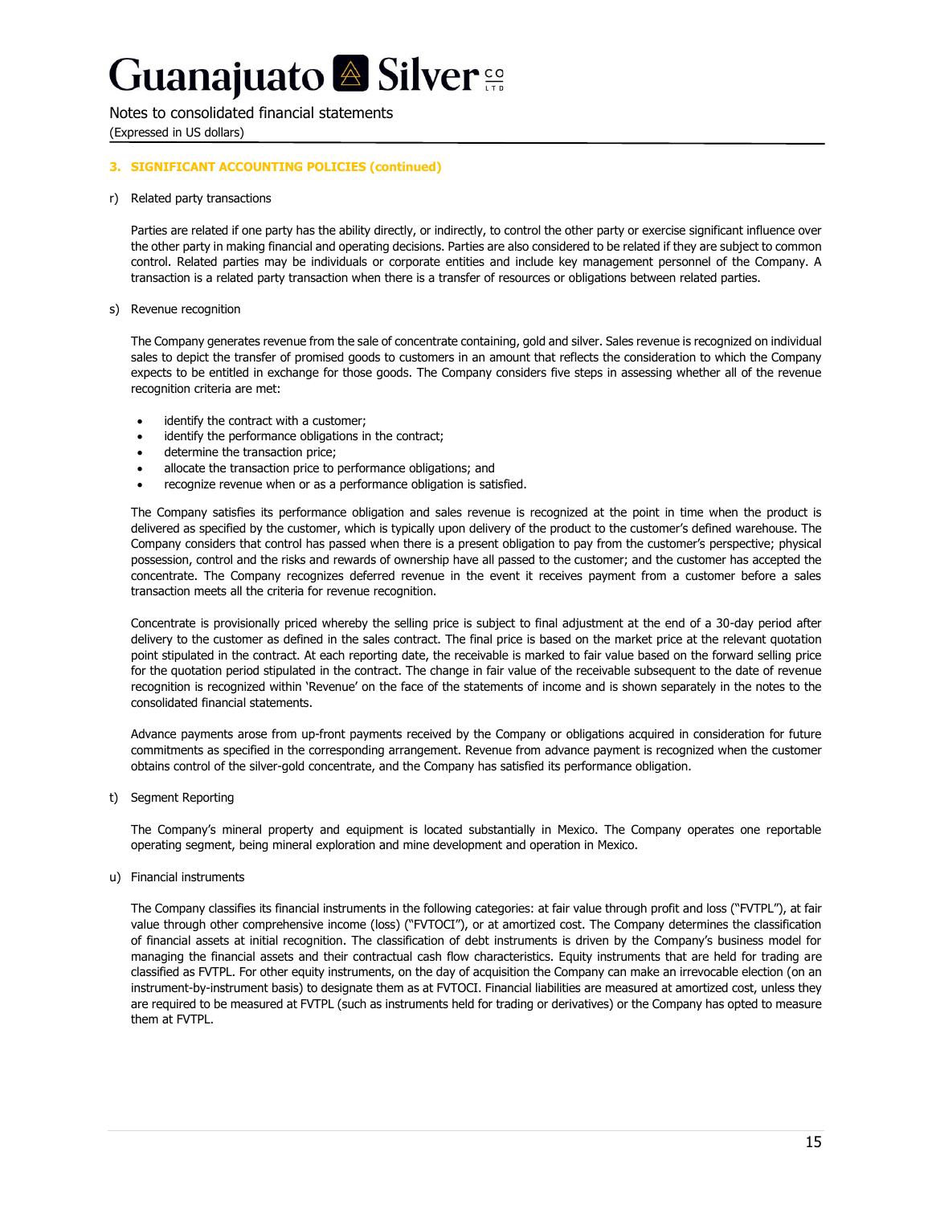## 3. SIGNIFICANT ACCOUNTING POLICIES (continued)

r) Related party transactions

Parties are related if one party has the ability directly, or indirectly, to control the other party or exercise significant influence over the other party in making financial and operating decisions. Parties are also considered to be related if they are subject to common control. Related parties may be individuals or corporate entities and include key management personnel of the Company. A transaction is a related party transaction when there is a transfer of resources or obligations between related parties.

s) Revenue recognition

The Company generates revenue from the sale of concentrate containing, gold and silver. Sales revenue is recognized on individual sales to depict the transfer of promised goods to customers in an amount that reflects the consideration to which the Company expects to be entitled in exchange for those goods. The Company considers five steps in assessing whether all of the revenue recognition criteria are met:

- identify the contract with a customer;
- identify the performance obligations in the contract;
- determine the transaction price;
- allocate the transaction price to performance obligations; and
- recognize revenue when or as a performance obligation is satisfied.

The Company satisfies its performance obligation and sales revenue is recognized at the point in time when the product is delivered as specified by the customer, which is typically upon delivery of the product to the customer's defined warehouse. The Company considers that control has passed when there is a present obligation to pay from the customer's perspective; physical possession, control and the risks and rewards of ownership have all passed to the customer; and the customer has accepted the concentrate. The Company recognizes deferred revenue in the event it receives payment from a customer before a sales transaction meets all the criteria for revenue recognition.

Concentrate is provisionally priced whereby the selling price is subject to final adjustment at the end of a 30-day period after delivery to the customer as defined in the sales contract. The final price is based on the market price at the relevant quotation point stipulated in the contract. At each reporting date, the receivable is marked to fair value based on the forward selling price for the quotation period stipulated in the contract. The change in fair value of the receivable subsequent to the date of revenue recognition is recognized within 'Revenue' on the face of the statements of income and is shown separately in the notes to the consolidated financial statements.

Advance payments arose from up-front payments received by the Company or obligations acquired in consideration for future commitments as specified in the corresponding arrangement. Revenue from advance payment is recognized when the customer obtains control of the silver-gold concentrate, and the Company has satisfied its performance obligation.

t) Segment Reporting

The Company's mineral property and equipment is located substantially in Mexico. The Company operates one reportable operating segment, being mineral exploration and mine development and operation in Mexico.

u) Financial instruments

The Company classifies its financial instruments in the following categories: at fair value through profit and loss ("FVTPL"), at fair value through other comprehensive income (loss) ("FVTOCI"), or at amortized cost. The Company determines the classification of financial assets at initial recognition. The classification of debt instruments is driven by the Company's business model for managing the financial assets and their contractual cash flow characteristics. Equity instruments that are held for trading are classified as FVTPL. For other equity instruments, on the day of acquisition the Company can make an irrevocable election (on an instrument-by-instrument basis) to designate them as at FVTOCI. Financial liabilities are measured at amortized cost, unless they are required to be measured at FVTPL (such as instruments held for trading or derivatives) or the Company has opted to measure them at FVTPL.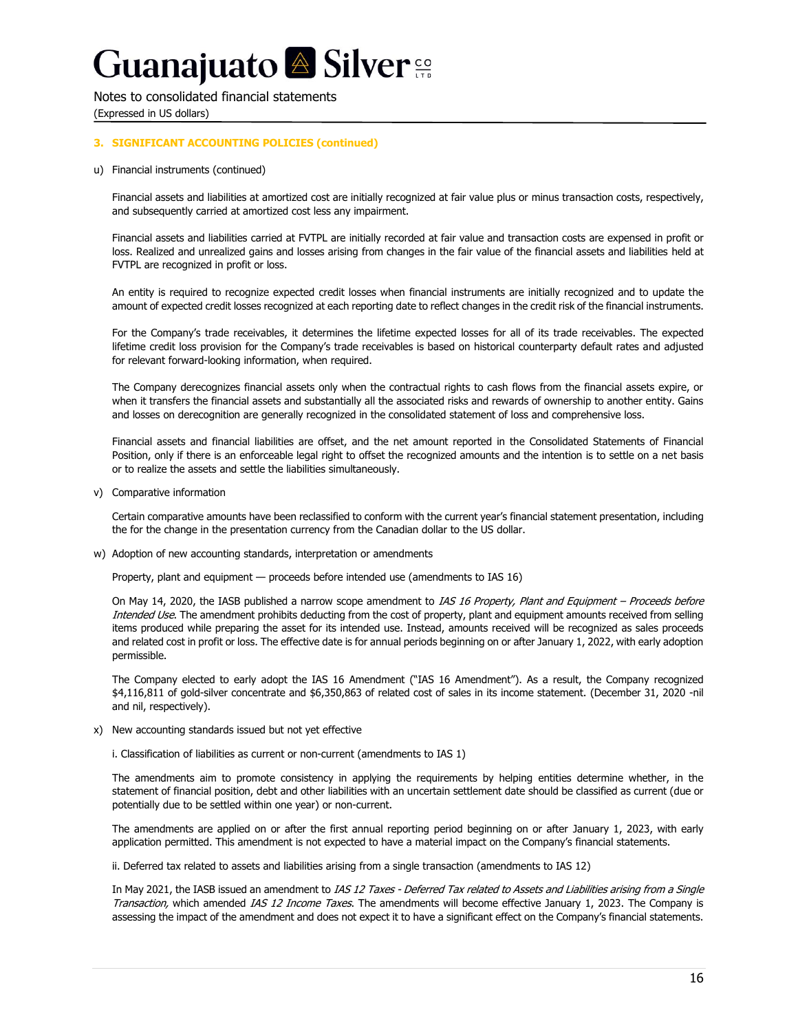### 3. SIGNIFICANT ACCOUNTING POLICIES (continued)

u) Financial instruments (continued)

Financial assets and liabilities at amortized cost are initially recognized at fair value plus or minus transaction costs, respectively, and subsequently carried at amortized cost less any impairment.

Financial assets and liabilities carried at FVTPL are initially recorded at fair value and transaction costs are expensed in profit or loss. Realized and unrealized gains and losses arising from changes in the fair value of the financial assets and liabilities held at FVTPL are recognized in profit or loss.

An entity is required to recognize expected credit losses when financial instruments are initially recognized and to update the amount of expected credit losses recognized at each reporting date to reflect changes in the credit risk of the financial instruments.

For the Company's trade receivables, it determines the lifetime expected losses for all of its trade receivables. The expected lifetime credit loss provision for the Company's trade receivables is based on historical counterparty default rates and adjusted for relevant forward-looking information, when required.

The Company derecognizes financial assets only when the contractual rights to cash flows from the financial assets expire, or when it transfers the financial assets and substantially all the associated risks and rewards of ownership to another entity. Gains and losses on derecognition are generally recognized in the consolidated statement of loss and comprehensive loss.

Financial assets and financial liabilities are offset, and the net amount reported in the Consolidated Statements of Financial Position, only if there is an enforceable legal right to offset the recognized amounts and the intention is to settle on a net basis or to realize the assets and settle the liabilities simultaneously.

v) Comparative information

Certain comparative amounts have been reclassified to conform with the current year's financial statement presentation, including the for the change in the presentation currency from the Canadian dollar to the US dollar.

w) Adoption of new accounting standards, interpretation or amendments

Property, plant and equipment — proceeds before intended use (amendments to IAS 16)

On May 14, 2020, the IASB published a narrow scope amendment to *IAS 16 Property, Plant and Equipment – Proceeds before Intended Use*. The amendment prohibits deducting from the cost of property, plant and equipment amounts received from selling items produced while preparing the asset for its intended use. Instead, amounts received will be recognized as sales proceeds and related cost in profit or loss. The effective date is for annual periods beginning on or after January 1, 2022, with early adoption permissible.

The Company elected to early adopt the IAS 16 Amendment ("IAS 16 Amendment"). As a result, the Company recognized $4,116,811 of gold-silver concentrate and $6,350,863 of related cost of sales in its income statement. (December 31, 2020 -nil and nil, respectively).

x) New accounting standards issued but not yet effective

i. Classification of liabilities as current or non-current (amendments to IAS 1)

The amendments aim to promote consistency in applying the requirements by helping entities determine whether, in the statement of financial position, debt and other liabilities with an uncertain settlement date should be classified as current (due or potentially due to be settled within one year) or non-current.

The amendments are applied on or after the first annual reporting period beginning on or after January 1, 2023, with early application permitted. This amendment is not expected to have a material impact on the Company's financial statements.

ii. Deferred tax related to assets and liabilities arising from a single transaction (amendments to IAS 12)

In May 2021, the IASB issued an amendment to *IAS 12 Taxes - Deferred Tax related to Assets and Liabilities arising from a Single Transaction,* which amended *IAS 12 Income Taxes*. The amendments will become effective January 1, 2023. The Company is assessing the impact of the amendment and does not expect it to have a significant effect on the Company's financial statements.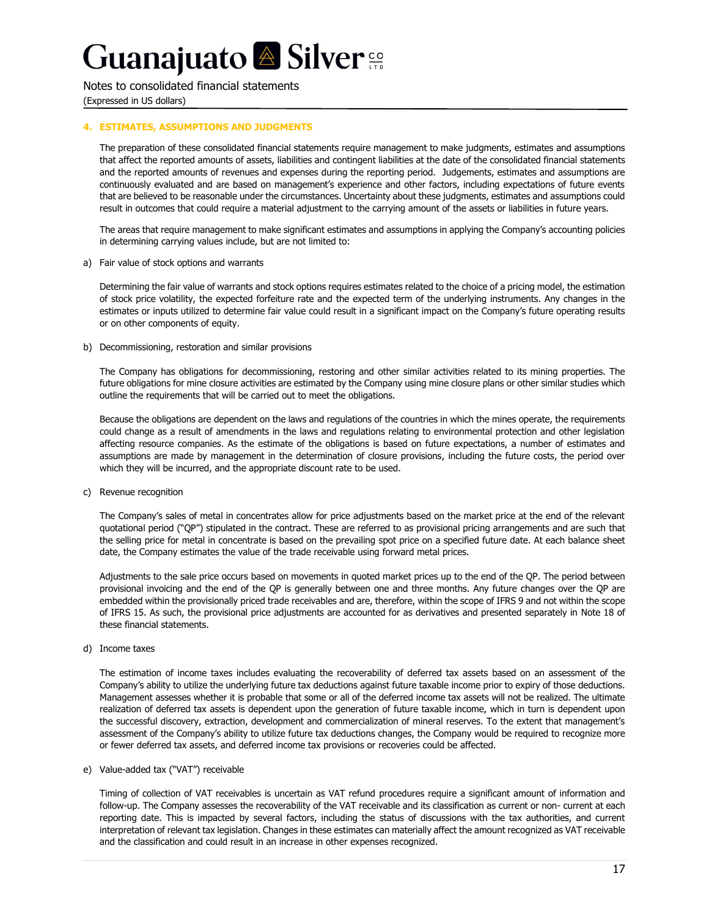## 4. ESTIMATES, ASSUMPTIONS AND JUDGMENTS

The preparation of these consolidated financial statements require management to make judgments, estimates and assumptions that affect the reported amounts of assets, liabilities and contingent liabilities at the date of the consolidated financial statements and the reported amounts of revenues and expenses during the reporting period. Judgements, estimates and assumptions are continuously evaluated and are based on management's experience and other factors, including expectations of future events that are believed to be reasonable under the circumstances. Uncertainty about these judgments, estimates and assumptions could result in outcomes that could require a material adjustment to the carrying amount of the assets or liabilities in future years.

The areas that require management to make significant estimates and assumptions in applying the Company's accounting policies in determining carrying values include, but are not limited to:

a) Fair value of stock options and warrants

Determining the fair value of warrants and stock options requires estimates related to the choice of a pricing model, the estimation of stock price volatility, the expected forfeiture rate and the expected term of the underlying instruments. Any changes in the estimates or inputs utilized to determine fair value could result in a significant impact on the Company's future operating results or on other components of equity.

b) Decommissioning, restoration and similar provisions

The Company has obligations for decommissioning, restoring and other similar activities related to its mining properties. The future obligations for mine closure activities are estimated by the Company using mine closure plans or other similar studies which outline the requirements that will be carried out to meet the obligations.

Because the obligations are dependent on the laws and regulations of the countries in which the mines operate, the requirements could change as a result of amendments in the laws and regulations relating to environmental protection and other legislation affecting resource companies. As the estimate of the obligations is based on future expectations, a number of estimates and assumptions are made by management in the determination of closure provisions, including the future costs, the period over which they will be incurred, and the appropriate discount rate to be used.

c) Revenue recognition

The Company's sales of metal in concentrates allow for price adjustments based on the market price at the end of the relevant quotational period ("QP") stipulated in the contract. These are referred to as provisional pricing arrangements and are such that the selling price for metal in concentrate is based on the prevailing spot price on a specified future date. At each balance sheet date, the Company estimates the value of the trade receivable using forward metal prices.

Adjustments to the sale price occurs based on movements in quoted market prices up to the end of the QP. The period between provisional invoicing and the end of the QP is generally between one and three months. Any future changes over the QP are embedded within the provisionally priced trade receivables and are, therefore, within the scope of IFRS 9 and not within the scope of IFRS 15. As such, the provisional price adjustments are accounted for as derivatives and presented separately in Note 18 of these financial statements.

d) Income taxes

The estimation of income taxes includes evaluating the recoverability of deferred tax assets based on an assessment of the Company's ability to utilize the underlying future tax deductions against future taxable income prior to expiry of those deductions. Management assesses whether it is probable that some or all of the deferred income tax assets will not be realized. The ultimate realization of deferred tax assets is dependent upon the generation of future taxable income, which in turn is dependent upon the successful discovery, extraction, development and commercialization of mineral reserves. To the extent that management's assessment of the Company's ability to utilize future tax deductions changes, the Company would be required to recognize more or fewer deferred tax assets, and deferred income tax provisions or recoveries could be affected.

e) Value-added tax ("VAT") receivable

Timing of collection of VAT receivables is uncertain as VAT refund procedures require a significant amount of information and follow-up. The Company assesses the recoverability of the VAT receivable and its classification as current or non- current at each reporting date. This is impacted by several factors, including the status of discussions with the tax authorities, and current interpretation of relevant tax legislation. Changes in these estimates can materially affect the amount recognized as VAT receivable and the classification and could result in an increase in other expenses recognized.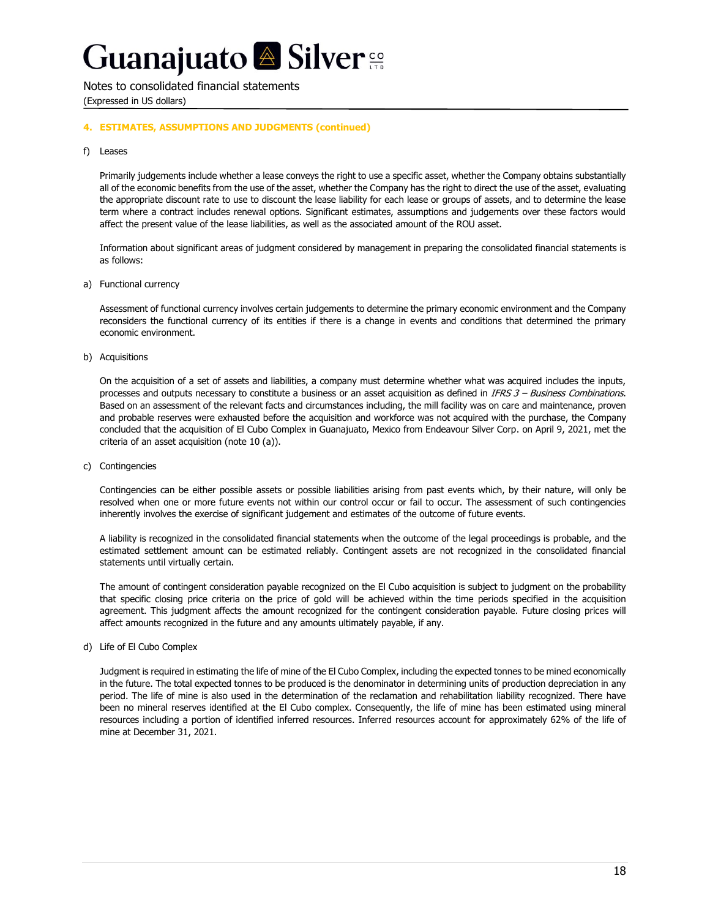## 4. ESTIMATES, ASSUMPTIONS AND JUDGMENTS (continued)

f) Leases

Primarily judgements include whether a lease conveys the right to use a specific asset, whether the Company obtains substantially all of the economic benefits from the use of the asset, whether the Company has the right to direct the use of the asset, evaluating the appropriate discount rate to use to discount the lease liability for each lease or groups of assets, and to determine the lease term where a contract includes renewal options. Significant estimates, assumptions and judgements over these factors would affect the present value of the lease liabilities, as well as the associated amount of the ROU asset.

Information about significant areas of judgment considered by management in preparing the consolidated financial statements is as follows:

a) Functional currency

Assessment of functional currency involves certain judgements to determine the primary economic environment and the Company reconsiders the functional currency of its entities if there is a change in events and conditions that determined the primary economic environment.

b) Acquisitions

On the acquisition of a set of assets and liabilities, a company must determine whether what was acquired includes the inputs, processes and outputs necessary to constitute a business or an asset acquisition as defined in *IFRS 3 – Business Combinations*. Based on an assessment of the relevant facts and circumstances including, the mill facility was on care and maintenance, proven and probable reserves were exhausted before the acquisition and workforce was not acquired with the purchase, the Company concluded that the acquisition of El Cubo Complex in Guanajuato, Mexico from Endeavour Silver Corp. on April 9, 2021, met the criteria of an asset acquisition (note 10 (a)).

c) Contingencies

Contingencies can be either possible assets or possible liabilities arising from past events which, by their nature, will only be resolved when one or more future events not within our control occur or fail to occur. The assessment of such contingencies inherently involves the exercise of significant judgement and estimates of the outcome of future events.

A liability is recognized in the consolidated financial statements when the outcome of the legal proceedings is probable, and the estimated settlement amount can be estimated reliably. Contingent assets are not recognized in the consolidated financial statements until virtually certain.

The amount of contingent consideration payable recognized on the El Cubo acquisition is subject to judgment on the probability that specific closing price criteria on the price of gold will be achieved within the time periods specified in the acquisition agreement. This judgment affects the amount recognized for the contingent consideration payable. Future closing prices will affect amounts recognized in the future and any amounts ultimately payable, if any.

d) Life of El Cubo Complex

Judgment is required in estimating the life of mine of the El Cubo Complex, including the expected tonnes to be mined economically in the future. The total expected tonnes to be produced is the denominator in determining units of production depreciation in any period. The life of mine is also used in the determination of the reclamation and rehabilitation liability recognized. There have been no mineral reserves identified at the El Cubo complex. Consequently, the life of mine has been estimated using mineral resources including a portion of identified inferred resources. Inferred resources account for approximately 62% of the life of mine at December 31, 2021.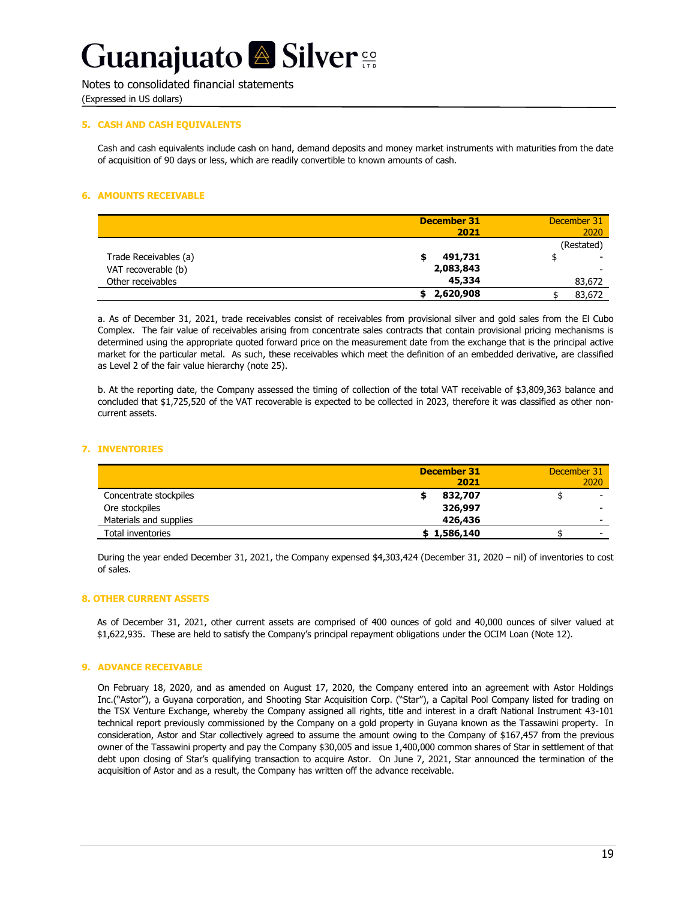Notes to consolidated financial statements

(Expressed in US dollars)

## 5. CASH AND CASH EQUIVALENTS

Cash and cash equivalents include cash on hand, demand deposits and money market instruments with maturities from the date of acquisition of 90 days or less, which are readily convertible to known amounts of cash.

## 6. AMOUNTS RECEIVABLE

| | December 31 2021 | December 31 2020 |
|---|---|---|
| | | (Restated) |
| Trade Receivables (a) | $ 491,731 | $ - |
| VAT recoverable (b) | 2,083,843 | - |
| Other receivables | 45,334 | 83,672 |
| | $ 2,620,908 | $ 83,672 |

a. As of December 31, 2021, trade receivables consist of receivables from provisional silver and gold sales from the El Cubo Complex. The fair value of receivables arising from concentrate sales contracts that contain provisional pricing mechanisms is determined using the appropriate quoted forward price on the measurement date from the exchange that is the principal active market for the particular metal. As such, these receivables which meet the definition of an embedded derivative, are classified as Level 2 of the fair value hierarchy (note 25).

b. At the reporting date, the Company assessed the timing of collection of the total VAT receivable of $3,809,363 balance and concluded that $1,725,520 of the VAT recoverable is expected to be collected in 2023, therefore it was classified as other non-current assets.

## 7. INVENTORIES

| | December 31 2021 | December 31 2020 |
|---|---|---|
| Concentrate stockpiles | $ 832,707 | $ - |
| Ore stockpiles | 326,997 | - |
| Materials and supplies | 426,436 | - |
| Total inventories | $ 1,586,140 | $ - |

During the year ended December 31, 2021, the Company expensed $4,303,424 (December 31, 2020 – nil) of inventories to cost of sales.

## 8. OTHER CURRENT ASSETS

As of December 31, 2021, other current assets are comprised of 400 ounces of gold and 40,000 ounces of silver valued at $1,622,935. These are held to satisfy the Company's principal repayment obligations under the OCIM Loan (Note 12).

## 9. ADVANCE RECEIVABLE

On February 18, 2020, and as amended on August 17, 2020, the Company entered into an agreement with Astor Holdings Inc.("Astor"), a Guyana corporation, and Shooting Star Acquisition Corp. ("Star"), a Capital Pool Company listed for trading on the TSX Venture Exchange, whereby the Company assigned all rights, title and interest in a draft National Instrument 43-101 technical report previously commissioned by the Company on a gold property in Guyana known as the Tassawini property. In consideration, Astor and Star collectively agreed to assume the amount owing to the Company of $167,457 from the previous owner of the Tassawini property and pay the Company $30,005 and issue 1,400,000 common shares of Star in settlement of that debt upon closing of Star's qualifying transaction to acquire Astor. On June 7, 2021, Star announced the termination of the acquisition of Astor and as a result, the Company has written off the advance receivable.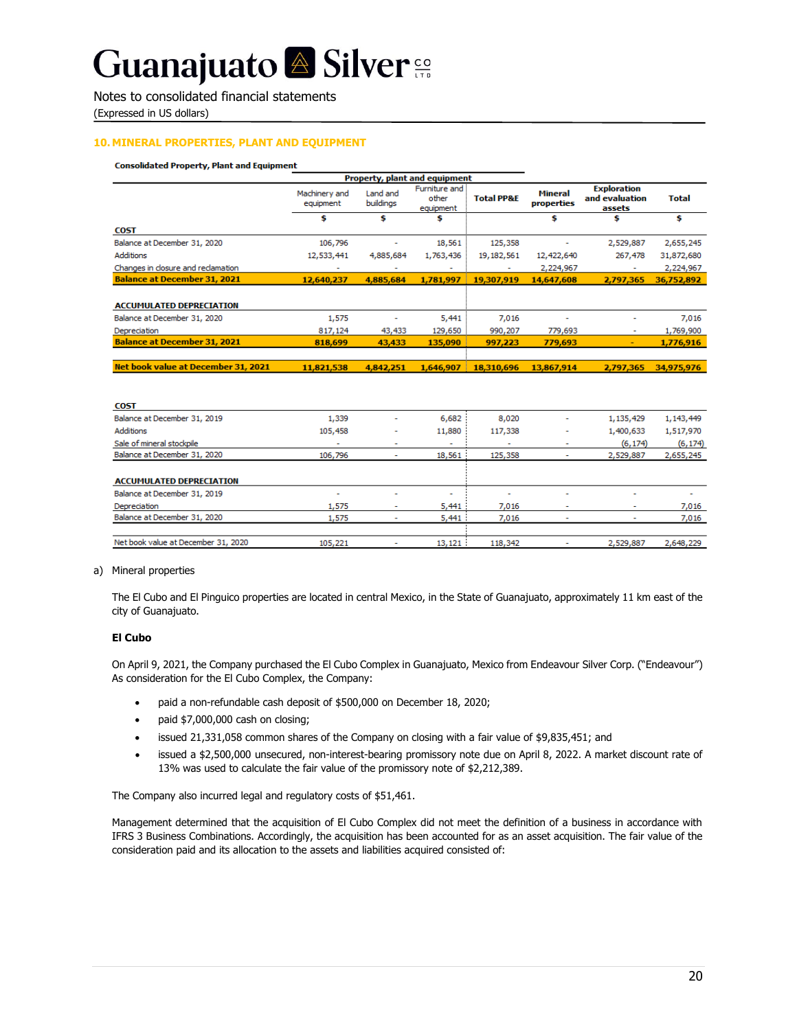Notes to consolidated financial statements

(Expressed in US dollars)

## 10. MINERAL PROPERTIES, PLANT AND EQUIPMENT

**Consolidated Property, Plant and Equipment**

| | Property, plant and equipment | | | | | | |
|---|---|---|---|---|---|---|---|
| | Machinery and equipment | Land and buildings | Furniture and other equipment | Total PP&E | Mineral properties | Exploration and evaluation assets | Total |
| | $ | $ | $ | | $ | $ | $ |
| **COST** | | | | | | | |
| Balance at December 31, 2020 | 106,796 | - | 18,561 | 125,358 | - | 2,529,887 | 2,655,245 |
| Additions | 12,533,441 | 4,885,684 | 1,763,436 | 19,182,561 | 12,422,640 | 267,478 | 31,872,680 |
| Changes in closure and reclamation | - | - | - | - | 2,224,967 | - | 2,224,967 |
| **Balance at December 31, 2021** | **12,640,237** | **4,885,684** | **1,781,997** | **19,307,919** | **14,647,608** | **2,797,365** | **36,752,892** |
| | | | | | | | |
| **ACCUMULATED DEPRECIATION** | | | | | | | |
| Balance at December 31, 2020 | 1,575 | - | 5,441 | 7,016 | - | - | 7,016 |
| Depreciation | 817,124 | 43,433 | 129,650 | 990,207 | 779,693 | - | 1,769,900 |
| **Balance at December 31, 2021** | **818,699** | **43,433** | **135,090** | **997,223** | **779,693** | **-** | **1,776,916** |
| | | | | | | | |
| **Net book value at December 31, 2021** | **11,821,538** | **4,842,251** | **1,646,907** | **18,310,696** | **13,867,914** | **2,797,365** | **34,975,976** |

| | Machinery and equipment | Land and buildings | Furniture and other equipment | Total PP&E | Mineral properties | Exploration and evaluation assets | Total |
|---|---|---|---|---|---|---|---|
| **COST** | | | | | | | |
| Balance at December 31, 2019 | 1,339 | - | 6,682 | 8,020 | - | 1,135,429 | 1,143,449 |
| Additions | 105,458 | - | 11,880 | 117,338 | - | 1,400,633 | 1,517,970 |
| Sale of mineral stockpile | - | - | - | - | - | (6,174) | (6,174) |
| Balance at December 31, 2020 | 106,796 | - | 18,561 | 125,358 | - | 2,529,887 | 2,655,245 |
| | | | | | | | |
| **ACCUMULATED DEPRECIATION** | | | | | | | |
| Balance at December 31, 2019 | - | - | - | - | - | - | - |
| Depreciation | 1,575 | - | 5,441 | 7,016 | - | - | 7,016 |
| Balance at December 31, 2020 | 1,575 | - | 5,441 | 7,016 | - | - | 7,016 |
| | | | | | | | |
| Net book value at December 31, 2020 | 105,221 | - | 13,121 | 118,342 | - | 2,529,887 | 2,648,229 |

a) Mineral properties

The El Cubo and El Pinguico properties are located in central Mexico, in the State of Guanajuato, approximately 11 km east of the city of Guanajuato.

**El Cubo**

On April 9, 2021, the Company purchased the El Cubo Complex in Guanajuato, Mexico from Endeavour Silver Corp. ("Endeavour") As consideration for the El Cubo Complex, the Company:

- paid a non-refundable cash deposit of $500,000 on December 18, 2020;
- paid $7,000,000 cash on closing;
- issued 21,331,058 common shares of the Company on closing with a fair value of $9,835,451; and
- issued a $2,500,000 unsecured, non-interest-bearing promissory note due on April 8, 2022. A market discount rate of 13% was used to calculate the fair value of the promissory note of $2,212,389.

The Company also incurred legal and regulatory costs of $51,461.

Management determined that the acquisition of El Cubo Complex did not meet the definition of a business in accordance with IFRS 3 Business Combinations. Accordingly, the acquisition has been accounted for as an asset acquisition. The fair value of the consideration paid and its allocation to the assets and liabilities acquired consisted of: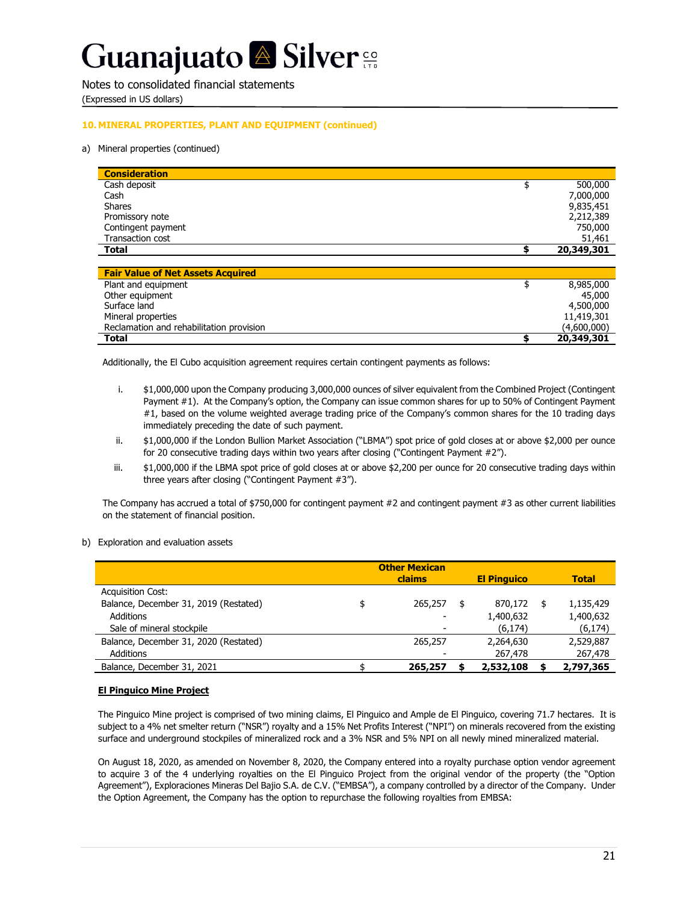## 10. MINERAL PROPERTIES, PLANT AND EQUIPMENT (continued)

a) Mineral properties (continued)

| Consideration | | |
|---|---|---|
| Cash deposit | $ | 500,000 |
| Cash | | 7,000,000 |
| Shares | | 9,835,451 |
| Promissory note | | 2,212,389 |
| Contingent payment | | 750,000 |
| Transaction cost | | 51,461 |
| **Total** | **$** | **20,349,301** |

| Fair Value of Net Assets Acquired | | |
|---|---|---|
| Plant and equipment | $ | 8,985,000 |
| Other equipment | | 45,000 |
| Surface land | | 4,500,000 |
| Mineral properties | | 11,419,301 |
| Reclamation and rehabilitation provision | | (4,600,000) |
| **Total** | **$** | **20,349,301** |

Additionally, the El Cubo acquisition agreement requires certain contingent payments as follows:

i. $1,000,000 upon the Company producing 3,000,000 ounces of silver equivalent from the Combined Project (Contingent Payment #1). At the Company's option, the Company can issue common shares for up to 50% of Contingent Payment #1, based on the volume weighted average trading price of the Company's common shares for the 10 trading days immediately preceding the date of such payment.

ii. $1,000,000 if the London Bullion Market Association ("LBMA") spot price of gold closes at or above $2,000 per ounce for 20 consecutive trading days within two years after closing ("Contingent Payment #2").

iii. $1,000,000 if the LBMA spot price of gold closes at or above $2,200 per ounce for 20 consecutive trading days within three years after closing ("Contingent Payment #3").

The Company has accrued a total of $750,000 for contingent payment #2 and contingent payment #3 as other current liabilities on the statement of financial position.

b) Exploration and evaluation assets

| | | Other Mexican claims | | El Pinguico | | Total |
|---|---|---|---|---|---|---|
| Acquisition Cost: | | | | | | |
| Balance, December 31, 2019 (Restated) | $ | 265,257 | $ | 870,172 | $ | 1,135,429 |
| Additions | | - | | 1,400,632 | | 1,400,632 |
| Sale of mineral stockpile | | - | | (6,174) | | (6,174) |
| Balance, December 31, 2020 (Restated) | | 265,257 | | 2,264,630 | | 2,529,887 |
| Additions | | - | | 267,478 | | 267,478 |
| Balance, December 31, 2021 | $ | **265,257** | **$** | **2,532,108** | **$** | **2,797,365** |

**El Pinguico Mine Project**

The Pinguico Mine project is comprised of two mining claims, El Pinguico and Ample de El Pinguico, covering 71.7 hectares. It is subject to a 4% net smelter return ("NSR") royalty and a 15% Net Profits Interest ("NPI") on minerals recovered from the existing surface and underground stockpiles of mineralized rock and a 3% NSR and 5% NPI on all newly mined mineralized material.

On August 18, 2020, as amended on November 8, 2020, the Company entered into a royalty purchase option vendor agreement to acquire 3 of the 4 underlying royalties on the El Pinguico Project from the original vendor of the property (the "Option Agreement"), Exploraciones Mineras Del Bajio S.A. de C.V. ("EMBSA"), a company controlled by a director of the Company. Under the Option Agreement, the Company has the option to repurchase the following royalties from EMBSA: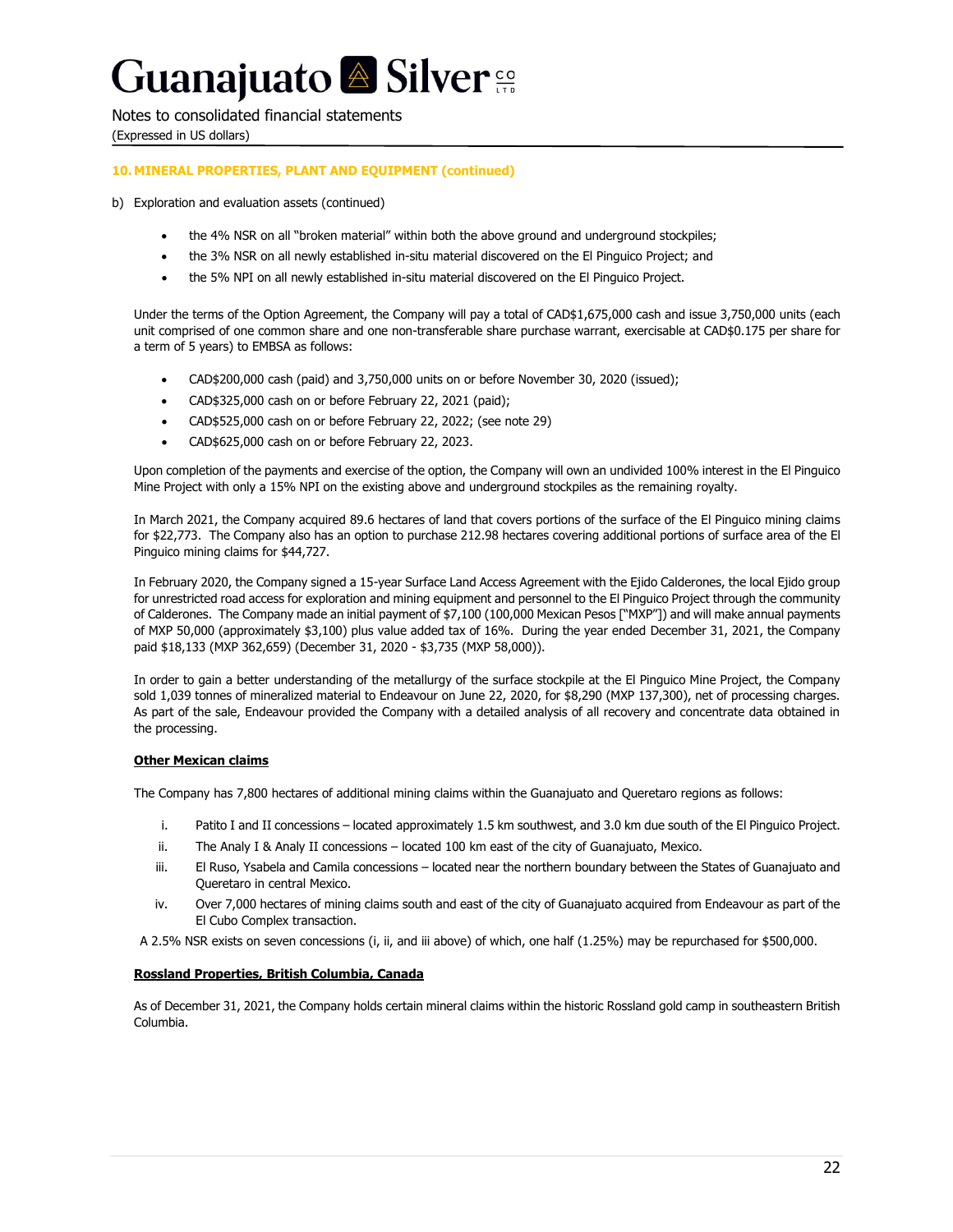## 10. MINERAL PROPERTIES, PLANT AND EQUIPMENT (continued)

b) Exploration and evaluation assets (continued)

- the 4% NSR on all "broken material" within both the above ground and underground stockpiles;
- the 3% NSR on all newly established in-situ material discovered on the El Pinguico Project; and
- the 5% NPI on all newly established in-situ material discovered on the El Pinguico Project.

Under the terms of the Option Agreement, the Company will pay a total of CAD$1,675,000 cash and issue 3,750,000 units (each unit comprised of one common share and one non-transferable share purchase warrant, exercisable at CAD$0.175 per share for a term of 5 years) to EMBSA as follows:

- CAD$200,000 cash (paid) and 3,750,000 units on or before November 30, 2020 (issued);
- CAD$325,000 cash on or before February 22, 2021 (paid);
- CAD$525,000 cash on or before February 22, 2022; (see note 29)
- CAD$625,000 cash on or before February 22, 2023.

Upon completion of the payments and exercise of the option, the Company will own an undivided 100% interest in the El Pinguico Mine Project with only a 15% NPI on the existing above and underground stockpiles as the remaining royalty.

In March 2021, the Company acquired 89.6 hectares of land that covers portions of the surface of the El Pinguico mining claims for $22,773. The Company also has an option to purchase 212.98 hectares covering additional portions of surface area of the El Pinguico mining claims for $44,727.

In February 2020, the Company signed a 15-year Surface Land Access Agreement with the Ejido Calderones, the local Ejido group for unrestricted road access for exploration and mining equipment and personnel to the El Pinguico Project through the community of Calderones. The Company made an initial payment of $7,100 (100,000 Mexican Pesos ["MXP"]) and will make annual payments of MXP 50,000 (approximately $3,100) plus value added tax of 16%. During the year ended December 31, 2021, the Company paid $18,133 (MXP 362,659) (December 31, 2020 - $3,735 (MXP 58,000)).

In order to gain a better understanding of the metallurgy of the surface stockpile at the El Pinguico Mine Project, the Company sold 1,039 tonnes of mineralized material to Endeavour on June 22, 2020, for $8,290 (MXP 137,300), net of processing charges. As part of the sale, Endeavour provided the Company with a detailed analysis of all recovery and concentrate data obtained in the processing.

**Other Mexican claims**

The Company has 7,800 hectares of additional mining claims within the Guanajuato and Queretaro regions as follows:

i. Patito I and II concessions – located approximately 1.5 km southwest, and 3.0 km due south of the El Pinguico Project.
ii. The Analy I & Analy II concessions – located 100 km east of the city of Guanajuato, Mexico.
iii. El Ruso, Ysabela and Camila concessions – located near the northern boundary between the States of Guanajuato and Queretaro in central Mexico.
iv. Over 7,000 hectares of mining claims south and east of the city of Guanajuato acquired from Endeavour as part of the El Cubo Complex transaction.

A 2.5% NSR exists on seven concessions (i, ii, and iii above) of which, one half (1.25%) may be repurchased for $500,000.

**Rossland Properties, British Columbia, Canada**

As of December 31, 2021, the Company holds certain mineral claims within the historic Rossland gold camp in southeastern British Columbia.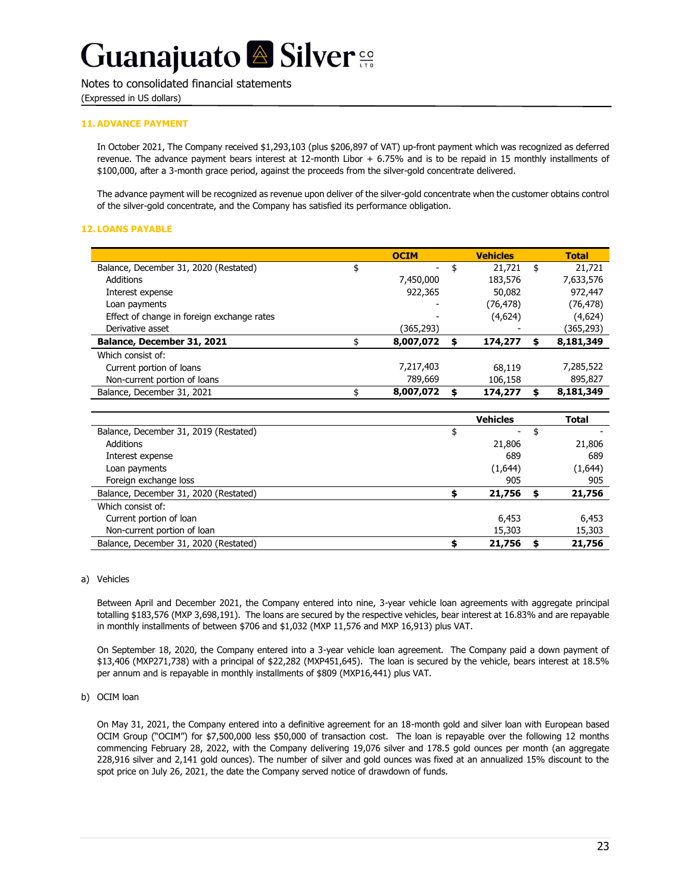### 11. ADVANCE PAYMENT

In October 2021, The Company received $1,293,103 (plus $206,897 of VAT) up-front payment which was recognized as deferred revenue. The advance payment bears interest at 12-month Libor + 6.75% and is to be repaid in 15 monthly installments of $100,000, after a 3-month grace period, against the proceeds from the silver-gold concentrate delivered.

The advance payment will be recognized as revenue upon deliver of the silver-gold concentrate when the customer obtains control of the silver-gold concentrate, and the Company has satisfied its performance obligation.

### 12. LOANS PAYABLE

| | | OCIM | | Vehicles | | Total |
|---|---|---|---|---|---|---|
| Balance, December 31, 2020 (Restated) | $ | - | $ | 21,721 | $ | 21,721 |
| Additions | | 7,450,000 | | 183,576 | | 7,633,576 |
| Interest expense | | 922,365 | | 50,082 | | 972,447 |
| Loan payments | | - | | (76,478) | | (76,478) |
| Effect of change in foreign exchange rates | | - | | (4,624) | | (4,624) |
| Derivative asset | | (365,293) | | - | | (365,293) |
| **Balance, December 31, 2021** | $ | **8,007,072** | **$** | **174,277** | **$** | **8,181,349** |
| Which consist of: | | | | | | |
| Current portion of loans | | 7,217,403 | | 68,119 | | 7,285,522 |
| Non-current portion of loans | | 789,669 | | 106,158 | | 895,827 |
| Balance, December 31, 2021 | $ | **8,007,072** | **$** | **174,277** | **$** | **8,181,349** |

| | | Vehicles | | Total |
|---|---|---|---|---|
| Balance, December 31, 2019 (Restated) | $ | - | $ | - |
| Additions | | 21,806 | | 21,806 |
| Interest expense | | 689 | | 689 |
| Loan payments | | (1,644) | | (1,644) |
| Foreign exchange loss | | 905 | | 905 |
| Balance, December 31, 2020 (Restated) | **$** | **21,756** | **$** | **21,756** |
| Which consist of: | | | | |
| Current portion of loan | | 6,453 | | 6,453 |
| Non-current portion of loan | | 15,303 | | 15,303 |
| Balance, December 31, 2020 (Restated) | **$** | **21,756** | **$** | **21,756** |

a) Vehicles

Between April and December 2021, the Company entered into nine, 3-year vehicle loan agreements with aggregate principal totalling $183,576 (MXP 3,698,191). The loans are secured by the respective vehicles, bear interest at 16.83% and are repayable in monthly installments of between $706 and $1,032 (MXP 11,576 and MXP 16,913) plus VAT.

On September 18, 2020, the Company entered into a 3-year vehicle loan agreement. The Company paid a down payment of $13,406 (MXP271,738) with a principal of $22,282 (MXP451,645). The loan is secured by the vehicle, bears interest at 18.5% per annum and is repayable in monthly installments of $809 (MXP16,441) plus VAT.

b) OCIM loan

On May 31, 2021, the Company entered into a definitive agreement for an 18-month gold and silver loan with European based OCIM Group ("OCIM") for $7,500,000 less $50,000 of transaction cost. The loan is repayable over the following 12 months commencing February 28, 2022, with the Company delivering 19,076 silver and 178.5 gold ounces per month (an aggregate 228,916 silver and 2,141 gold ounces). The number of silver and gold ounces was fixed at an annualized 15% discount to the spot price on July 26, 2021, the date the Company served notice of drawdown of funds.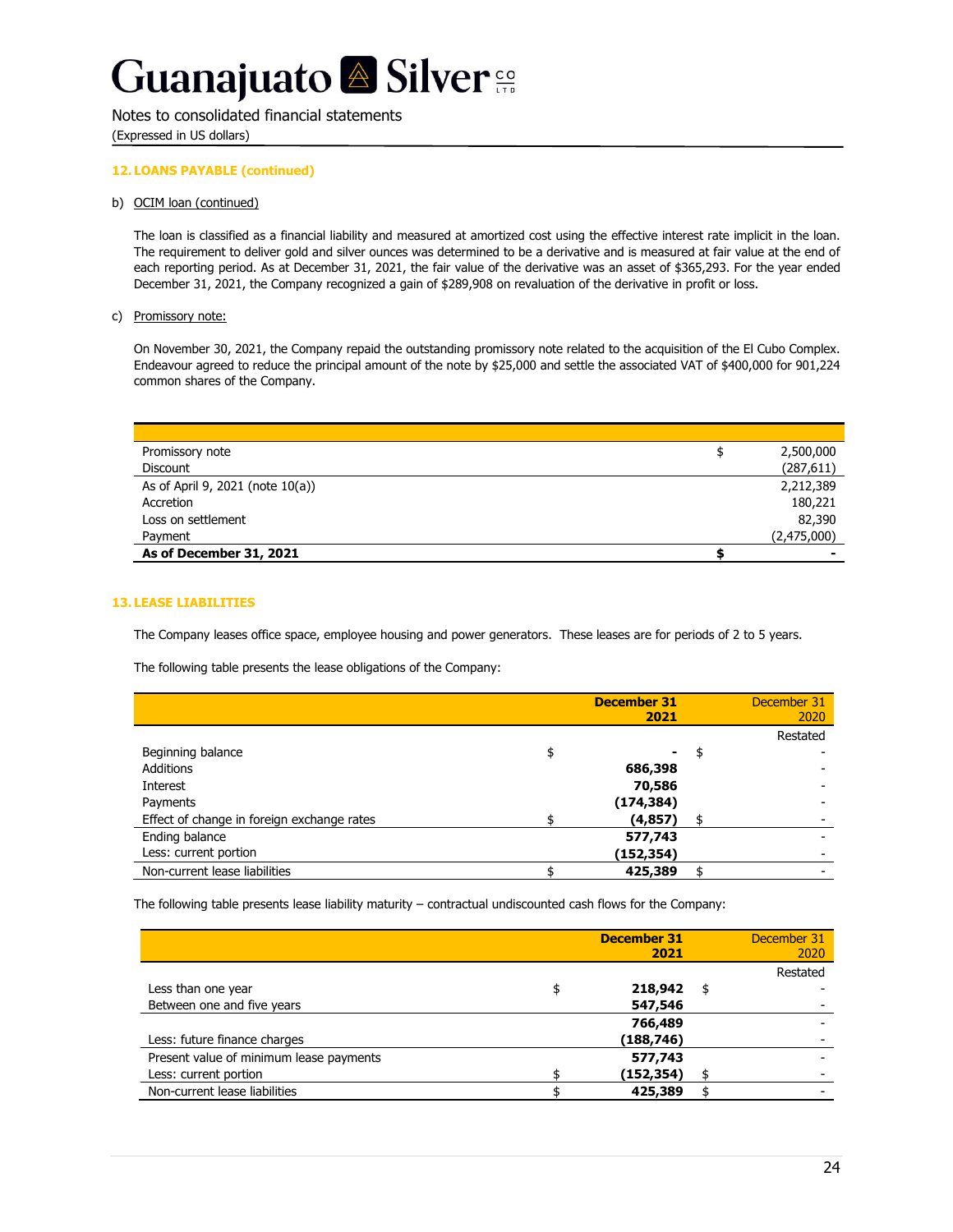## 12. LOANS PAYABLE (continued)

b) OCIM loan (continued)

The loan is classified as a financial liability and measured at amortized cost using the effective interest rate implicit in the loan. The requirement to deliver gold and silver ounces was determined to be a derivative and is measured at fair value at the end of each reporting period. As at December 31, 2021, the fair value of the derivative was an asset of $365,293. For the year ended December 31, 2021, the Company recognized a gain of $289,908 on revaluation of the derivative in profit or loss.

c) Promissory note:

On November 30, 2021, the Company repaid the outstanding promissory note related to the acquisition of the El Cubo Complex. Endeavour agreed to reduce the principal amount of the note by $25,000 and settle the associated VAT of $400,000 for 901,224 common shares of the Company.

| | | |
|---|---|---|
| Promissory note | $ | 2,500,000 |
| Discount | | (287,611) |
| As of April 9, 2021 (note 10(a)) | | 2,212,389 |
| Accretion | | 180,221 |
| Loss on settlement | | 82,390 |
| Payment | | (2,475,000) |
| **As of December 31, 2021** | **$** | **-** |

## 13. LEASE LIABILITIES

The Company leases office space, employee housing and power generators. These leases are for periods of 2 to 5 years.

The following table presents the lease obligations of the Company:

| | | **December 31 2021** | | December 31 2020 |
|---|---|---|---|---|
| | | | | Restated |
| Beginning balance | $ | **-** | $ | - |
| Additions | | **686,398** | | - |
| Interest | | **70,586** | | - |
| Payments | | **(174,384)** | | - |
| Effect of change in foreign exchange rates | $ | **(4,857)** | $ | - |
| Ending balance | | **577,743** | | - |
| Less: current portion | | **(152,354)** | | - |
| Non-current lease liabilities | $ | **425,389** | $ | - |

The following table presents lease liability maturity – contractual undiscounted cash flows for the Company:

| | | **December 31 2021** | | December 31 2020 |
|---|---|---|---|---|
| | | | | Restated |
| Less than one year | $ | **218,942** | $ | - |
| Between one and five years | | **547,546** | | - |
| | | **766,489** | | - |
| Less: future finance charges | | **(188,746)** | | - |
| Present value of minimum lease payments | | **577,743** | | - |
| Less: current portion | $ | **(152,354)** | $ | - |
| Non-current lease liabilities | $ | **425,389** | $ | - |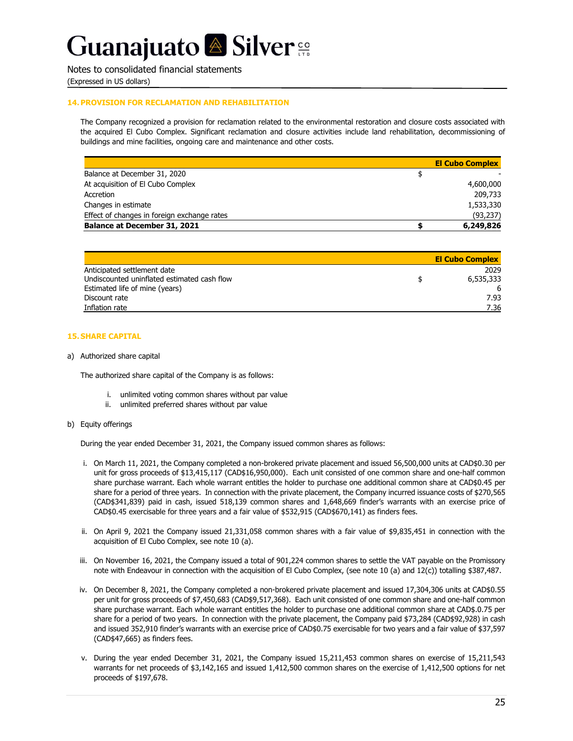## 14. PROVISION FOR RECLAMATION AND REHABILITATION

The Company recognized a provision for reclamation related to the environmental restoration and closure costs associated with the acquired El Cubo Complex. Significant reclamation and closure activities include land rehabilitation, decommissioning of buildings and mine facilities, ongoing care and maintenance and other costs.

| | | El Cubo Complex |
|---|---|---|
| Balance at December 31, 2020 | $ | - |
| At acquisition of El Cubo Complex | | 4,600,000 |
| Accretion | | 209,733 |
| Changes in estimate | | 1,533,330 |
| Effect of changes in foreign exchange rates | | (93,237) |
| **Balance at December 31, 2021** | **$** | **6,249,826** |

| | | El Cubo Complex |
|---|---|---|
| Anticipated settlement date | | 2029 |
| Undiscounted uninflated estimated cash flow | $ | 6,535,333 |
| Estimated life of mine (years) | | 6 |
| Discount rate | | 7.93 |
| Inflation rate | | 7.36 |

## 15. SHARE CAPITAL

a) Authorized share capital

The authorized share capital of the Company is as follows:

i. unlimited voting common shares without par value
ii. unlimited preferred shares without par value

b) Equity offerings

During the year ended December 31, 2021, the Company issued common shares as follows:

i. On March 11, 2021, the Company completed a non-brokered private placement and issued 56,500,000 units at CAD$0.30 per unit for gross proceeds of $13,415,117 (CAD$16,950,000). Each unit consisted of one common share and one-half common share purchase warrant. Each whole warrant entitles the holder to purchase one additional common share at CAD$0.45 per share for a period of three years. In connection with the private placement, the Company incurred issuance costs of $270,565 (CAD$341,839) paid in cash, issued 518,139 common shares and 1,648,669 finder's warrants with an exercise price of CAD$0.45 exercisable for three years and a fair value of $532,915 (CAD$670,141) as finders fees.

ii. On April 9, 2021 the Company issued 21,331,058 common shares with a fair value of $9,835,451 in connection with the acquisition of El Cubo Complex, see note 10 (a).

iii. On November 16, 2021, the Company issued a total of 901,224 common shares to settle the VAT payable on the Promissory note with Endeavour in connection with the acquisition of El Cubo Complex, (see note 10 (a) and 12(c)) totalling $387,487.

iv. On December 8, 2021, the Company completed a non-brokered private placement and issued 17,304,306 units at CAD$0.55 per unit for gross proceeds of $7,450,683 (CAD$9,517,368). Each unit consisted of one common share and one-half common share purchase warrant. Each whole warrant entitles the holder to purchase one additional common share at CAD$.0.75 per share for a period of two years. In connection with the private placement, the Company paid $73,284 (CAD$92,928) in cash and issued 352,910 finder's warrants with an exercise price of CAD$0.75 exercisable for two years and a fair value of $37,597 (CAD$47,665) as finders fees.

v. During the year ended December 31, 2021, the Company issued 15,211,453 common shares on exercise of 15,211,543 warrants for net proceeds of $3,142,165 and issued 1,412,500 common shares on the exercise of 1,412,500 options for net proceeds of $197,678.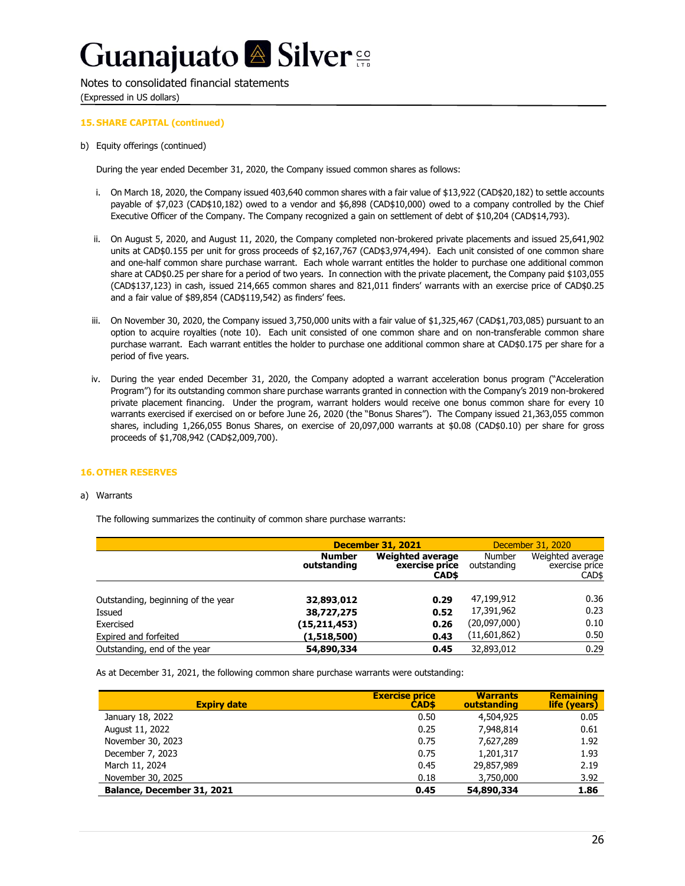Notes to consolidated financial statements
(Expressed in US dollars)

## 15. SHARE CAPITAL (continued)

b) Equity offerings (continued)

During the year ended December 31, 2020, the Company issued common shares as follows:

i. On March 18, 2020, the Company issued 403,640 common shares with a fair value of $13,922 (CAD$20,182) to settle accounts payable of $7,023 (CAD$10,182) owed to a vendor and $6,898 (CAD$10,000) owed to a company controlled by the Chief Executive Officer of the Company. The Company recognized a gain on settlement of debt of $10,204 (CAD$14,793).

ii. On August 5, 2020, and August 11, 2020, the Company completed non-brokered private placements and issued 25,641,902 units at CAD$0.155 per unit for gross proceeds of $2,167,767 (CAD$3,974,494). Each unit consisted of one common share and one-half common share purchase warrant. Each whole warrant entitles the holder to purchase one additional common share at CAD$0.25 per share for a period of two years. In connection with the private placement, the Company paid $103,055 (CAD$137,123) in cash, issued 214,665 common shares and 821,011 finders' warrants with an exercise price of CAD$0.25 and a fair value of $89,854 (CAD$119,542) as finders' fees.

iii. On November 30, 2020, the Company issued 3,750,000 units with a fair value of $1,325,467 (CAD$1,703,085) pursuant to an option to acquire royalties (note 10). Each unit consisted of one common share and on non-transferable common share purchase warrant. Each warrant entitles the holder to purchase one additional common share at CAD$0.175 per share for a period of five years.

iv. During the year ended December 31, 2020, the Company adopted a warrant acceleration bonus program ("Acceleration Program") for its outstanding common share purchase warrants granted in connection with the Company's 2019 non-brokered private placement financing. Under the program, warrant holders would receive one bonus common share for every 10 warrants exercised if exercised on or before June 26, 2020 (the "Bonus Shares"). The Company issued 21,363,055 common shares, including 1,266,055 Bonus Shares, on exercise of 20,097,000 warrants at $0.08 (CAD$0.10) per share for gross proceeds of $1,708,942 (CAD$2,009,700).

## 16. OTHER RESERVES

a) Warrants

The following summarizes the continuity of common share purchase warrants:

| | **December 31, 2021** | | December 31, 2020 | |
|---|---|---|---|---|
| | **Number outstanding** | **Weighted average exercise price CAD$** | Number outstanding | Weighted average exercise price CAD$ |
| Outstanding, beginning of the year | **32,893,012** | **0.29** | 47,199,912 | 0.36 |
| Issued | **38,727,275** | **0.52** | 17,391,962 | 0.23 |
| Exercised | **(15,211,453)** | **0.26** | (20,097,000) | 0.10 |
| Expired and forfeited | **(1,518,500)** | **0.43** | (11,601,862) | 0.50 |
| Outstanding, end of the year | **54,890,334** | **0.45** | 32,893,012 | 0.29 |

As at December 31, 2021, the following common share purchase warrants were outstanding:

| Expiry date | Exercise price CAD$ | Warrants outstanding | Remaining life (years) |
|---|---|---|---|
| January 18, 2022 | 0.50 | 4,504,925 | 0.05 |
| August 11, 2022 | 0.25 | 7,948,814 | 0.61 |
| November 30, 2023 | 0.75 | 7,627,289 | 1.92 |
| December 7, 2023 | 0.75 | 1,201,317 | 1.93 |
| March 11, 2024 | 0.45 | 29,857,989 | 2.19 |
| November 30, 2025 | 0.18 | 3,750,000 | 3.92 |
| **Balance, December 31, 2021** | **0.45** | **54,890,334** | **1.86** |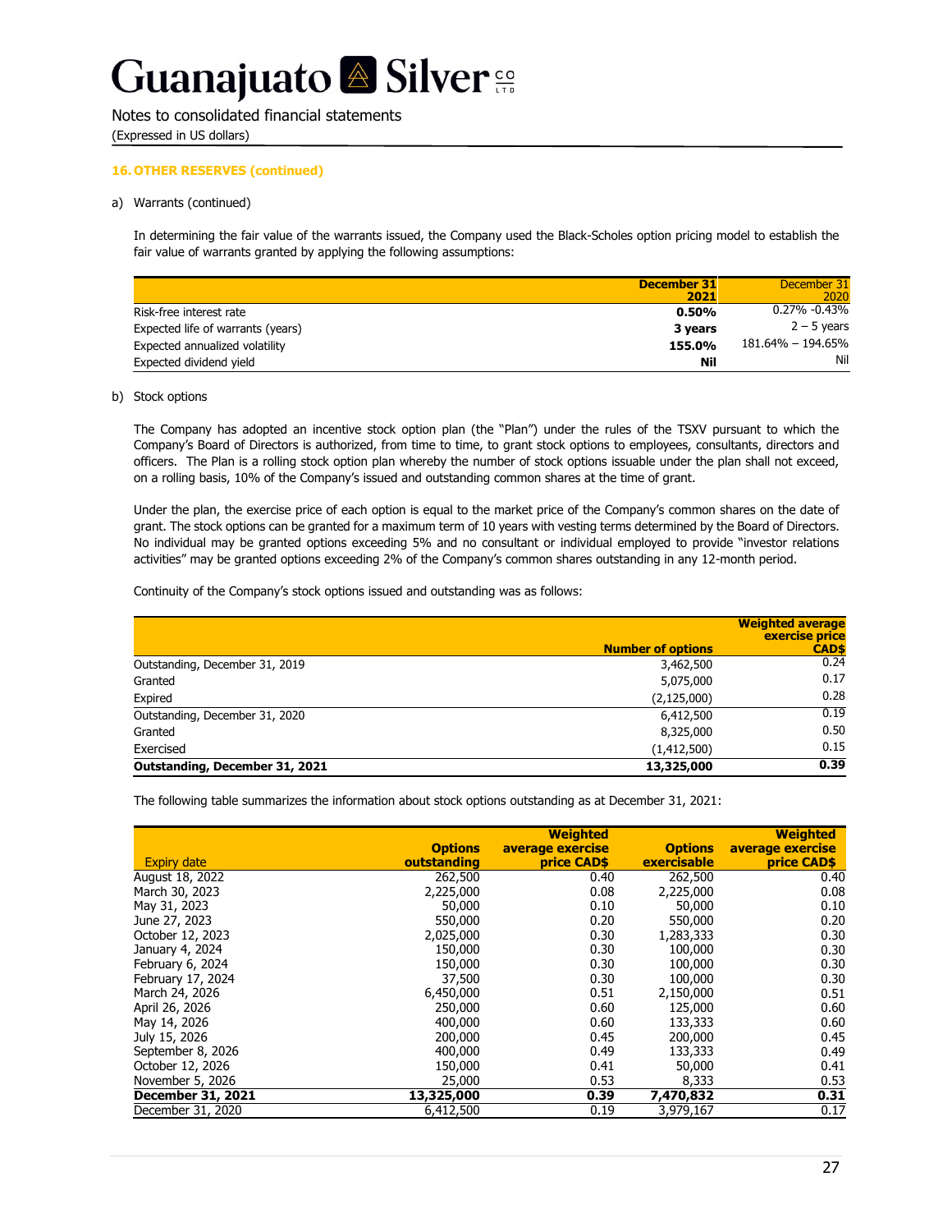### 16. OTHER RESERVES (continued)

a) Warrants (continued)

In determining the fair value of the warrants issued, the Company used the Black-Scholes option pricing model to establish the fair value of warrants granted by applying the following assumptions:

| | December 31 2021 | December 31 2020 |
|---|---|---|
| Risk-free interest rate | **0.50%** | 0.27% -0.43% |
| Expected life of warrants (years) | **3 years** | 2 – 5 years |
| Expected annualized volatility | **155.0%** | 181.64% – 194.65% |
| Expected dividend yield | **Nil** | Nil |

b) Stock options

The Company has adopted an incentive stock option plan (the "Plan") under the rules of the TSXV pursuant to which the Company's Board of Directors is authorized, from time to time, to grant stock options to employees, consultants, directors and officers. The Plan is a rolling stock option plan whereby the number of stock options issuable under the plan shall not exceed, on a rolling basis, 10% of the Company's issued and outstanding common shares at the time of grant.

Under the plan, the exercise price of each option is equal to the market price of the Company's common shares on the date of grant. The stock options can be granted for a maximum term of 10 years with vesting terms determined by the Board of Directors. No individual may be granted options exceeding 5% and no consultant or individual employed to provide "investor relations activities" may be granted options exceeding 2% of the Company's common shares outstanding in any 12-month period.

Continuity of the Company's stock options issued and outstanding was as follows:

| | Number of options | Weighted average exercise price CAD$ |
|---|---|---|
| Outstanding, December 31, 2019 | 3,462,500 | 0.24 |
| Granted | 5,075,000 | 0.17 |
| Expired | (2,125,000) | 0.28 |
| Outstanding, December 31, 2020 | 6,412,500 | 0.19 |
| Granted | 8,325,000 | 0.50 |
| Exercised | (1,412,500) | 0.15 |
| **Outstanding, December 31, 2021** | **13,325,000** | **0.39** |

The following table summarizes the information about stock options outstanding as at December 31, 2021:

| Expiry date | Options outstanding | Weighted average exercise price CAD$ | Options exercisable | Weighted average exercise price CAD$ |
|---|---|---|---|---|
| August 18, 2022 | 262,500 | 0.40 | 262,500 | 0.40 |
| March 30, 2023 | 2,225,000 | 0.08 | 2,225,000 | 0.08 |
| May 31, 2023 | 50,000 | 0.10 | 50,000 | 0.10 |
| June 27, 2023 | 550,000 | 0.20 | 550,000 | 0.20 |
| October 12, 2023 | 2,025,000 | 0.30 | 1,283,333 | 0.30 |
| January 4, 2024 | 150,000 | 0.30 | 100,000 | 0.30 |
| February 6, 2024 | 150,000 | 0.30 | 100,000 | 0.30 |
| February 17, 2024 | 37,500 | 0.30 | 100,000 | 0.30 |
| March 24, 2026 | 6,450,000 | 0.51 | 2,150,000 | 0.51 |
| April 26, 2026 | 250,000 | 0.60 | 125,000 | 0.60 |
| May 14, 2026 | 400,000 | 0.60 | 133,333 | 0.60 |
| July 15, 2026 | 200,000 | 0.45 | 200,000 | 0.45 |
| September 8, 2026 | 400,000 | 0.49 | 133,333 | 0.49 |
| October 12, 2026 | 150,000 | 0.41 | 50,000 | 0.41 |
| November 5, 2026 | 25,000 | 0.53 | 8,333 | 0.53 |
| **December 31, 2021** | **13,325,000** | **0.39** | **7,470,832** | **0.31** |
| December 31, 2020 | 6,412,500 | 0.19 | 3,979,167 | 0.17 |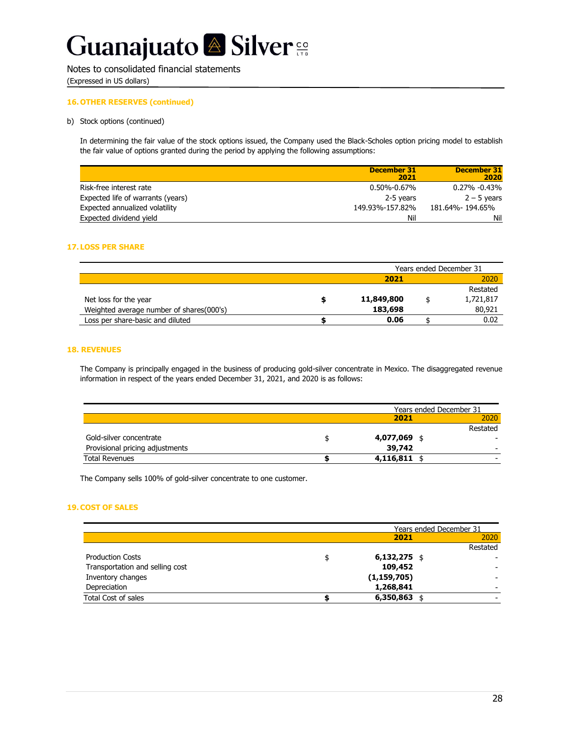Notes to consolidated financial statements
(Expressed in US dollars)

## 16. OTHER RESERVES (continued)

b) Stock options (continued)

In determining the fair value of the stock options issued, the Company used the Black-Scholes option pricing model to establish the fair value of options granted during the period by applying the following assumptions:

| | December 31 2021 | December 31 2020 |
|---|---|---|
| Risk-free interest rate | 0.50%-0.67% | 0.27% -0.43% |
| Expected life of warrants (years) | 2-5 years | 2 – 5 years |
| Expected annualized volatility | 149.93%-157.82% | 181.64%- 194.65% |
| Expected dividend yield | Nil | Nil |

## 17. LOSS PER SHARE

| | Years ended December 31 | |
|---|---|---|
| | **2021** | 2020 |
| | | Restated |
| Net loss for the year | **$ 11,849,800** | $ 1,721,817 |
| Weighted average number of shares(000's) | **183,698** | 80,921 |
| Loss per share-basic and diluted | **$ 0.06** | $ 0.02 |

## 18. REVENUES

The Company is principally engaged in the business of producing gold-silver concentrate in Mexico. The disaggregated revenue information in respect of the years ended December 31, 2021, and 2020 is as follows:

| | Years ended December 31 | |
|---|---|---|
| | **2021** | 2020 |
| | | Restated |
| Gold-silver concentrate | $ **4,077,069** | $ - |
| Provisional pricing adjustments | **39,742** | - |
| Total Revenues | **$ 4,116,811** | $ - |

The Company sells 100% of gold-silver concentrate to one customer.

## 19. COST OF SALES

| | Years ended December 31 | |
|---|---|---|
| | **2021** | 2020 |
| | | Restated |
| Production Costs | $ **6,132,275** | $ - |
| Transportation and selling cost | **109,452** | - |
| Inventory changes | **(1,159,705)** | - |
| Depreciation | **1,268,841** | - |
| Total Cost of sales | **$ 6,350,863** | $ - |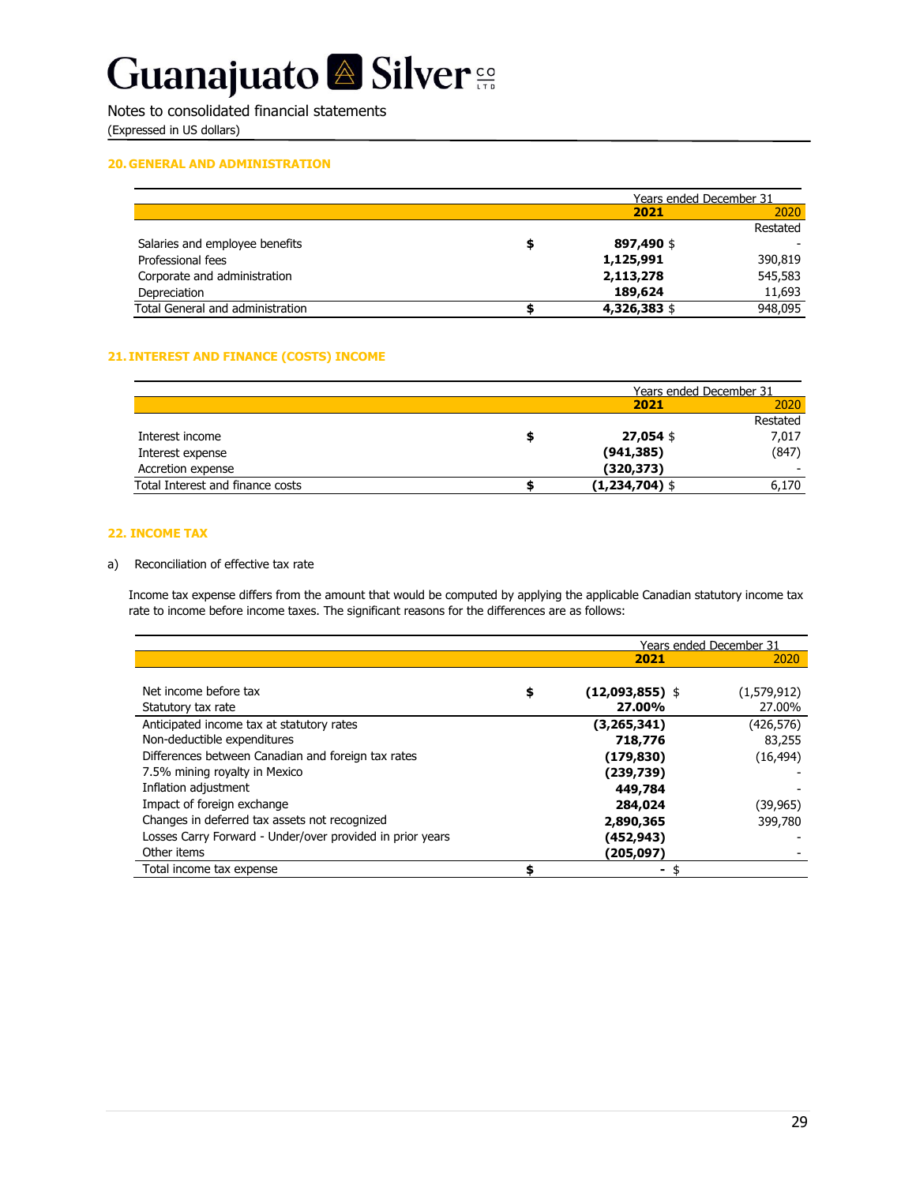Notes to consolidated financial statements
(Expressed in US dollars)

## 20. GENERAL AND ADMINISTRATION

| | Years ended December 31 | |
|---|---|---|
| | **2021** | 2020 |
| | | Restated |
| Salaries and employee benefits | $ **897,490** | $ - |
| Professional fees | **1,125,991** | 390,819 |
| Corporate and administration | **2,113,278** | 545,583 |
| Depreciation | **189,624** | 11,693 |
| Total General and administration | $ **4,326,383** | $ 948,095 |

## 21. INTEREST AND FINANCE (COSTS) INCOME

| | Years ended December 31 | |
|---|---|---|
| | **2021** | 2020 |
| | | Restated |
| Interest income | $ **27,054** | $ 7,017 |
| Interest expense | **(941,385)** | (847) |
| Accretion expense | **(320,373)** | - |
| Total Interest and finance costs | $ **(1,234,704)** | $ 6,170 |

## 22. INCOME TAX

a) Reconciliation of effective tax rate

Income tax expense differs from the amount that would be computed by applying the applicable Canadian statutory income tax rate to income before income taxes. The significant reasons for the differences are as follows:

| | Years ended December 31 | |
|---|---|---|
| | **2021** | 2020 |
| Net income before tax | $ **(12,093,855)** | $ (1,579,912) |
| Statutory tax rate | **27.00%** | 27.00% |
| Anticipated income tax at statutory rates | **(3,265,341)** | (426,576) |
| Non-deductible expenditures | **718,776** | 83,255 |
| Differences between Canadian and foreign tax rates | **(179,830)** | (16,494) |
| 7.5% mining royalty in Mexico | **(239,739)** | - |
| Inflation adjustment | **449,784** | - |
| Impact of foreign exchange | **284,024** | (39,965) |
| Changes in deferred tax assets not recognized | **2,890,365** | 399,780 |
| Losses Carry Forward - Under/over provided in prior years | **(452,943)** | - |
| Other items | **(205,097)** | - |
| Total income tax expense | $ **-** | $ |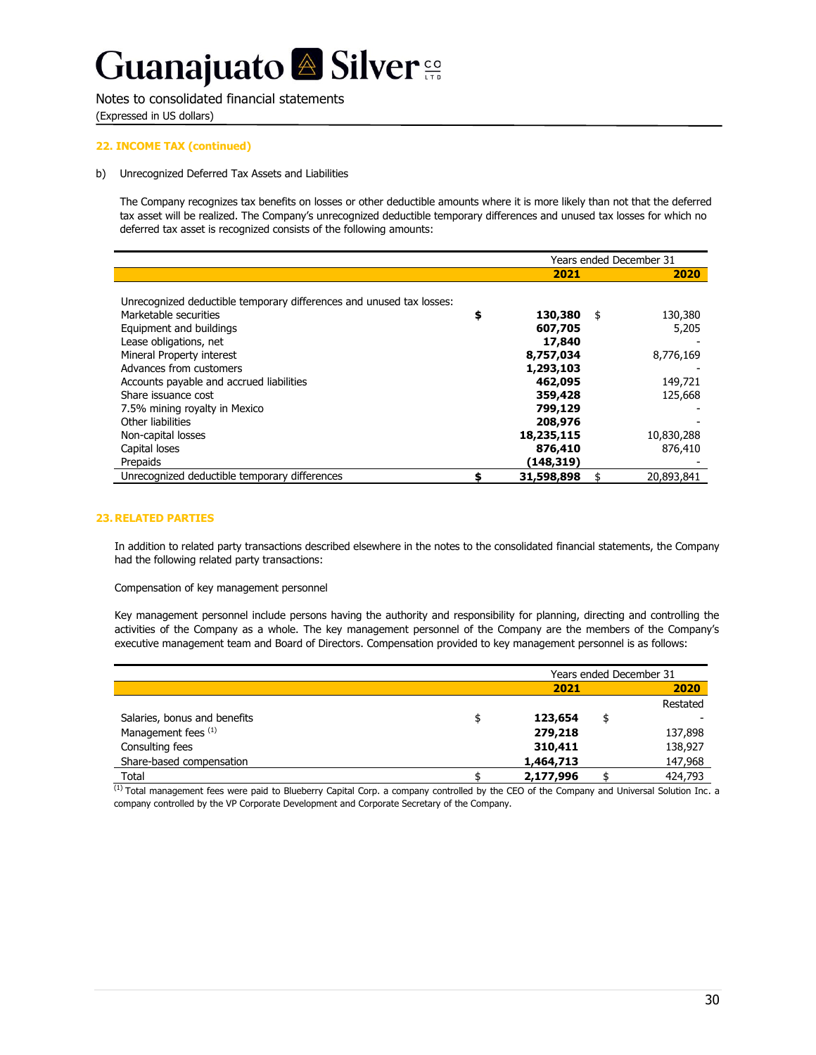## 22. INCOME TAX (continued)

b) Unrecognized Deferred Tax Assets and Liabilities

The Company recognizes tax benefits on losses or other deductible amounts where it is more likely than not that the deferred tax asset will be realized. The Company's unrecognized deductible temporary differences and unused tax losses for which no deferred tax asset is recognized consists of the following amounts:

| | Years ended December 31 | |
|---|---|---|
| | **2021** | **2020** |
| Unrecognized deductible temporary differences and unused tax losses: | | |
| Marketable securities | **$ 130,380** | $ 130,380 |
| Equipment and buildings | **607,705** | 5,205 |
| Lease obligations, net | **17,840** | - |
| Mineral Property interest | **8,757,034** | 8,776,169 |
| Advances from customers | **1,293,103** | - |
| Accounts payable and accrued liabilities | **462,095** | 149,721 |
| Share issuance cost | **359,428** | 125,668 |
| 7.5% mining royalty in Mexico | **799,129** | - |
| Other liabilities | **208,976** | - |
| Non-capital losses | **18,235,115** | 10,830,288 |
| Capital loses | **876,410** | 876,410 |
| Prepaids | **(148,319)** | - |
| Unrecognized deductible temporary differences | **$ 31,598,898** | $ 20,893,841 |

## 23. RELATED PARTIES

In addition to related party transactions described elsewhere in the notes to the consolidated financial statements, the Company had the following related party transactions:

Compensation of key management personnel

Key management personnel include persons having the authority and responsibility for planning, directing and controlling the activities of the Company as a whole. The key management personnel of the Company are the members of the Company's executive management team and Board of Directors. Compensation provided to key management personnel is as follows:

| | Years ended December 31 | |
|---|---|---|
| | **2021** | **2020** |
| | | Restated |
| Salaries, bonus and benefits | **$ 123,654** | $ - |
| Management fees [(1)] | **279,218** | 137,898 |
| Consulting fees | **310,411** | 138,927 |
| Share-based compensation | **1,464,713** | 147,968 |
| Total | **$ 2,177,996** | $ 424,793 |

[(1)] Total management fees were paid to Blueberry Capital Corp. a company controlled by the CEO of the Company and Universal Solution Inc. a company controlled by the VP Corporate Development and Corporate Secretary of the Company.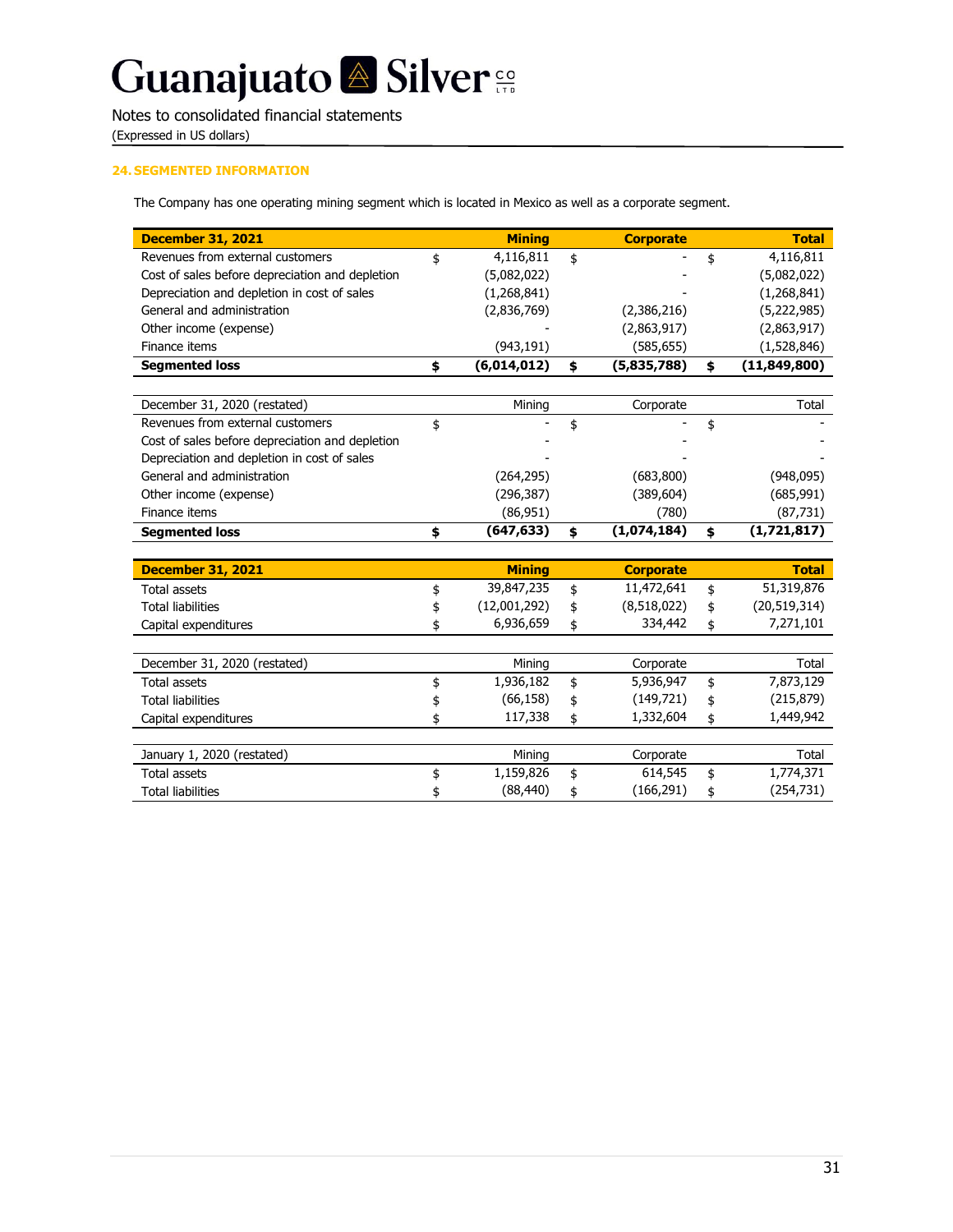Notes to consolidated financial statements
(Expressed in US dollars)

## 24. SEGMENTED INFORMATION

The Company has one operating mining segment which is located in Mexico as well as a corporate segment.

| **December 31, 2021** | **Mining** | **Corporate** | **Total** |
|---|---|---|---|
| Revenues from external customers | $ 4,116,811 | $ - | $ 4,116,811 |
| Cost of sales before depreciation and depletion | (5,082,022) | - | (5,082,022) |
| Depreciation and depletion in cost of sales | (1,268,841) | - | (1,268,841) |
| General and administration | (2,836,769) | (2,386,216) | (5,222,985) |
| Other income (expense) | - | (2,863,917) | (2,863,917) |
| Finance items | (943,191) | (585,655) | (1,528,846) |
| **Segmented loss** | **$ (6,014,012)** | **$ (5,835,788)** | **$ (11,849,800)** |

| December 31, 2020 (restated) | Mining | Corporate | Total |
|---|---|---|---|
| Revenues from external customers | $ - | $ - | $ - |
| Cost of sales before depreciation and depletion | - | - | - |
| Depreciation and depletion in cost of sales | - | - | - |
| General and administration | (264,295) | (683,800) | (948,095) |
| Other income (expense) | (296,387) | (389,604) | (685,991) |
| Finance items | (86,951) | (780) | (87,731) |
| **Segmented loss** | **$ (647,633)** | **$ (1,074,184)** | **$ (1,721,817)** |

| **December 31, 2021** | **Mining** | **Corporate** | **Total** |
|---|---|---|---|
| Total assets | $ 39,847,235 | $ 11,472,641 | $ 51,319,876 |
| Total liabilities | $ (12,001,292) | $ (8,518,022) | $ (20,519,314) |
| Capital expenditures | $ 6,936,659 | $ 334,442 | $ 7,271,101 |

| December 31, 2020 (restated) | Mining | Corporate | Total |
|---|---|---|---|
| Total assets | $ 1,936,182 | $ 5,936,947 | $ 7,873,129 |
| Total liabilities | $ (66,158) | $ (149,721) | $ (215,879) |
| Capital expenditures | $ 117,338 | $ 1,332,604 | $ 1,449,942 |

| January 1, 2020 (restated) | Mining | Corporate | Total |
|---|---|---|---|
| Total assets | $ 1,159,826 | $ 614,545 | $ 1,774,371 |
| Total liabilities | $ (88,440) | $ (166,291) | $ (254,731) |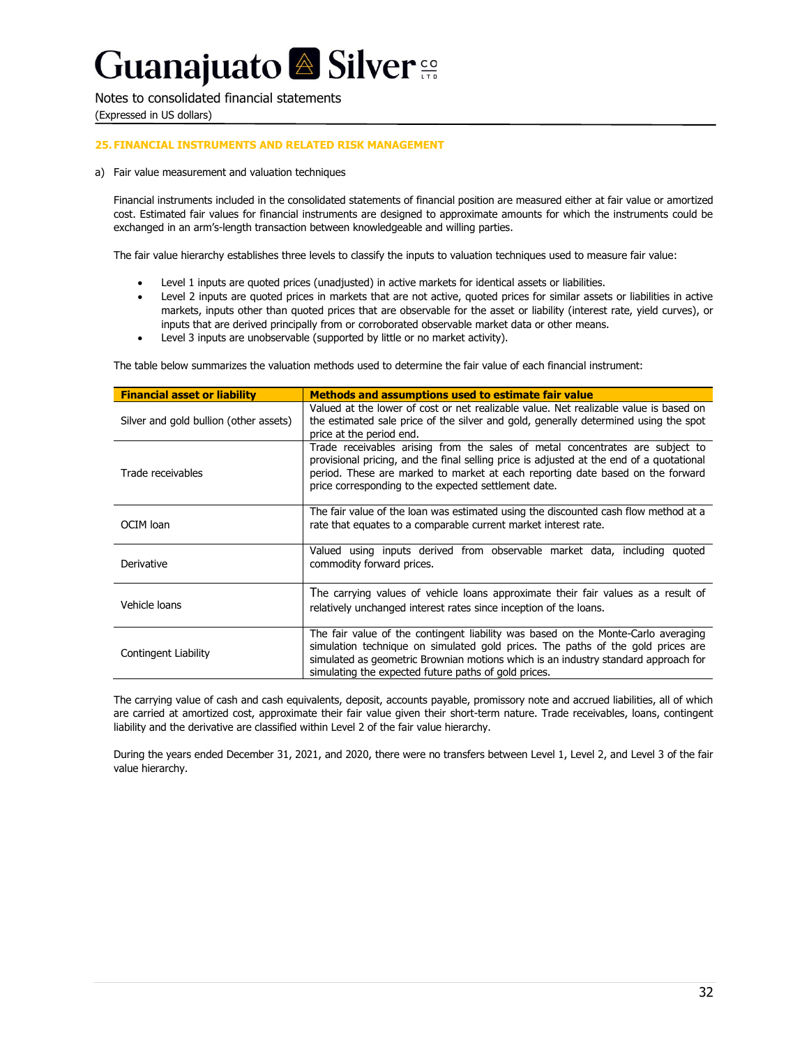## 25. FINANCIAL INSTRUMENTS AND RELATED RISK MANAGEMENT

a) Fair value measurement and valuation techniques

Financial instruments included in the consolidated statements of financial position are measured either at fair value or amortized cost. Estimated fair values for financial instruments are designed to approximate amounts for which the instruments could be exchanged in an arm's-length transaction between knowledgeable and willing parties.

The fair value hierarchy establishes three levels to classify the inputs to valuation techniques used to measure fair value:

- Level 1 inputs are quoted prices (unadjusted) in active markets for identical assets or liabilities.
- Level 2 inputs are quoted prices in markets that are not active, quoted prices for similar assets or liabilities in active markets, inputs other than quoted prices that are observable for the asset or liability (interest rate, yield curves), or inputs that are derived principally from or corroborated observable market data or other means.
- Level 3 inputs are unobservable (supported by little or no market activity).

The table below summarizes the valuation methods used to determine the fair value of each financial instrument:

| Financial asset or liability | Methods and assumptions used to estimate fair value |
|---|---|
| Silver and gold bullion (other assets) | Valued at the lower of cost or net realizable value. Net realizable value is based on the estimated sale price of the silver and gold, generally determined using the spot price at the period end. |
| Trade receivables | Trade receivables arising from the sales of metal concentrates are subject to provisional pricing, and the final selling price is adjusted at the end of a quotational period. These are marked to market at each reporting date based on the forward price corresponding to the expected settlement date. |
| OCIM loan | The fair value of the loan was estimated using the discounted cash flow method at a rate that equates to a comparable current market interest rate. |
| Derivative | Valued using inputs derived from observable market data, including quoted commodity forward prices. |
| Vehicle loans | The carrying values of vehicle loans approximate their fair values as a result of relatively unchanged interest rates since inception of the loans. |
| Contingent Liability | The fair value of the contingent liability was based on the Monte-Carlo averaging simulation technique on simulated gold prices. The paths of the gold prices are simulated as geometric Brownian motions which is an industry standard approach for simulating the expected future paths of gold prices. |

The carrying value of cash and cash equivalents, deposit, accounts payable, promissory note and accrued liabilities, all of which are carried at amortized cost, approximate their fair value given their short-term nature. Trade receivables, loans, contingent liability and the derivative are classified within Level 2 of the fair value hierarchy.

During the years ended December 31, 2021, and 2020, there were no transfers between Level 1, Level 2, and Level 3 of the fair value hierarchy.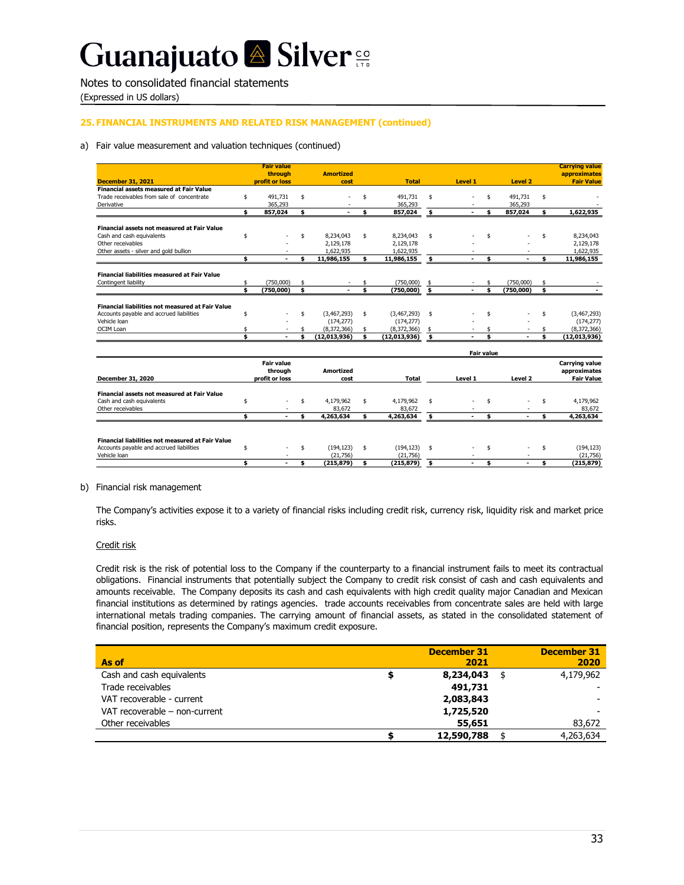Guanajuato Silver CO LTD

Notes to consolidated financial statements

(Expressed in US dollars)

## 25. FINANCIAL INSTRUMENTS AND RELATED RISK MANAGEMENT (continued)

a) Fair value measurement and valuation techniques (continued)

| December 31, 2021 | Fair value through profit or loss | Amortized cost | Total | Level 1 | Level 2 | Carrying value approximates Fair Value |
|---|---|---|---|---|---|---|
| **Financial assets measured at Fair Value** | | | | | | |
| Trade receivables from sale of concentrate | $ 491,731 | $ - | $ 491,731 | $ - | $ 491,731 | $ - |
| Derivative | 365,293 | - | 365,293 | - | 365,293 | - |
| | **$ 857,024** | **$ -** | **$ 857,024** | **$ -** | **$ 857,024** | **$ 1,622,935** |
| **Financial assets not measured at Fair Value** | | | | | | |
| Cash and cash equivalents | $ - | $ 8,234,043 | $ 8,234,043 | $ - | $ - | $ 8,234,043 |
| Other receivables | - | 2,129,178 | 2,129,178 | - | - | 2,129,178 |
| Other assets - silver and gold bullion | - | 1,622,935 | 1,622,935 | - | - | 1,622,935 |
| | **$ -** | **$ 11,986,155** | **$ 11,986,155** | **$ -** | **$ -** | **$ 11,986,155** |
| **Financial liabilities measured at Fair Value** | | | | | | |
| Contingent liability | $ (750,000) | $ - | $ (750,000) | $ - | $ (750,000) | $ - |
| | **$ (750,000)** | **$ -** | **$ (750,000)** | **$ -** | **$ (750,000)** | **$ -** |
| **Financial liabilities not measured at Fair Value** | | | | | | |
| Accounts payable and accrued liabilities | $ - | $ (3,467,293) | $ (3,467,293) | $ - | $ - | $ (3,467,293) |
| Vehicle loan | - | (174,277) | (174,277) | - | - | (174,277) |
| OCIM Loan | $ - | $ (8,372,366) | $ (8,372,366) | $ - | $ - | $ (8,372,366) |
| | **$ -** | **$ (12,013,936)** | **$ (12,013,936)** | **$ -** | **$ -** | **$ (12,013,936)** |

| | | | | Fair value | | |
|---|---|---|---|---|---|---|
| **December 31, 2020** | **Fair value through profit or loss** | **Amortized cost** | **Total** | **Level 1** | **Level 2** | **Carrying value approximates Fair Value** |
| **Financial assets not measured at Fair Value** | | | | | | |
| Cash and cash equivalents | $ - | $ 4,179,962 | $ 4,179,962 | $ - | $ - | $ 4,179,962 |
| Other receivables | - | 83,672 | 83,672 | - | - | 83,672 |
| | **$ -** | **$ 4,263,634** | **$ 4,263,634** | **$ -** | **$ -** | **$ 4,263,634** |
| **Financial liabilities not measured at Fair Value** | | | | | | |
| Accounts payable and accrued liabilities | $ - | $ (194,123) | $ (194,123) | $ - | $ - | $ (194,123) |
| Vehicle loan | - | (21,756) | (21,756) | - | - | (21,756) |
| | **$ -** | **$ (215,879)** | **$ (215,879)** | **$ -** | **$ -** | **$ (215,879)** |

b) Financial risk management

The Company's activities expose it to a variety of financial risks including credit risk, currency risk, liquidity risk and market price risks.

Credit risk

Credit risk is the risk of potential loss to the Company if the counterparty to a financial instrument fails to meet its contractual obligations. Financial instruments that potentially subject the Company to credit risk consist of cash and cash equivalents and amounts receivable. The Company deposits its cash and cash equivalents with high credit quality major Canadian and Mexican financial institutions as determined by ratings agencies. trade accounts receivables from concentrate sales are held with large international metals trading companies. The carrying amount of financial assets, as stated in the consolidated statement of financial position, represents the Company's maximum credit exposure.

| As of | December 31 2021 | December 31 2020 |
|---|---|---|
| Cash and cash equivalents | **$ 8,234,043** | $ 4,179,962 |
| Trade receivables | **491,731** | - |
| VAT recoverable - current | **2,083,843** | - |
| VAT recoverable – non-current | **1,725,520** | - |
| Other receivables | **55,651** | 83,672 |
| | **$ 12,590,788** | $ 4,263,634 |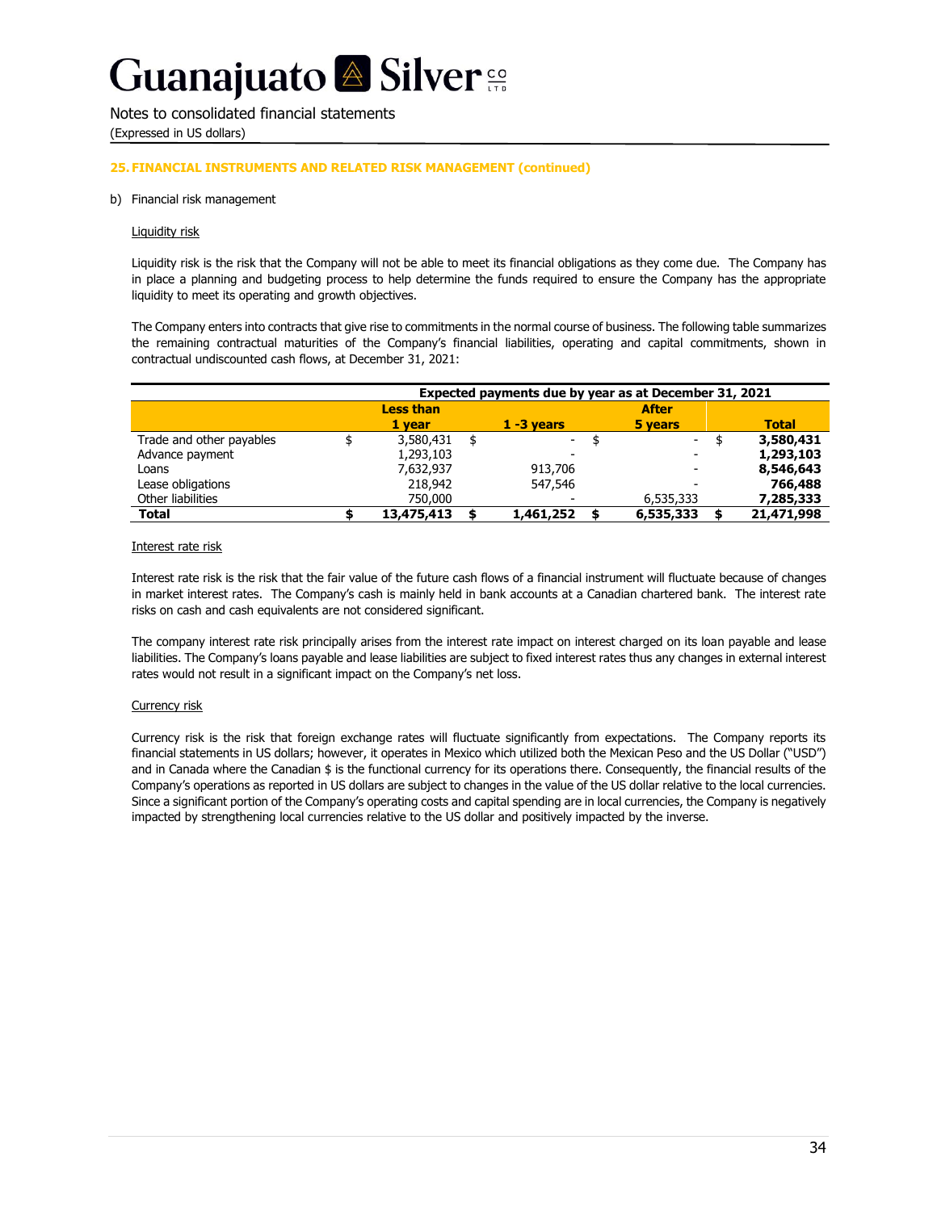# Guanajuato Silver CO LTD

Notes to consolidated financial statements

(Expressed in US dollars)

## 25. FINANCIAL INSTRUMENTS AND RELATED RISK MANAGEMENT (continued)

b) Financial risk management

Liquidity risk

Liquidity risk is the risk that the Company will not be able to meet its financial obligations as they come due. The Company has in place a planning and budgeting process to help determine the funds required to ensure the Company has the appropriate liquidity to meet its operating and growth objectives.

The Company enters into contracts that give rise to commitments in the normal course of business. The following table summarizes the remaining contractual maturities of the Company's financial liabilities, operating and capital commitments, shown in contractual undiscounted cash flows, at December 31, 2021:

| | Expected payments due by year as at December 31, 2021 | | | |
|---|---|---|---|---|
| | **Less than 1 year** | **1 -3 years** | **After 5 years** | **Total** |
| Trade and other payables | $ 3,580,431 | $ - | $ - | $ **3,580,431** |
| Advance payment | 1,293,103 | - | - | **1,293,103** |
| Loans | 7,632,937 | 913,706 | - | **8,546,643** |
| Lease obligations | 218,942 | 547,546 | - | **766,488** |
| Other liabilities | 750,000 | - | 6,535,333 | **7,285,333** |
| **Total** | **$ 13,475,413** | **$ 1,461,252** | **$ 6,535,333** | **$ 21,471,998** |

Interest rate risk

Interest rate risk is the risk that the fair value of the future cash flows of a financial instrument will fluctuate because of changes in market interest rates. The Company's cash is mainly held in bank accounts at a Canadian chartered bank. The interest rate risks on cash and cash equivalents are not considered significant.

The company interest rate risk principally arises from the interest rate impact on interest charged on its loan payable and lease liabilities. The Company's loans payable and lease liabilities are subject to fixed interest rates thus any changes in external interest rates would not result in a significant impact on the Company's net loss.

Currency risk

Currency risk is the risk that foreign exchange rates will fluctuate significantly from expectations. The Company reports its financial statements in US dollars; however, it operates in Mexico which utilized both the Mexican Peso and the US Dollar ("USD") and in Canada where the Canadian $ is the functional currency for its operations there. Consequently, the financial results of the Company's operations as reported in US dollars are subject to changes in the value of the US dollar relative to the local currencies. Since a significant portion of the Company's operating costs and capital spending are in local currencies, the Company is negatively impacted by strengthening local currencies relative to the US dollar and positively impacted by the inverse.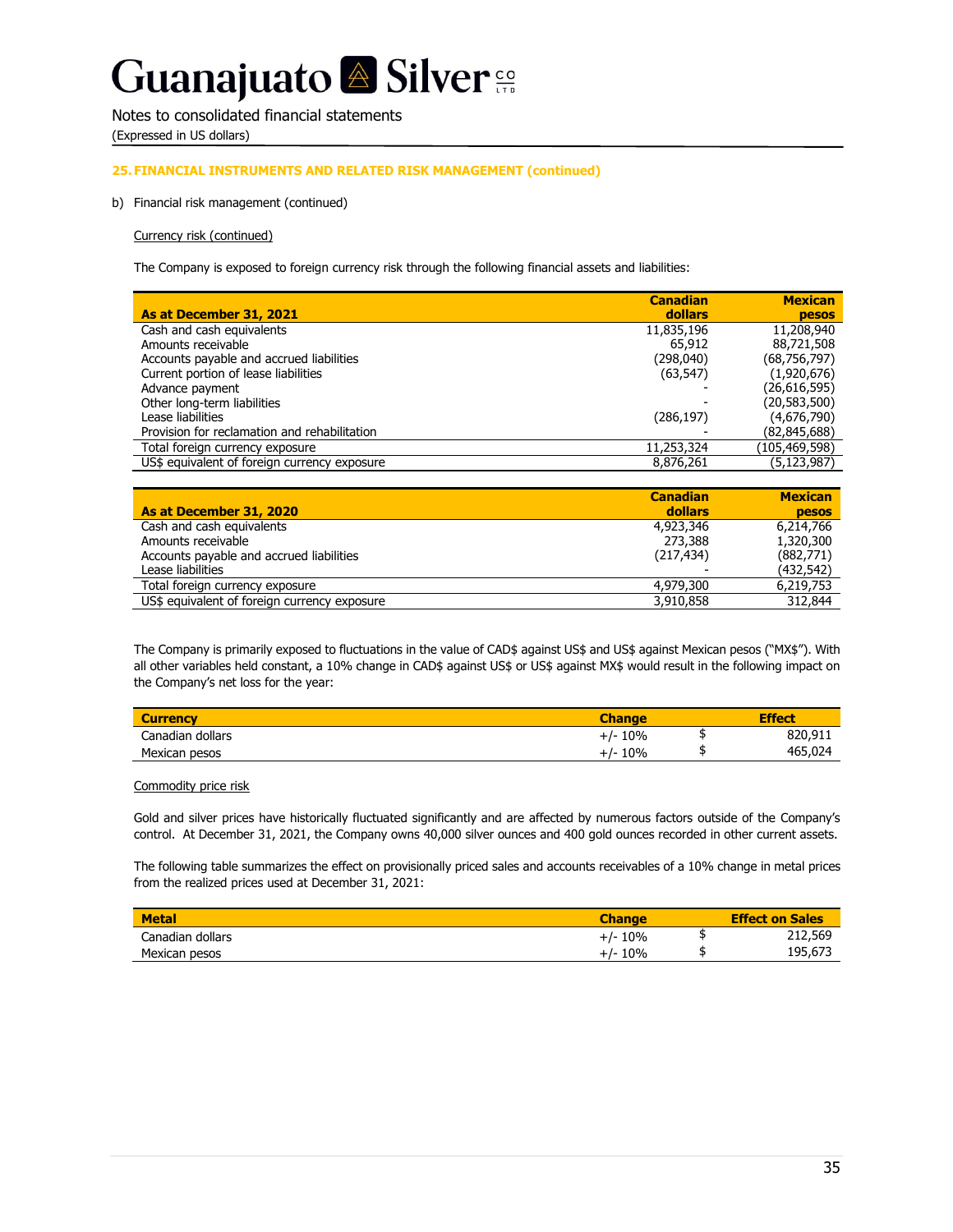Notes to consolidated financial statements
(Expressed in US dollars)

## 25. FINANCIAL INSTRUMENTS AND RELATED RISK MANAGEMENT (continued)

b) Financial risk management (continued)

Currency risk (continued)

The Company is exposed to foreign currency risk through the following financial assets and liabilities:

| As at December 31, 2021 | Canadian dollars | Mexican pesos |
|---|---|---|
| Cash and cash equivalents | 11,835,196 | 11,208,940 |
| Amounts receivable | 65,912 | 88,721,508 |
| Accounts payable and accrued liabilities | (298,040) | (68,756,797) |
| Current portion of lease liabilities | (63,547) | (1,920,676) |
| Advance payment | - | (26,616,595) |
| Other long-term liabilities | - | (20,583,500) |
| Lease liabilities | (286,197) | (4,676,790) |
| Provision for reclamation and rehabilitation | - | (82,845,688) |
| Total foreign currency exposure | 11,253,324 | (105,469,598) |
| US$ equivalent of foreign currency exposure | 8,876,261 | (5,123,987) |

| As at December 31, 2020 | Canadian dollars | Mexican pesos |
|---|---|---|
| Cash and cash equivalents | 4,923,346 | 6,214,766 |
| Amounts receivable | 273,388 | 1,320,300 |
| Accounts payable and accrued liabilities | (217,434) | (882,771) |
| Lease liabilities | - | (432,542) |
| Total foreign currency exposure | 4,979,300 | 6,219,753 |
| US$ equivalent of foreign currency exposure | 3,910,858 | 312,844 |

The Company is primarily exposed to fluctuations in the value of CAD$ against US$ and US$ against Mexican pesos ("MX$"). With all other variables held constant, a 10% change in CAD$ against US$ or US$ against MX$ would result in the following impact on the Company's net loss for the year:

| Currency | Change | | Effect |
|---|---|---|---|
| Canadian dollars | +/- 10% | $ | 820,911 |
| Mexican pesos | +/- 10% | $ | 465,024 |

Commodity price risk

Gold and silver prices have historically fluctuated significantly and are affected by numerous factors outside of the Company's control. At December 31, 2021, the Company owns 40,000 silver ounces and 400 gold ounces recorded in other current assets.

The following table summarizes the effect on provisionally priced sales and accounts receivables of a 10% change in metal prices from the realized prices used at December 31, 2021:

| Metal | Change | | Effect on Sales |
|---|---|---|---|
| Canadian dollars | +/- 10% | $ | 212,569 |
| Mexican pesos | +/- 10% | $ | 195,673 |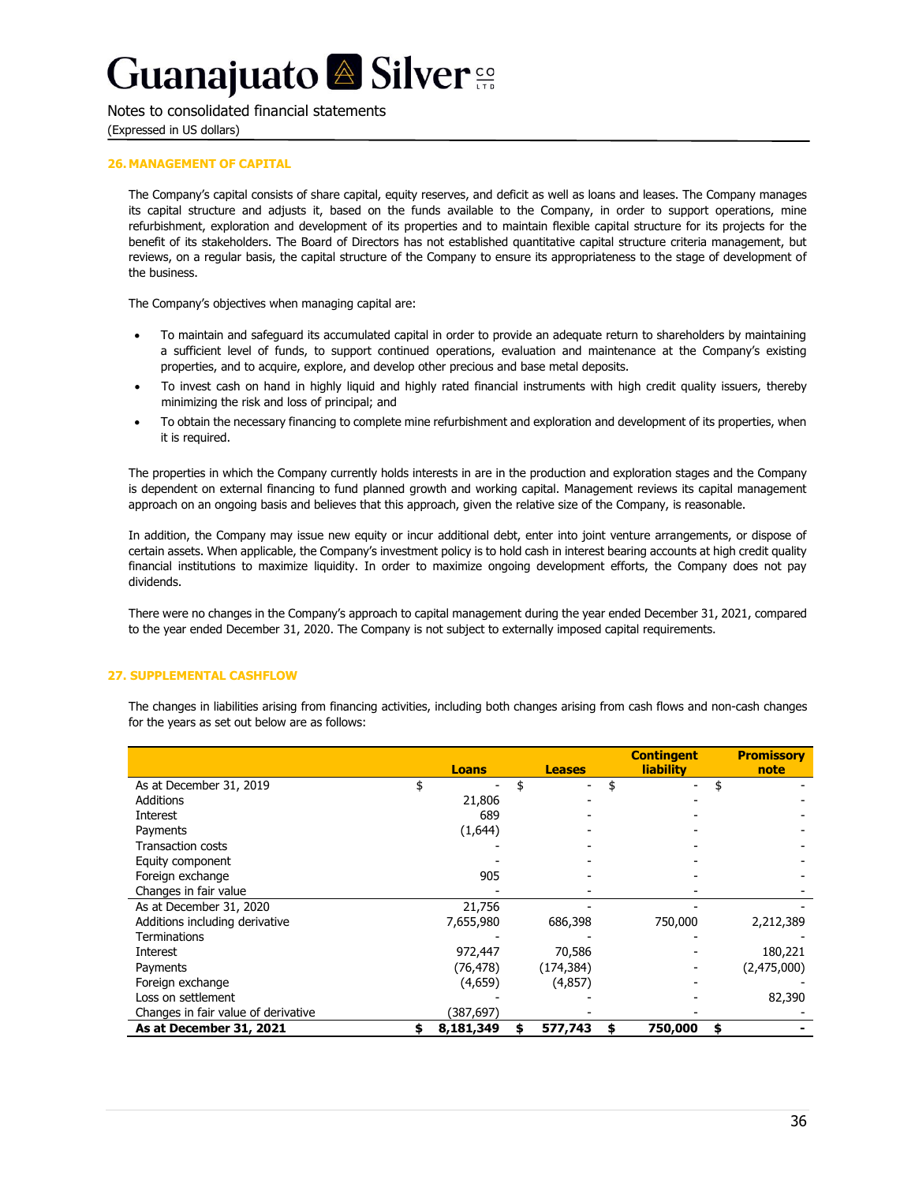## 26. MANAGEMENT OF CAPITAL

The Company's capital consists of share capital, equity reserves, and deficit as well as loans and leases. The Company manages its capital structure and adjusts it, based on the funds available to the Company, in order to support operations, mine refurbishment, exploration and development of its properties and to maintain flexible capital structure for its projects for the benefit of its stakeholders. The Board of Directors has not established quantitative capital structure criteria management, but reviews, on a regular basis, the capital structure of the Company to ensure its appropriateness to the stage of development of the business.

The Company's objectives when managing capital are:

- To maintain and safeguard its accumulated capital in order to provide an adequate return to shareholders by maintaining a sufficient level of funds, to support continued operations, evaluation and maintenance at the Company's existing properties, and to acquire, explore, and develop other precious and base metal deposits.
- To invest cash on hand in highly liquid and highly rated financial instruments with high credit quality issuers, thereby minimizing the risk and loss of principal; and
- To obtain the necessary financing to complete mine refurbishment and exploration and development of its properties, when it is required.

The properties in which the Company currently holds interests in are in the production and exploration stages and the Company is dependent on external financing to fund planned growth and working capital. Management reviews its capital management approach on an ongoing basis and believes that this approach, given the relative size of the Company, is reasonable.

In addition, the Company may issue new equity or incur additional debt, enter into joint venture arrangements, or dispose of certain assets. When applicable, the Company's investment policy is to hold cash in interest bearing accounts at high credit quality financial institutions to maximize liquidity. In order to maximize ongoing development efforts, the Company does not pay dividends.

There were no changes in the Company's approach to capital management during the year ended December 31, 2021, compared to the year ended December 31, 2020. The Company is not subject to externally imposed capital requirements.

## 27. SUPPLEMENTAL CASHFLOW

The changes in liabilities arising from financing activities, including both changes arising from cash flows and non-cash changes for the years as set out below are as follows:

| | Loans | Leases | Contingent liability | Promissory note |
|---|---|---|---|---|
| As at December 31, 2019 | $ - | $ - | $ - | $ - |
| Additions | 21,806 | - | - | - |
| Interest | 689 | - | - | - |
| Payments | (1,644) | - | - | - |
| Transaction costs | - | - | - | - |
| Equity component | - | - | - | - |
| Foreign exchange | 905 | - | - | - |
| Changes in fair value | - | - | - | - |
| As at December 31, 2020 | 21,756 | - | - | - |
| Additions including derivative | 7,655,980 | 686,398 | 750,000 | 2,212,389 |
| Terminations | - | - | - | - |
| Interest | 972,447 | 70,586 | - | 180,221 |
| Payments | (76,478) | (174,384) | - | (2,475,000) |
| Foreign exchange | (4,659) | (4,857) | - | - |
| Loss on settlement | - | - | - | 82,390 |
| Changes in fair value of derivative | (387,697) | - | - | - |
| **As at December 31, 2021** | **$ 8,181,349** | **$ 577,743** | **$ 750,000** | **$ -** |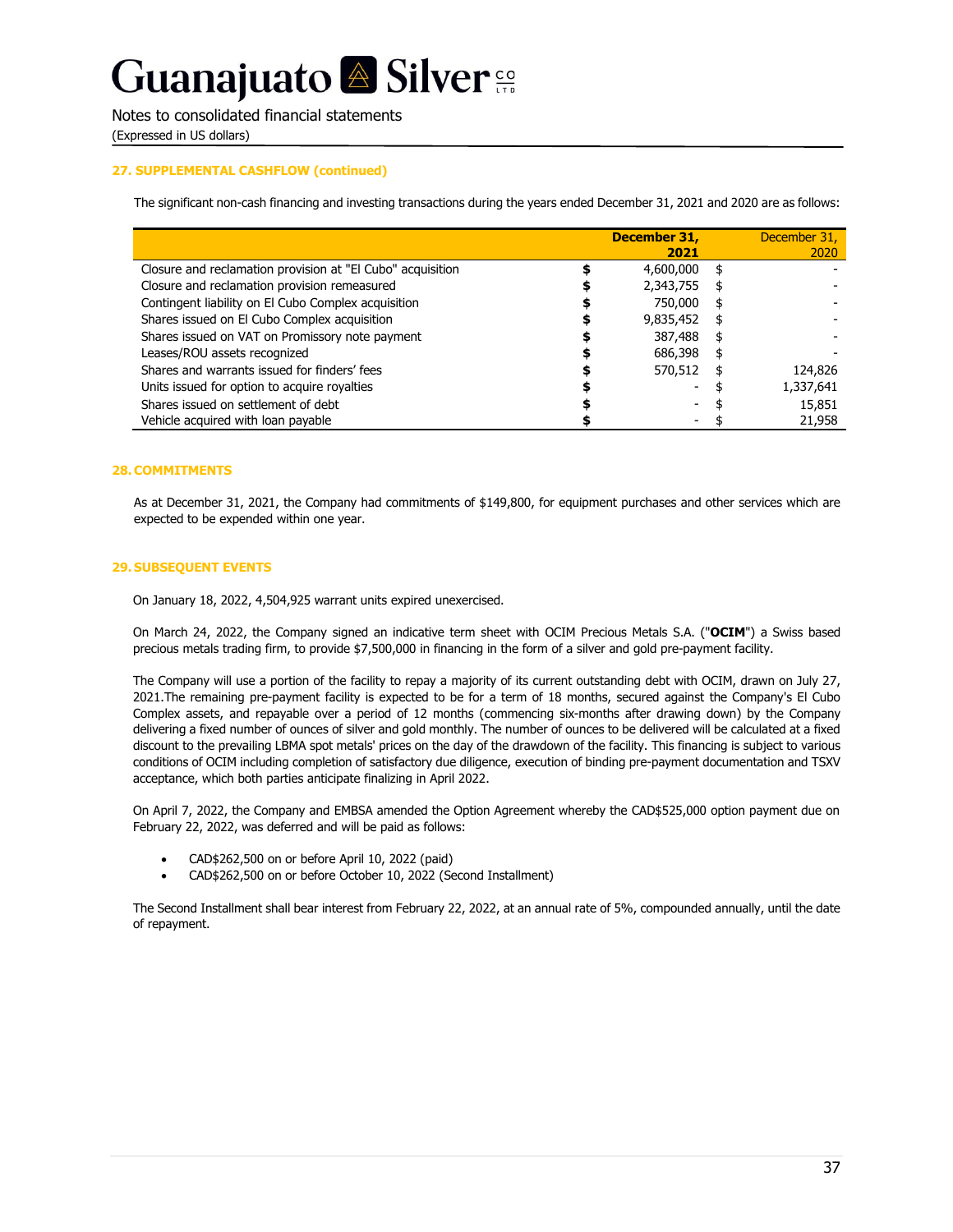## 27. SUPPLEMENTAL CASHFLOW (continued)

The significant non-cash financing and investing transactions during the years ended December 31, 2021 and 2020 are as follows:

| | December 31, 2021 | December 31, 2020 |
|---|---|---|
| Closure and reclamation provision at "El Cubo" acquisition | $ 4,600,000 | $ - |
| Closure and reclamation provision remeasured | $ 2,343,755 | $ - |
| Contingent liability on El Cubo Complex acquisition | $ 750,000 | $ - |
| Shares issued on El Cubo Complex acquisition | $ 9,835,452 | $ - |
| Shares issued on VAT on Promissory note payment | $ 387,488 | $ - |
| Leases/ROU assets recognized | $ 686,398 | $ - |
| Shares and warrants issued for finders' fees | $ 570,512 | $ 124,826 |
| Units issued for option to acquire royalties | $ - | $ 1,337,641 |
| Shares issued on settlement of debt | $ - | $ 15,851 |
| Vehicle acquired with loan payable | $ - | $ 21,958 |

## 28. COMMITMENTS

As at December 31, 2021, the Company had commitments of $149,800, for equipment purchases and other services which are expected to be expended within one year.

## 29. SUBSEQUENT EVENTS

On January 18, 2022, 4,504,925 warrant units expired unexercised.

On March 24, 2022, the Company signed an indicative term sheet with OCIM Precious Metals S.A. ("**OCIM**") a Swiss based precious metals trading firm, to provide $7,500,000 in financing in the form of a silver and gold pre-payment facility.

The Company will use a portion of the facility to repay a majority of its current outstanding debt with OCIM, drawn on July 27, 2021.The remaining pre-payment facility is expected to be for a term of 18 months, secured against the Company's El Cubo Complex assets, and repayable over a period of 12 months (commencing six-months after drawing down) by the Company delivering a fixed number of ounces of silver and gold monthly. The number of ounces to be delivered will be calculated at a fixed discount to the prevailing LBMA spot metals' prices on the day of the drawdown of the facility. This financing is subject to various conditions of OCIM including completion of satisfactory due diligence, execution of binding pre-payment documentation and TSXV acceptance, which both parties anticipate finalizing in April 2022.

On April 7, 2022, the Company and EMBSA amended the Option Agreement whereby the CAD$525,000 option payment due on February 22, 2022, was deferred and will be paid as follows:

- CAD$262,500 on or before April 10, 2022 (paid)
- CAD$262,500 on or before October 10, 2022 (Second Installment)

The Second Installment shall bear interest from February 22, 2022, at an annual rate of 5%, compounded annually, until the date of repayment.